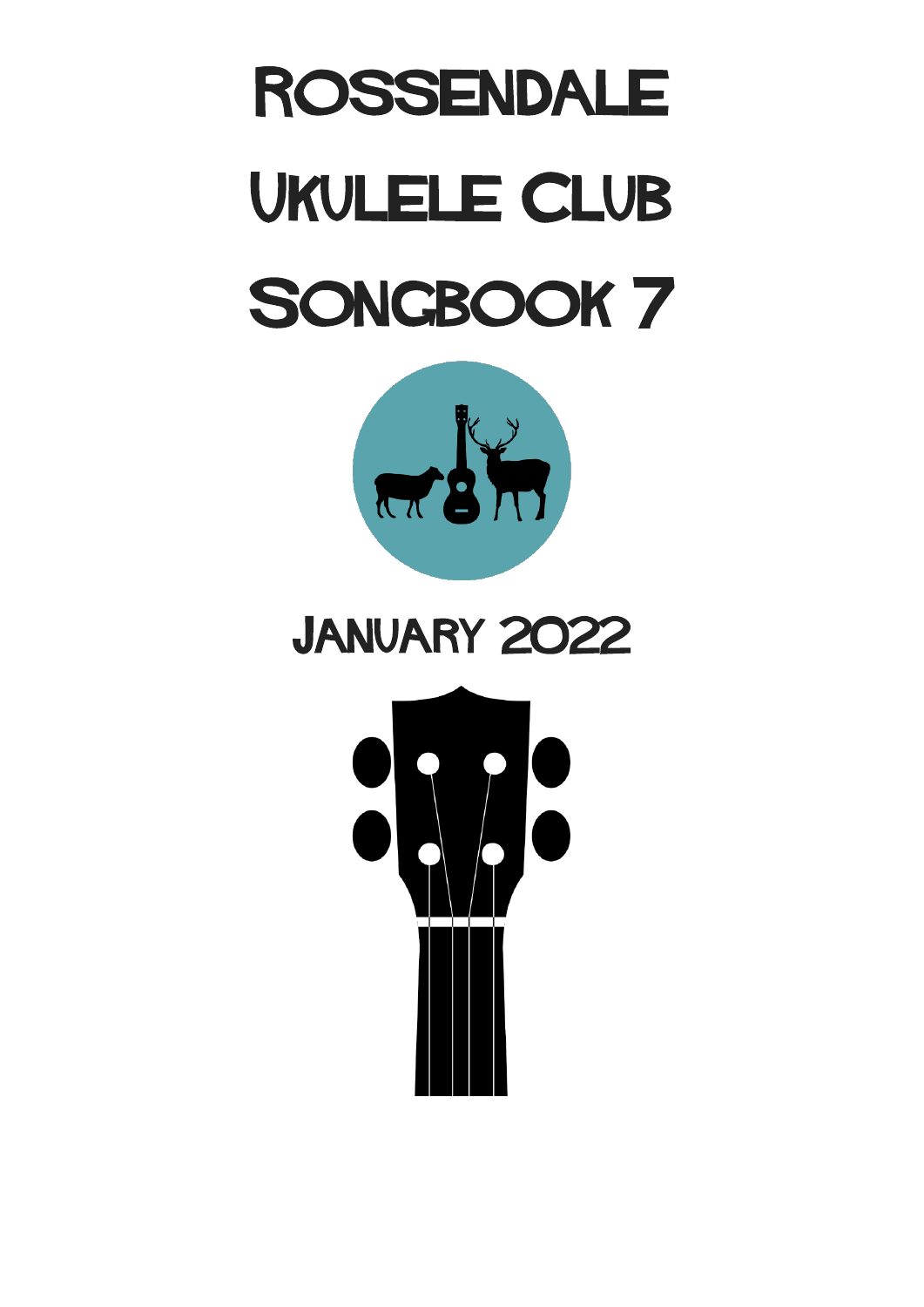# Rossendale Ukulele Club Songbook 7

## January 2022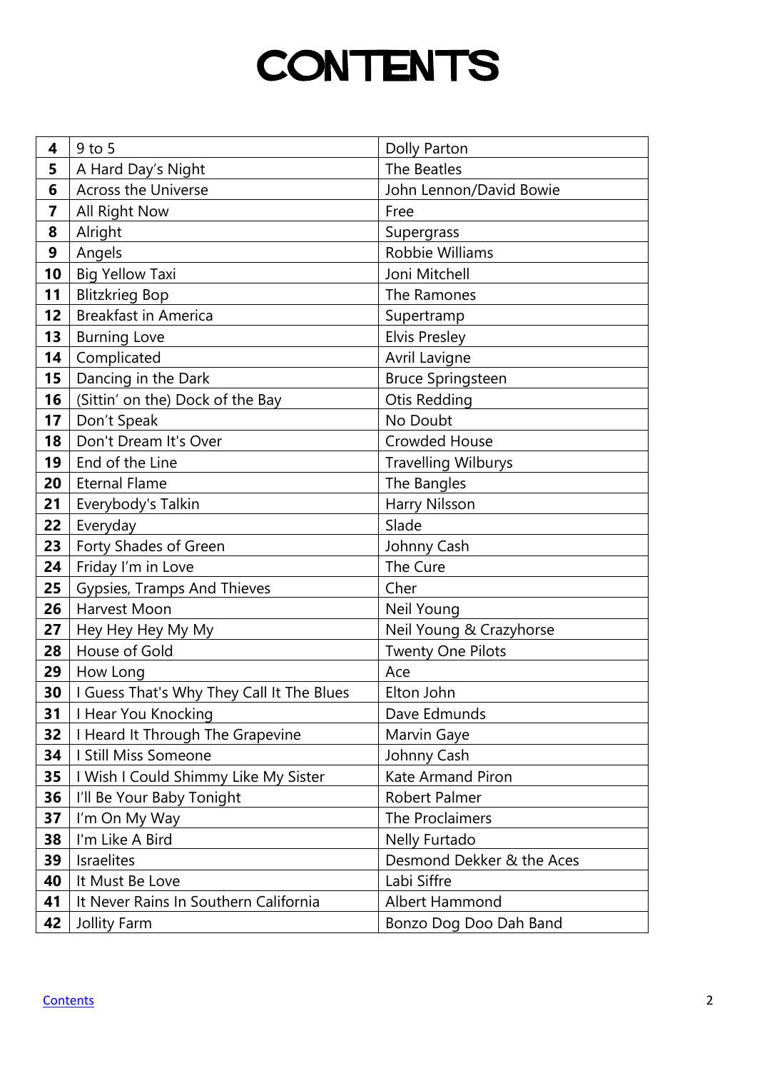# CONTENTS

| | | |
|---|---|---|
| **4** | 9 to 5 | Dolly Parton |
| **5** | A Hard Day's Night | The Beatles |
| **6** | Across the Universe | John Lennon/David Bowie |
| **7** | All Right Now | Free |
| **8** | Alright | Supergrass |
| **9** | Angels | Robbie Williams |
| **10** | Big Yellow Taxi | Joni Mitchell |
| **11** | Blitzkrieg Bop | The Ramones |
| **12** | Breakfast in America | Supertramp |
| **13** | Burning Love | Elvis Presley |
| **14** | Complicated | Avril Lavigne |
| **15** | Dancing in the Dark | Bruce Springsteen |
| **16** | (Sittin' on the) Dock of the Bay | Otis Redding |
| **17** | Don't Speak | No Doubt |
| **18** | Don't Dream It's Over | Crowded House |
| **19** | End of the Line | Travelling Wilburys |
| **20** | Eternal Flame | The Bangles |
| **21** | Everybody's Talkin | Harry Nilsson |
| **22** | Everyday | Slade |
| **23** | Forty Shades of Green | Johnny Cash |
| **24** | Friday I'm in Love | The Cure |
| **25** | Gypsies, Tramps And Thieves | Cher |
| **26** | Harvest Moon | Neil Young |
| **27** | Hey Hey Hey My My | Neil Young & Crazyhorse |
| **28** | House of Gold | Twenty One Pilots |
| **29** | How Long | Ace |
| **30** | I Guess That's Why They Call It The Blues | Elton John |
| **31** | I Hear You Knocking | Dave Edmunds |
| **32** | I Heard It Through The Grapevine | Marvin Gaye |
| **34** | I Still Miss Someone | Johnny Cash |
| **35** | I Wish I Could Shimmy Like My Sister | Kate Armand Piron |
| **36** | I'll Be Your Baby Tonight | Robert Palmer |
| **37** | I'm On My Way | The Proclaimers |
| **38** | I'm Like A Bird | Nelly Furtado |
| **39** | Israelites | Desmond Dekker & the Aces |
| **40** | It Must Be Love | Labi Siffre |
| **41** | It Never Rains In Southern California | Albert Hammond |
| **42** | Jollity Farm | Bonzo Dog Doo Dah Band |

Contents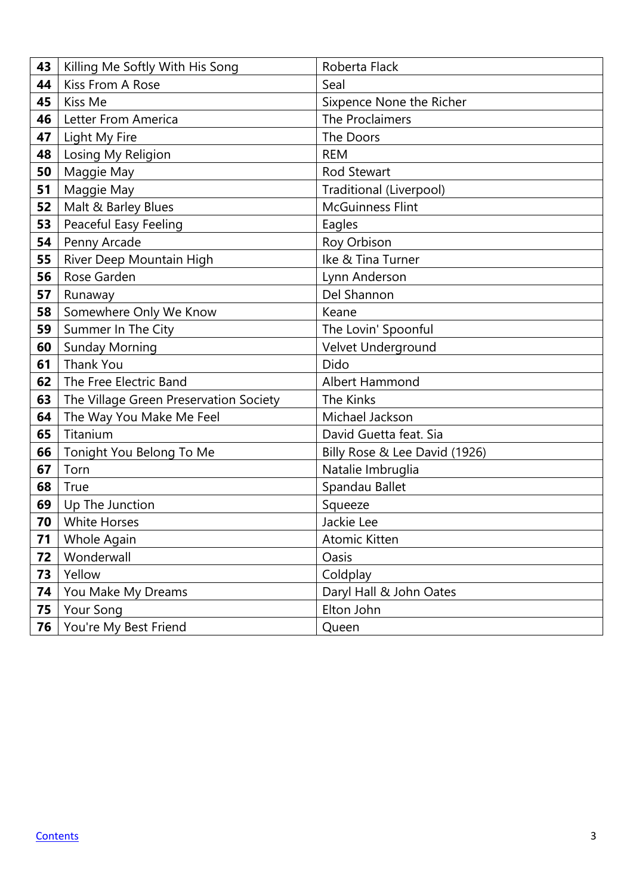| 43 | Killing Me Softly With His Song | Roberta Flack |
|---|---|---|
| 44 | Kiss From A Rose | Seal |
| 45 | Kiss Me | Sixpence None the Richer |
| 46 | Letter From America | The Proclaimers |
| 47 | Light My Fire | The Doors |
| 48 | Losing My Religion | REM |
| 50 | Maggie May | Rod Stewart |
| 51 | Maggie May | Traditional (Liverpool) |
| 52 | Malt & Barley Blues | McGuinness Flint |
| 53 | Peaceful Easy Feeling | Eagles |
| 54 | Penny Arcade | Roy Orbison |
| 55 | River Deep Mountain High | Ike & Tina Turner |
| 56 | Rose Garden | Lynn Anderson |
| 57 | Runaway | Del Shannon |
| 58 | Somewhere Only We Know | Keane |
| 59 | Summer In The City | The Lovin' Spoonful |
| 60 | Sunday Morning | Velvet Underground |
| 61 | Thank You | Dido |
| 62 | The Free Electric Band | Albert Hammond |
| 63 | The Village Green Preservation Society | The Kinks |
| 64 | The Way You Make Me Feel | Michael Jackson |
| 65 | Titanium | David Guetta feat. Sia |
| 66 | Tonight You Belong To Me | Billy Rose & Lee David (1926) |
| 67 | Torn | Natalie Imbruglia |
| 68 | True | Spandau Ballet |
| 69 | Up The Junction | Squeeze |
| 70 | White Horses | Jackie Lee |
| 71 | Whole Again | Atomic Kitten |
| 72 | Wonderwall | Oasis |
| 73 | Yellow | Coldplay |
| 74 | You Make My Dreams | Daryl Hall & John Oates |
| 75 | Your Song | Elton John |
| 76 | You're My Best Friend | Queen |

Contents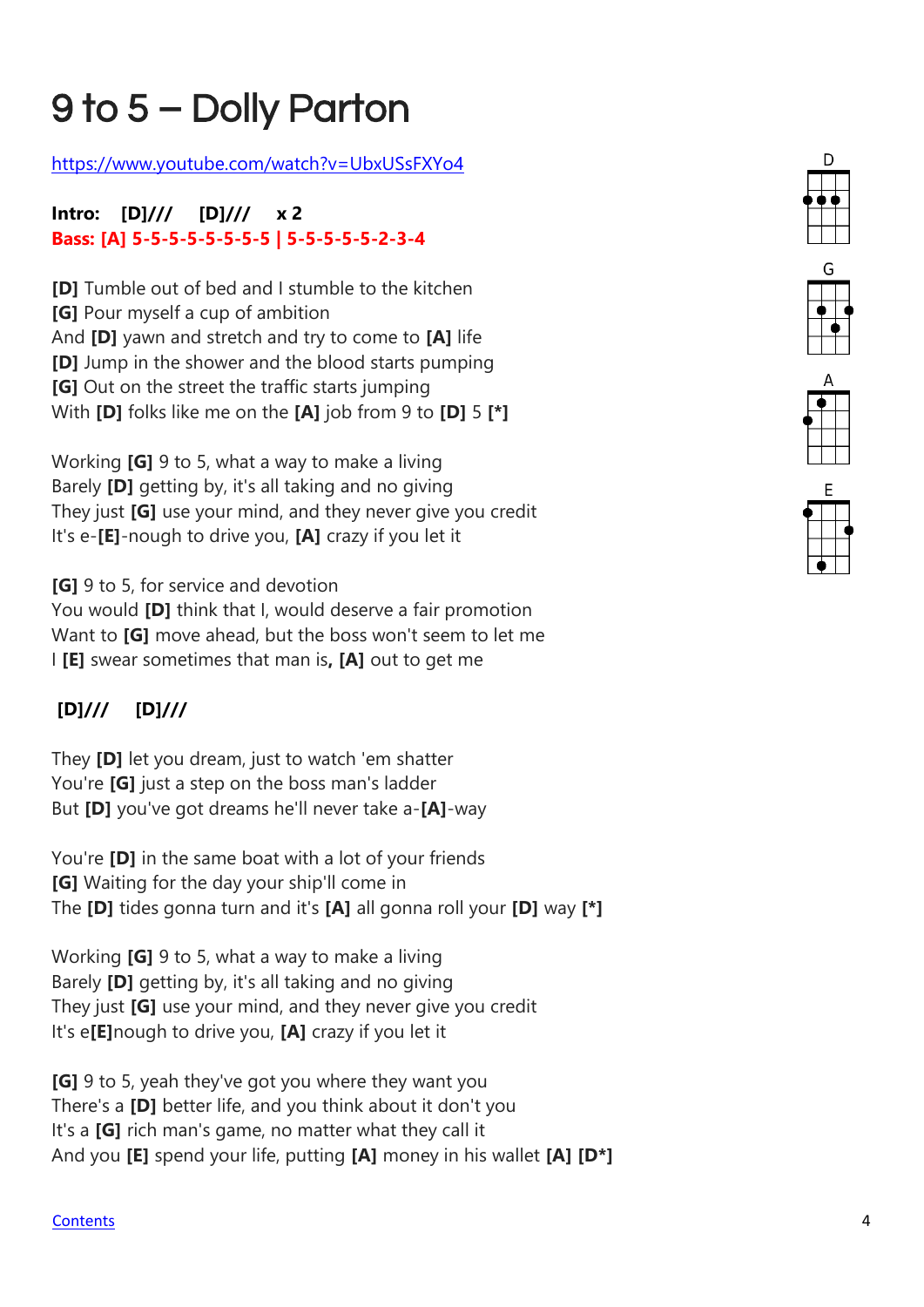# 9 to 5 – Dolly Parton

[https://www.youtube.com/watch?v=UbxUSsFXYo4](https://www.youtube.com/watch?v=UbxUSsFXYo4)

**Intro: [D]/// [D]/// x 2**
**Bass: [A] 5-5-5-5-5-5-5-5 | 5-5-5-5-5-2-3-4**

D G A E

**[D]** Tumble out of bed and I stumble to the kitchen
**[G]** Pour myself a cup of ambition
And **[D]** yawn and stretch and try to come to **[A]** life
**[D]** Jump in the shower and the blood starts pumping
**[G]** Out on the street the traffic starts jumping
With **[D]** folks like me on the **[A]** job from 9 to **[D]** 5 **[*]**

Working **[G]** 9 to 5, what a way to make a living
Barely **[D]** getting by, it's all taking and no giving
They just **[G]** use your mind, and they never give you credit
It's e-**[E]**-nough to drive you, **[A]** crazy if you let it

**[G]** 9 to 5, for service and devotion
You would **[D]** think that I, would deserve a fair promotion
Want to **[G]** move ahead, but the boss won't seem to let me
I **[E]** swear sometimes that man is**,** **[A]** out to get me

**[D]/// [D]///**

They **[D]** let you dream, just to watch 'em shatter
You're **[G]** just a step on the boss man's ladder
But **[D]** you've got dreams he'll never take a-**[A]**-way

You're **[D]** in the same boat with a lot of your friends
**[G]** Waiting for the day your ship'll come in
The **[D]** tides gonna turn and it's **[A]** all gonna roll your **[D]** way **[*]**

Working **[G]** 9 to 5, what a way to make a living
Barely **[D]** getting by, it's all taking and no giving
They just **[G]** use your mind, and they never give you credit
It's e**[E]**nough to drive you, **[A]** crazy if you let it

**[G]** 9 to 5, yeah they've got you where they want you
There's a **[D]** better life, and you think about it don't you
It's a **[G]** rich man's game, no matter what they call it
And you **[E]** spend your life, putting **[A]** money in his wallet **[A]** **[D*]**

[Contents]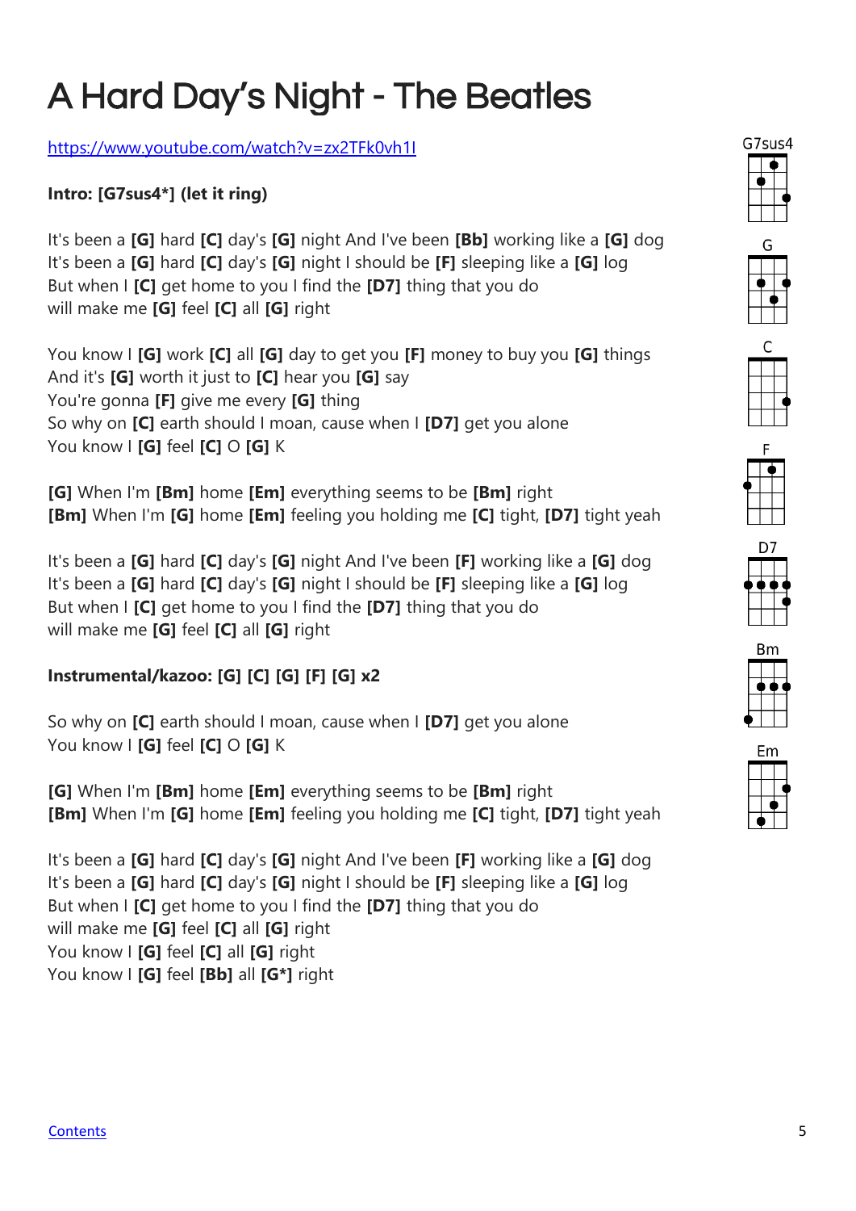# A Hard Day's Night - The Beatles

https://www.youtube.com/watch?v=zx2TFk0vh1I

**Intro: [G7sus4*] (let it ring)**

It's been a **[G]** hard **[C]** day's **[G]** night And I've been **[Bb]** working like a **[G]** dog
It's been a **[G]** hard **[C]** day's **[G]** night I should be **[F]** sleeping like a **[G]** log
But when I **[C]** get home to you I find the **[D7]** thing that you do
will make me **[G]** feel **[C]** all **[G]** right

You know I **[G]** work **[C]** all **[G]** day to get you **[F]** money to buy you **[G]** things
And it's **[G]** worth it just to **[C]** hear you **[G]** say
You're gonna **[F]** give me every **[G]** thing
So why on **[C]** earth should I moan, cause when I **[D7]** get you alone
You know I **[G]** feel **[C]** O **[G]** K

**[G]** When I'm **[Bm]** home **[Em]** everything seems to be **[Bm]** right
**[Bm]** When I'm **[G]** home **[Em]** feeling you holding me **[C]** tight, **[D7]** tight yeah

It's been a **[G]** hard **[C]** day's **[G]** night And I've been **[F]** working like a **[G]** dog
It's been a **[G]** hard **[C]** day's **[G]** night I should be **[F]** sleeping like a **[G]** log
But when I **[C]** get home to you I find the **[D7]** thing that you do
will make me **[G]** feel **[C]** all **[G]** right

**Instrumental/kazoo: [G] [C] [G] [F] [G] x2**

So why on **[C]** earth should I moan, cause when I **[D7]** get you alone
You know I **[G]** feel **[C]** O **[G]** K

**[G]** When I'm **[Bm]** home **[Em]** everything seems to be **[Bm]** right
**[Bm]** When I'm **[G]** home **[Em]** feeling you holding me **[C]** tight, **[D7]** tight yeah

It's been a **[G]** hard **[C]** day's **[G]** night And I've been **[F]** working like a **[G]** dog
It's been a **[G]** hard **[C]** day's **[G]** night I should be **[F]** sleeping like a **[G]** log
But when I **[C]** get home to you I find the **[D7]** thing that you do
will make me **[G]** feel **[C]** all **[G]** right
You know I **[G]** feel **[C]** all **[G]** right
You know I **[G]** feel **[Bb]** all **[G*]** right

G7sus4 G C F D7 Bm Em

Contents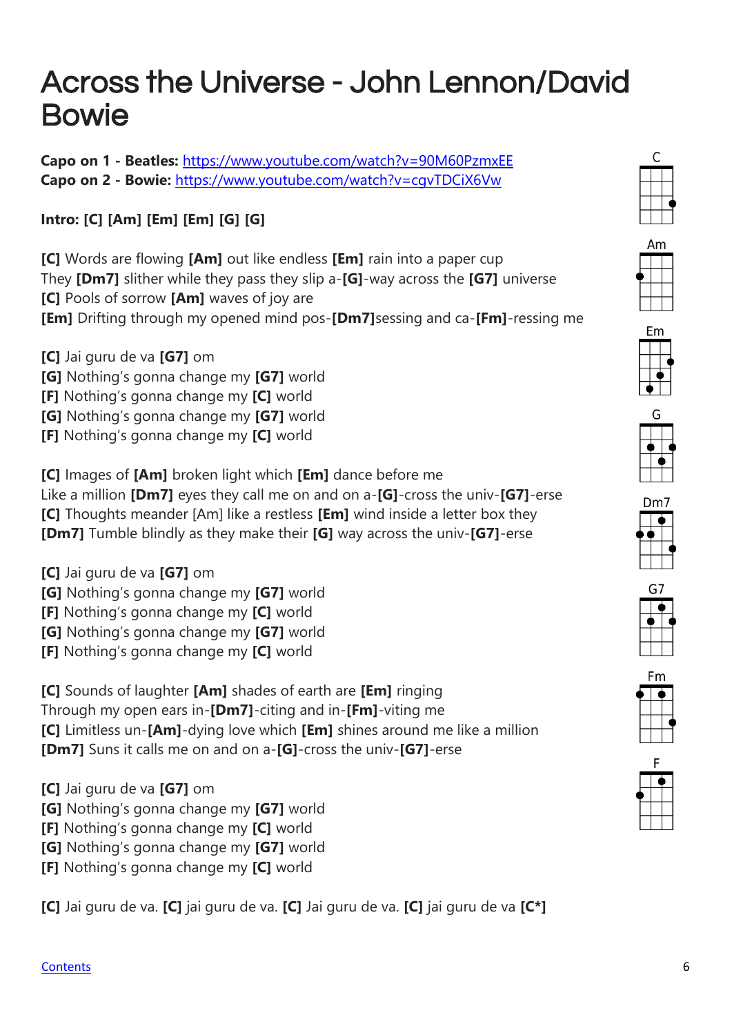# Across the Universe - John Lennon/David Bowie

**Capo on 1 - Beatles:** https://www.youtube.com/watch?v=90M60PzmxEE
**Capo on 2 - Bowie:** https://www.youtube.com/watch?v=cgvTDCiX6Vw

**Intro: [C] [Am] [Em] [Em] [G] [G]**

**[C]** Words are flowing **[Am]** out like endless **[Em]** rain into a paper cup
They **[Dm7]** slither while they pass they slip a-**[G]**-way across the **[G7]** universe
**[C]** Pools of sorrow **[Am]** waves of joy are
**[Em]** Drifting through my opened mind pos-**[Dm7]**sessing and ca-**[Fm]**-ressing me

**[C]** Jai guru de va **[G7]** om
**[G]** Nothing's gonna change my **[G7]** world
**[F]** Nothing's gonna change my **[C]** world
**[G]** Nothing's gonna change my **[G7]** world
**[F]** Nothing's gonna change my **[C]** world

**[C]** Images of **[Am]** broken light which **[Em]** dance before me
Like a million **[Dm7]** eyes they call me on and on a-**[G]**-cross the univ-**[G7]**-erse
**[C]** Thoughts meander [Am] like a restless **[Em]** wind inside a letter box they
**[Dm7]** Tumble blindly as they make their **[G]** way across the univ-**[G7]**-erse

**[C]** Jai guru de va **[G7]** om
**[G]** Nothing's gonna change my **[G7]** world
**[F]** Nothing's gonna change my **[C]** world
**[G]** Nothing's gonna change my **[G7]** world
**[F]** Nothing's gonna change my **[C]** world

**[C]** Sounds of laughter **[Am]** shades of earth are **[Em]** ringing
Through my open ears in-**[Dm7]**-citing and in-**[Fm]**-viting me
**[C]** Limitless un-**[Am]**-dying love which **[Em]** shines around me like a million
**[Dm7]** Suns it calls me on and on a-**[G]**-cross the univ-**[G7]**-erse

**[C]** Jai guru de va **[G7]** om
**[G]** Nothing's gonna change my **[G7]** world
**[F]** Nothing's gonna change my **[C]** world
**[G]** Nothing's gonna change my **[G7]** world
**[F]** Nothing's gonna change my **[C]** world

**[C]** Jai guru de va. **[C]** jai guru de va. **[C]** Jai guru de va. **[C]** jai guru de va **[C*]**

C Am Em G Dm7 G7 Fm F

Contents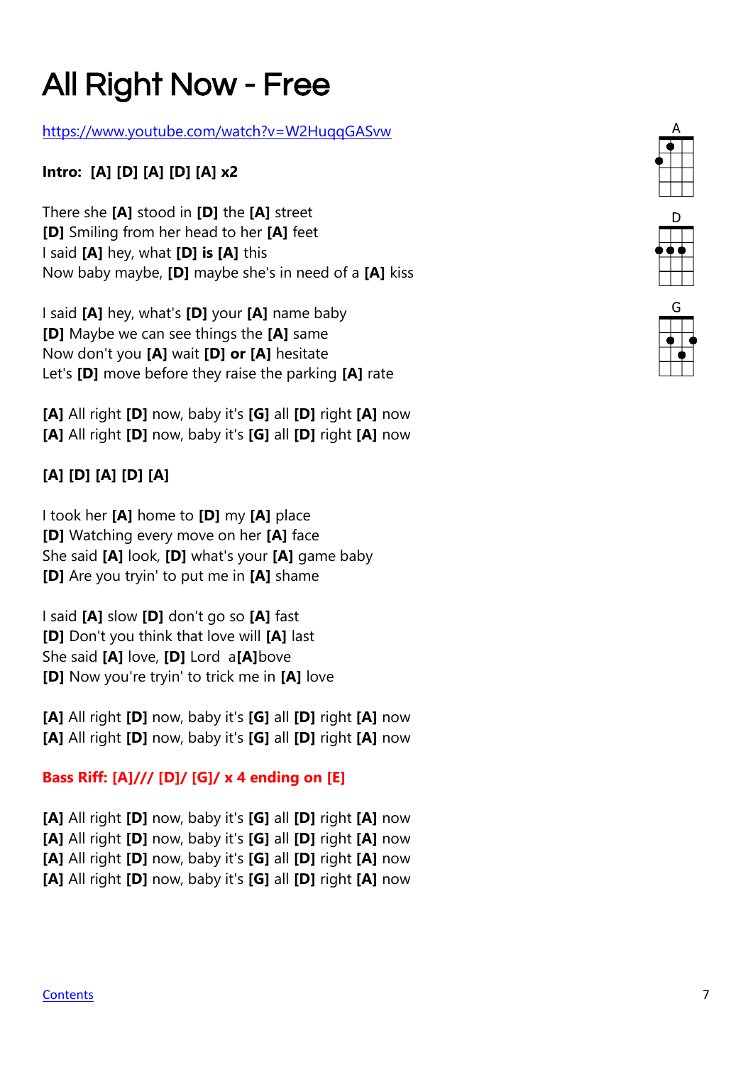# All Right Now - Free

https://www.youtube.com/watch?v=W2HuqqGASvw

**Intro: [A] [D] [A] [D] [A] x2**

There she **[A]** stood in **[D]** the **[A]** street
**[D]** Smiling from her head to her **[A]** feet
I said **[A]** hey, what **[D] is [A]** this
Now baby maybe, **[D]** maybe she's in need of a **[A]** kiss

I said **[A]** hey, what's **[D]** your **[A]** name baby
**[D]** Maybe we can see things the **[A]** same
Now don't you **[A]** wait **[D] or [A]** hesitate
Let's **[D]** move before they raise the parking **[A]** rate

**[A]** All right **[D]** now, baby it's **[G]** all **[D]** right **[A]** now
**[A]** All right **[D]** now, baby it's **[G]** all **[D]** right **[A]** now

**[A] [D] [A] [D] [A]**

I took her **[A]** home to **[D]** my **[A]** place
**[D]** Watching every move on her **[A]** face
She said **[A]** look, **[D]** what's your **[A]** game baby
**[D]** Are you tryin' to put me in **[A]** shame

I said **[A]** slow **[D]** don't go so **[A]** fast
**[D]** Don't you think that love will **[A]** last
She said **[A]** love, **[D]** Lord a**[A]**bove
**[D]** Now you're tryin' to trick me in **[A]** love

**[A]** All right **[D]** now, baby it's **[G]** all **[D]** right **[A]** now
**[A]** All right **[D]** now, baby it's **[G]** all **[D]** right **[A]** now

**Bass Riff: [A]/// [D]/ [G]/ x 4 ending on [E]**

**[A]** All right **[D]** now, baby it's **[G]** all **[D]** right **[A]** now
**[A]** All right **[D]** now, baby it's **[G]** all **[D]** right **[A]** now
**[A]** All right **[D]** now, baby it's **[G]** all **[D]** right **[A]** now
**[A]** All right **[D]** now, baby it's **[G]** all **[D]** right **[A]** now

A

D

G

Contents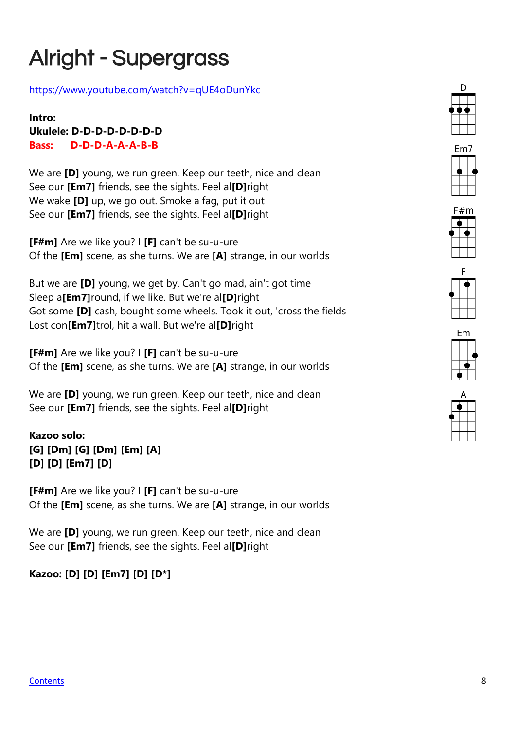# Alright - Supergrass

https://www.youtube.com/watch?v=qUE4oDunYkc

**Intro:**
**Ukulele: D-D-D-D-D-D-D-D**
**Bass: D-D-D-A-A-A-B-B**

We are **[D]** young, we run green. Keep our teeth, nice and clean
See our **[Em7]** friends, see the sights. Feel al**[D]**right
We wake **[D]** up, we go out. Smoke a fag, put it out
See our **[Em7]** friends, see the sights. Feel al**[D]**right

**[F#m]** Are we like you? I **[F]** can't be su-u-ure
Of the **[Em]** scene, as she turns. We are **[A]** strange, in our worlds

But we are **[D]** young, we get by. Can't go mad, ain't got time
Sleep a**[Em7]**round, if we like. But we're al**[D]**right
Got some **[D]** cash, bought some wheels. Took it out, 'cross the fields
Lost con**[Em7]**trol, hit a wall. But we're al**[D]**right

**[F#m]** Are we like you? I **[F]** can't be su-u-ure
Of the **[Em]** scene, as she turns. We are **[A]** strange, in our worlds

We are **[D]** young, we run green. Keep our teeth, nice and clean
See our **[Em7]** friends, see the sights. Feel al**[D]**right

**Kazoo solo:**
**[G] [Dm] [G] [Dm] [Em] [A]**
**[D] [D] [Em7] [D]**

**[F#m]** Are we like you? I **[F]** can't be su-u-ure
Of the **[Em]** scene, as she turns. We are **[A]** strange, in our worlds

We are **[D]** young, we run green. Keep our teeth, nice and clean
See our **[Em7]** friends, see the sights. Feel al**[D]**right

**Kazoo: [D] [D] [Em7] [D] [D*]**

D Em7 F#m F Em A

Contents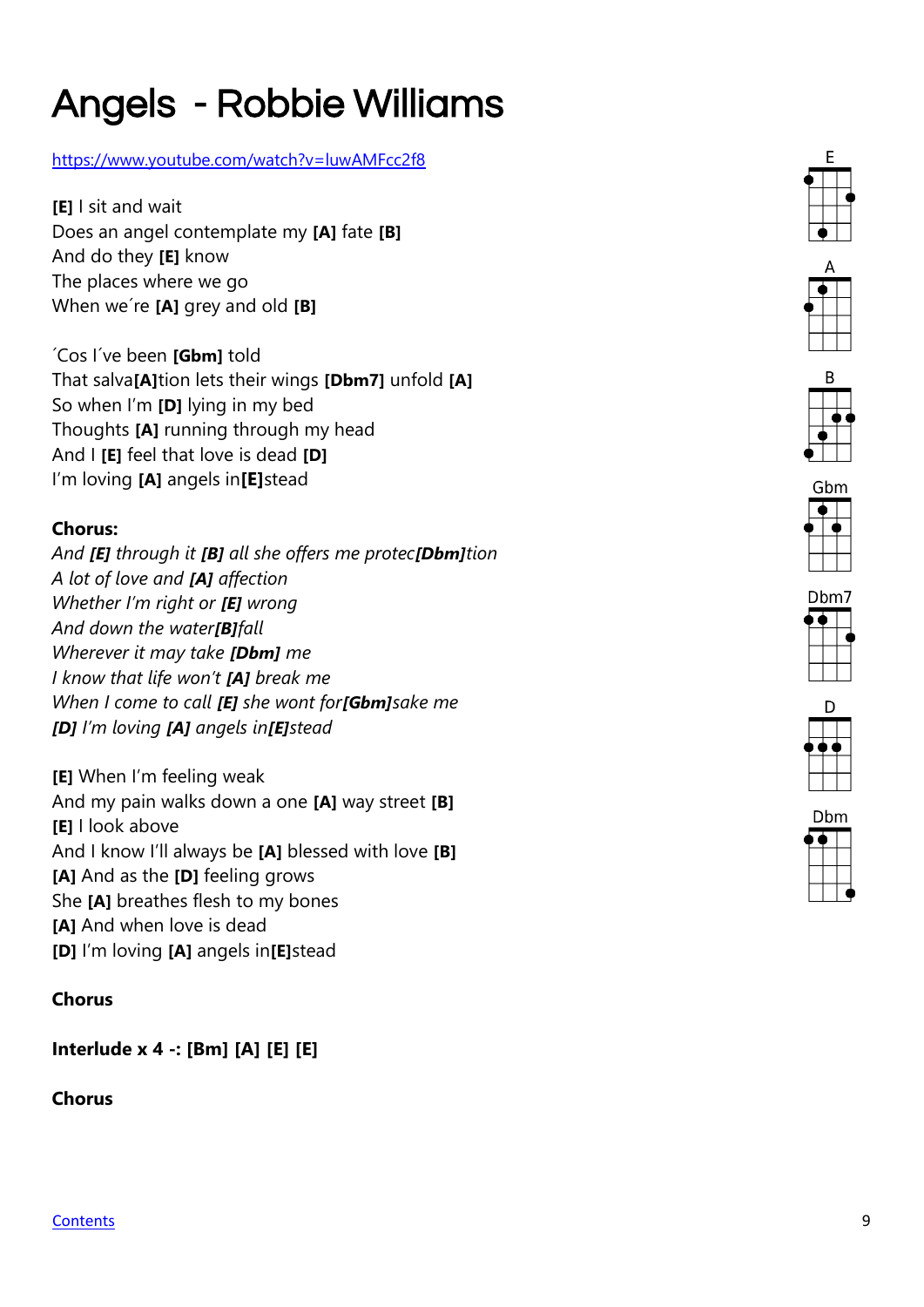# Angels - Robbie Williams

https://www.youtube.com/watch?v=luwAMFcc2f8

**[E]** I sit and wait
Does an angel contemplate my **[A]** fate **[B]**
And do they **[E]** know
The places where we go
When we´re **[A]** grey and old **[B]**

´Cos I´ve been **[Gbm]** told
That salva**[A]**tion lets their wings **[Dbm7]** unfold **[A]**
So when I'm **[D]** lying in my bed
Thoughts **[A]** running through my head
And I **[E]** feel that love is dead **[D]**
I'm loving **[A]** angels in**[E]**stead

**Chorus:**
*And **[E]** through it **[B]** all she offers me protec**[Dbm]**tion*
*A lot of love and **[A]** affection*
*Whether I'm right or **[E]** wrong*
*And down the water**[B]**fall*
*Wherever it may take **[Dbm]** me*
*I know that life won't **[A]** break me*
*When I come to call **[E]** she wont for**[Gbm]**sake me*
***[D]** I'm loving **[A]** angels in**[E]**stead*

**[E]** When I'm feeling weak
And my pain walks down a one **[A]** way street **[B]**
**[E]** I look above
And I know I'll always be **[A]** blessed with love **[B]**
**[A]** And as the **[D]** feeling grows
She **[A]** breathes flesh to my bones
**[A]** And when love is dead
**[D]** I'm loving **[A]** angels in**[E]**stead

**Chorus**

**Interlude x 4 -: [Bm] [A] [E] [E]**

**Chorus**

E
A
B
Gbm
Dbm7
D
Dbm

Contents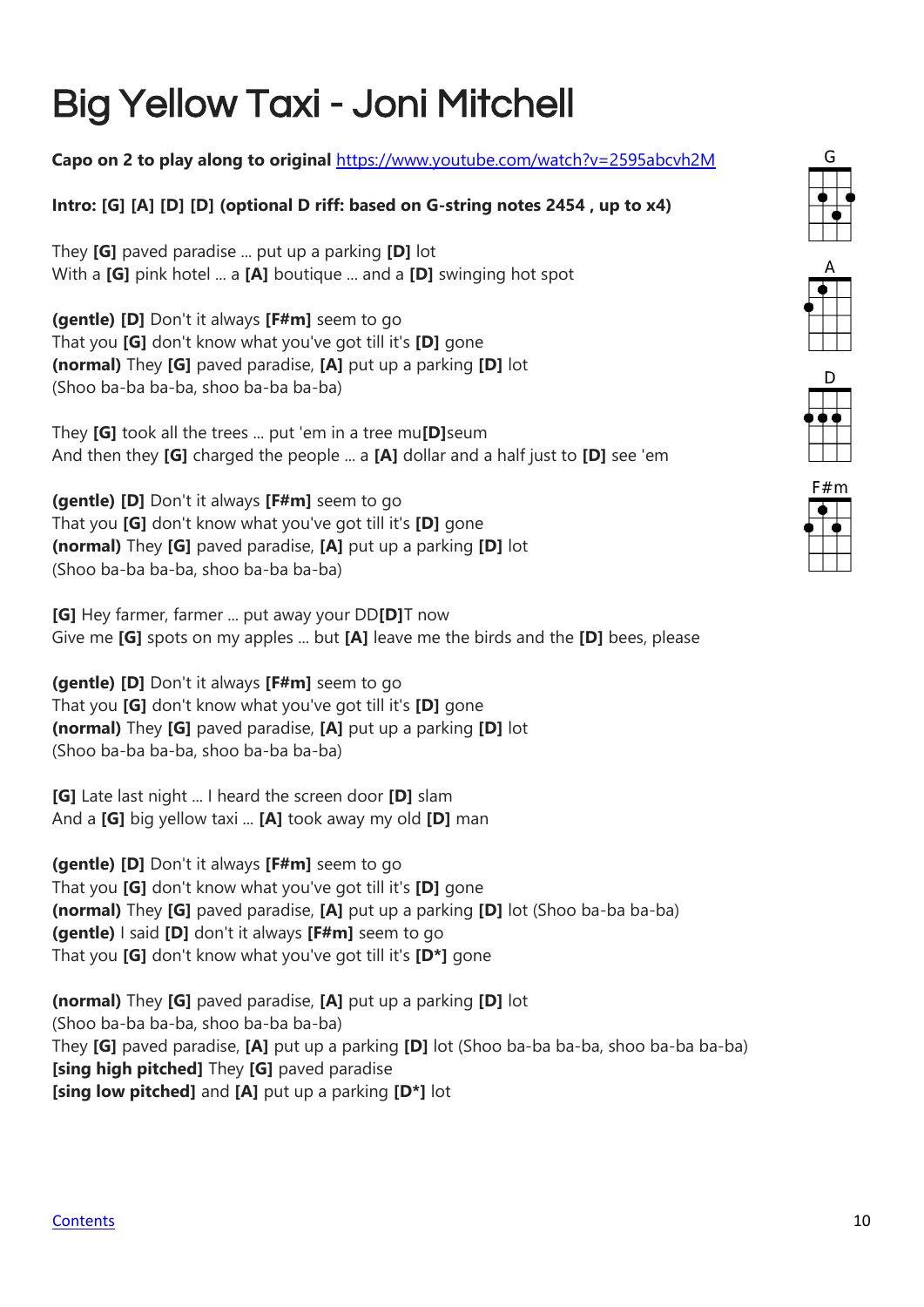# Big Yellow Taxi - Joni Mitchell

**Capo on 2 to play along to original** [https://www.youtube.com/watch?v=2595abcvh2M](https://www.youtube.com/watch?v=2595abcvh2M)

**Intro: [G] [A] [D] [D] (optional D riff: based on G-string notes 2454 , up to x4)**

They **[G]** paved paradise ... put up a parking **[D]** lot
With a **[G]** pink hotel ... a **[A]** boutique ... and a **[D]** swinging hot spot

**(gentle) [D]** Don't it always **[F#m]** seem to go
That you **[G]** don't know what you've got till it's **[D]** gone
**(normal)** They **[G]** paved paradise, **[A]** put up a parking **[D]** lot
(Shoo ba-ba ba-ba, shoo ba-ba ba-ba)

They **[G]** took all the trees ... put 'em in a tree mu**[D]**seum
And then they **[G]** charged the people ... a **[A]** dollar and a half just to **[D]** see 'em

**(gentle) [D]** Don't it always **[F#m]** seem to go
That you **[G]** don't know what you've got till it's **[D]** gone
**(normal)** They **[G]** paved paradise, **[A]** put up a parking **[D]** lot
(Shoo ba-ba ba-ba, shoo ba-ba ba-ba)

**[G]** Hey farmer, farmer ... put away your DD**[D]**T now
Give me **[G]** spots on my apples ... but **[A]** leave me the birds and the **[D]** bees, please

**(gentle) [D]** Don't it always **[F#m]** seem to go
That you **[G]** don't know what you've got till it's **[D]** gone
**(normal)** They **[G]** paved paradise, **[A]** put up a parking **[D]** lot
(Shoo ba-ba ba-ba, shoo ba-ba ba-ba)

**[G]** Late last night ... I heard the screen door **[D]** slam
And a **[G]** big yellow taxi ... **[A]** took away my old **[D]** man

**(gentle) [D]** Don't it always **[F#m]** seem to go
That you **[G]** don't know what you've got till it's **[D]** gone
**(normal)** They **[G]** paved paradise, **[A]** put up a parking **[D]** lot (Shoo ba-ba ba-ba)
**(gentle)** I said **[D]** don't it always **[F#m]** seem to go
That you **[G]** don't know what you've got till it's **[D*]** gone

**(normal)** They **[G]** paved paradise, **[A]** put up a parking **[D]** lot
(Shoo ba-ba ba-ba, shoo ba-ba ba-ba)
They **[G]** paved paradise, **[A]** put up a parking **[D]** lot (Shoo ba-ba ba-ba, shoo ba-ba ba-ba)
**[sing high pitched]** They **[G]** paved paradise
**[sing low pitched]** and **[A]** put up a parking **[D*]** lot

G

A

D

F#m

[Contents]()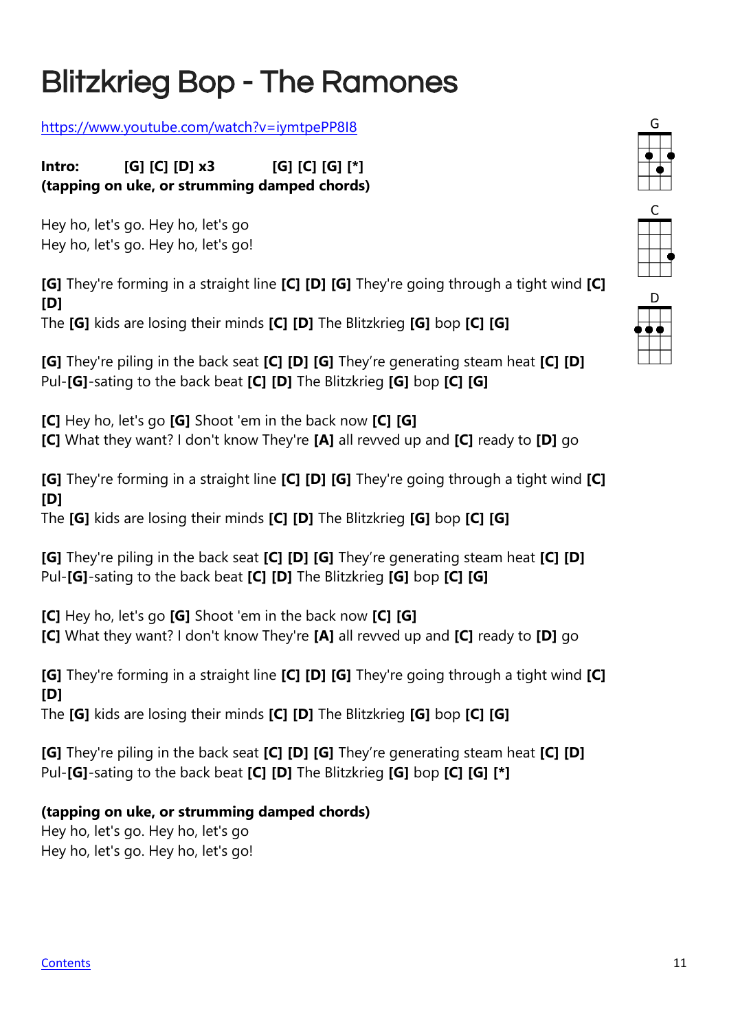# Blitzkrieg Bop - The Ramones

https://www.youtube.com/watch?v=iymtpePP8I8

**Intro: [G] [C] [D] x3 [G] [C] [G] [*]**
**(tapping on uke, or strumming damped chords)**

Hey ho, let's go. Hey ho, let's go
Hey ho, let's go. Hey ho, let's go!

**[G]** They're forming in a straight line **[C] [D] [G]** They're going through a tight wind **[C] [D]**
The **[G]** kids are losing their minds **[C] [D]** The Blitzkrieg **[G]** bop **[C] [G]**

**[G]** They're piling in the back seat **[C] [D] [G]** They're generating steam heat **[C] [D]**
Pul-**[G]**-sating to the back beat **[C] [D]** The Blitzkrieg **[G]** bop **[C] [G]**

**[C]** Hey ho, let's go **[G]** Shoot 'em in the back now **[C] [G]**
**[C]** What they want? I don't know They're **[A]** all revved up and **[C]** ready to **[D]** go

**[G]** They're forming in a straight line **[C] [D] [G]** They're going through a tight wind **[C] [D]**
The **[G]** kids are losing their minds **[C] [D]** The Blitzkrieg **[G]** bop **[C] [G]**

**[G]** They're piling in the back seat **[C] [D] [G]** They're generating steam heat **[C] [D]**
Pul-**[G]**-sating to the back beat **[C] [D]** The Blitzkrieg **[G]** bop **[C] [G]**

**[C]** Hey ho, let's go **[G]** Shoot 'em in the back now **[C] [G]**
**[C]** What they want? I don't know They're **[A]** all revved up and **[C]** ready to **[D]** go

**[G]** They're forming in a straight line **[C] [D] [G]** They're going through a tight wind **[C] [D]**
The **[G]** kids are losing their minds **[C] [D]** The Blitzkrieg **[G]** bop **[C] [G]**

**[G]** They're piling in the back seat **[C] [D] [G]** They're generating steam heat **[C] [D]**
Pul-**[G]**-sating to the back beat **[C] [D]** The Blitzkrieg **[G]** bop **[C] [G] [*]**

**(tapping on uke, or strumming damped chords)**
Hey ho, let's go. Hey ho, let's go
Hey ho, let's go. Hey ho, let's go!

G

C

D

Contents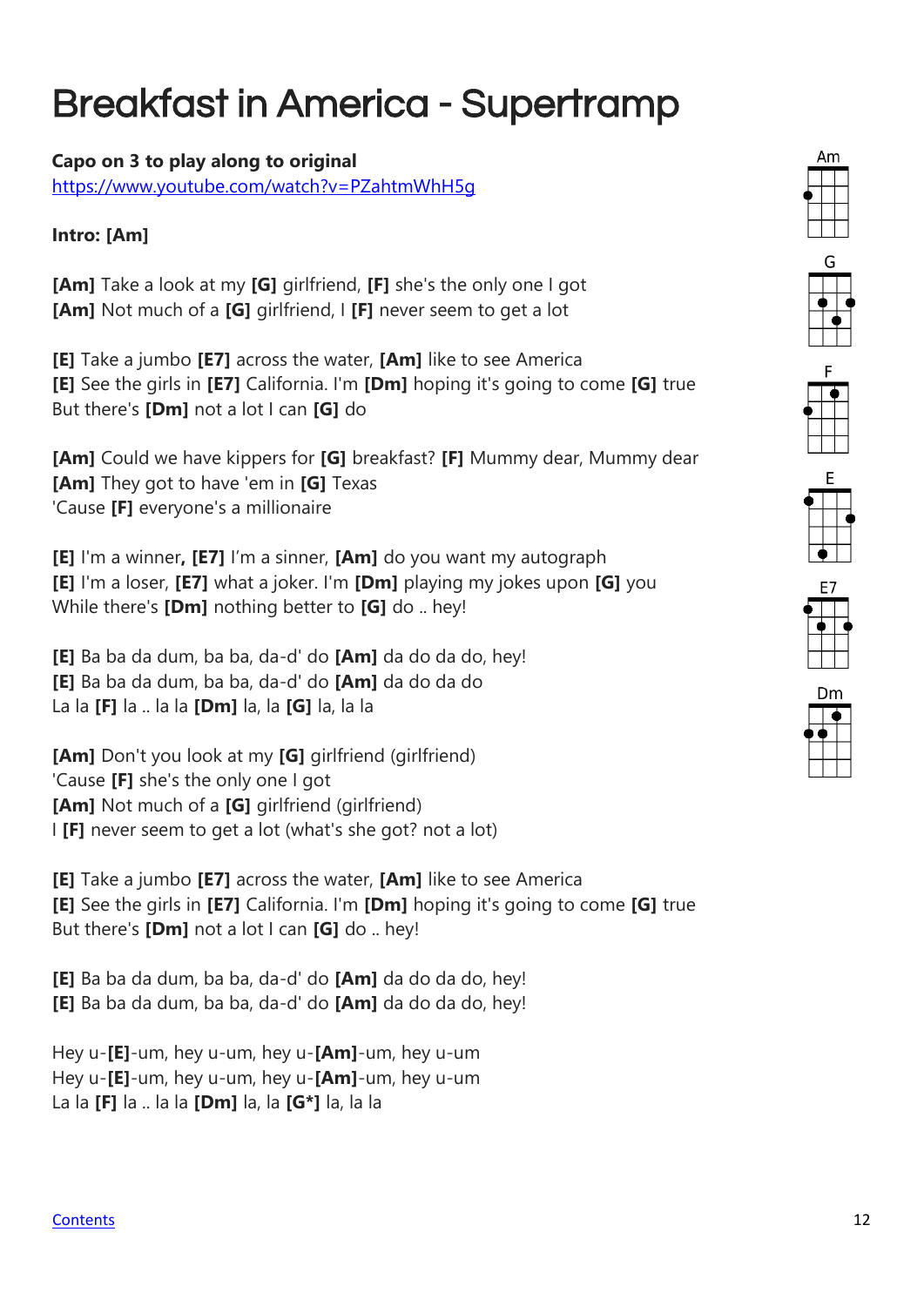# Breakfast in America - Supertramp

**Capo on 3 to play along to original**
https://www.youtube.com/watch?v=PZahtmWhH5g

**Intro: [Am]**

**[Am]** Take a look at my **[G]** girlfriend, **[F]** she's the only one I got
**[Am]** Not much of a **[G]** girlfriend, I **[F]** never seem to get a lot

**[E]** Take a jumbo **[E7]** across the water, **[Am]** like to see America
**[E]** See the girls in **[E7]** California. I'm **[Dm]** hoping it's going to come **[G]** true
But there's **[Dm]** not a lot I can **[G]** do

**[Am]** Could we have kippers for **[G]** breakfast? **[F]** Mummy dear, Mummy dear
**[Am]** They got to have 'em in **[G]** Texas
'Cause **[F]** everyone's a millionaire

**[E]** I'm a winner**,** **[E7]** I'm a sinner, **[Am]** do you want my autograph
**[E]** I'm a loser, **[E7]** what a joker. I'm **[Dm]** playing my jokes upon **[G]** you
While there's **[Dm]** nothing better to **[G]** do .. hey!

**[E]** Ba ba da dum, ba ba, da-d' do **[Am]** da do da do, hey!
**[E]** Ba ba da dum, ba ba, da-d' do **[Am]** da do da do
La la **[F]** la .. la la **[Dm]** la, la **[G]** la, la la

**[Am]** Don't you look at my **[G]** girlfriend (girlfriend)
'Cause **[F]** she's the only one I got
**[Am]** Not much of a **[G]** girlfriend (girlfriend)
I **[F]** never seem to get a lot (what's she got? not a lot)

**[E]** Take a jumbo **[E7]** across the water, **[Am]** like to see America
**[E]** See the girls in **[E7]** California. I'm **[Dm]** hoping it's going to come **[G]** true
But there's **[Dm]** not a lot I can **[G]** do .. hey!

**[E]** Ba ba da dum, ba ba, da-d' do **[Am]** da do da do, hey!
**[E]** Ba ba da dum, ba ba, da-d' do **[Am]** da do da do, hey!

Hey u-**[E]**-um, hey u-um, hey u-**[Am]**-um, hey u-um
Hey u-**[E]**-um, hey u-um, hey u-**[Am]**-um, hey u-um
La la **[F]** la .. la la **[Dm]** la, la **[G*]** la, la la

Am G F E E7 Dm

Contents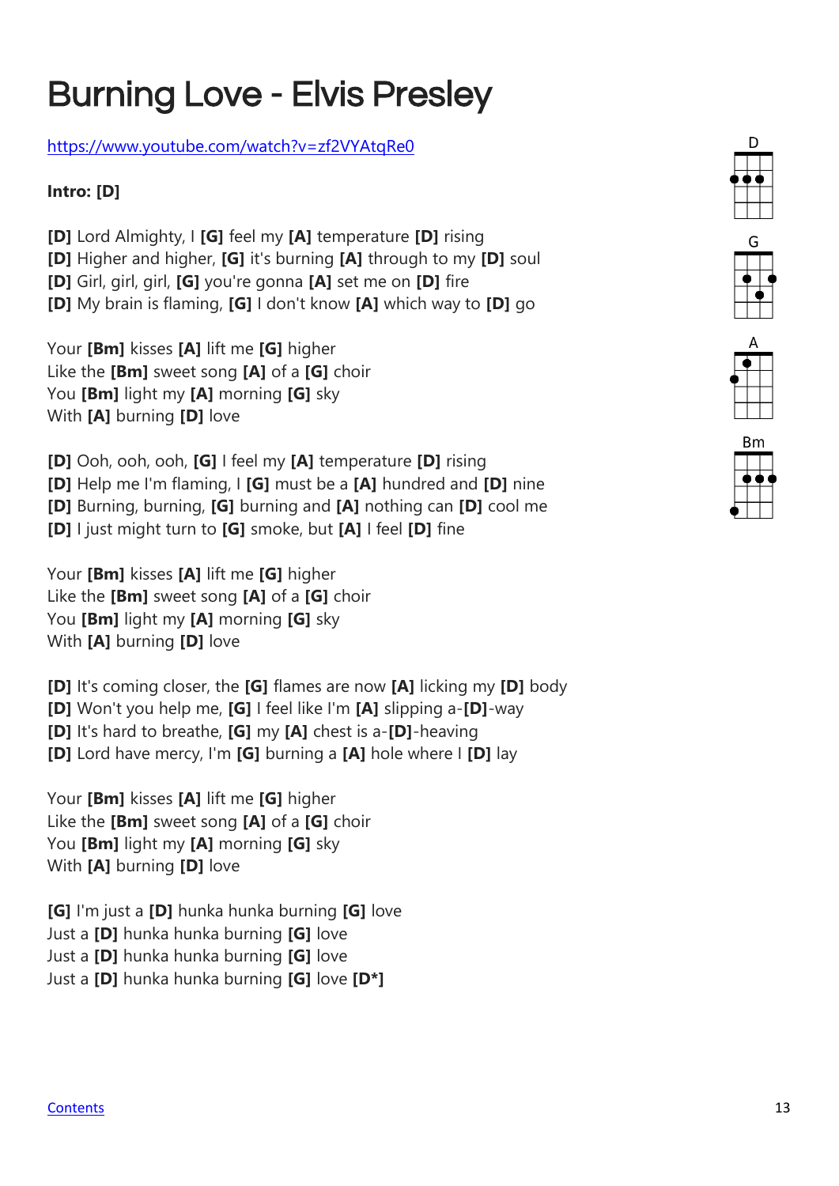# Burning Love - Elvis Presley

https://www.youtube.com/watch?v=zf2VYAtqRe0

**Intro: [D]**

**[D]** Lord Almighty, I **[G]** feel my **[A]** temperature **[D]** rising
**[D]** Higher and higher, **[G]** it's burning **[A]** through to my **[D]** soul
**[D]** Girl, girl, girl, **[G]** you're gonna **[A]** set me on **[D]** fire
**[D]** My brain is flaming, **[G]** I don't know **[A]** which way to **[D]** go

Your **[Bm]** kisses **[A]** lift me **[G]** higher
Like the **[Bm]** sweet song **[A]** of a **[G]** choir
You **[Bm]** light my **[A]** morning **[G]** sky
With **[A]** burning **[D]** love

**[D]** Ooh, ooh, ooh, **[G]** I feel my **[A]** temperature **[D]** rising
**[D]** Help me I'm flaming, I **[G]** must be a **[A]** hundred and **[D]** nine
**[D]** Burning, burning, **[G]** burning and **[A]** nothing can **[D]** cool me
**[D]** I just might turn to **[G]** smoke, but **[A]** I feel **[D]** fine

Your **[Bm]** kisses **[A]** lift me **[G]** higher
Like the **[Bm]** sweet song **[A]** of a **[G]** choir
You **[Bm]** light my **[A]** morning **[G]** sky
With **[A]** burning **[D]** love

**[D]** It's coming closer, the **[G]** flames are now **[A]** licking my **[D]** body
**[D]** Won't you help me, **[G]** I feel like I'm **[A]** slipping a-**[D]**-way
**[D]** It's hard to breathe, **[G]** my **[A]** chest is a-**[D]**-heaving
**[D]** Lord have mercy, I'm **[G]** burning a **[A]** hole where I **[D]** lay

Your **[Bm]** kisses **[A]** lift me **[G]** higher
Like the **[Bm]** sweet song **[A]** of a **[G]** choir
You **[Bm]** light my **[A]** morning **[G]** sky
With **[A]** burning **[D]** love

**[G]** I'm just a **[D]** hunka hunka burning **[G]** love
Just a **[D]** hunka hunka burning **[G]** love
Just a **[D]** hunka hunka burning **[G]** love
Just a **[D]** hunka hunka burning **[G]** love **[D*]**

D G A Bm

Contents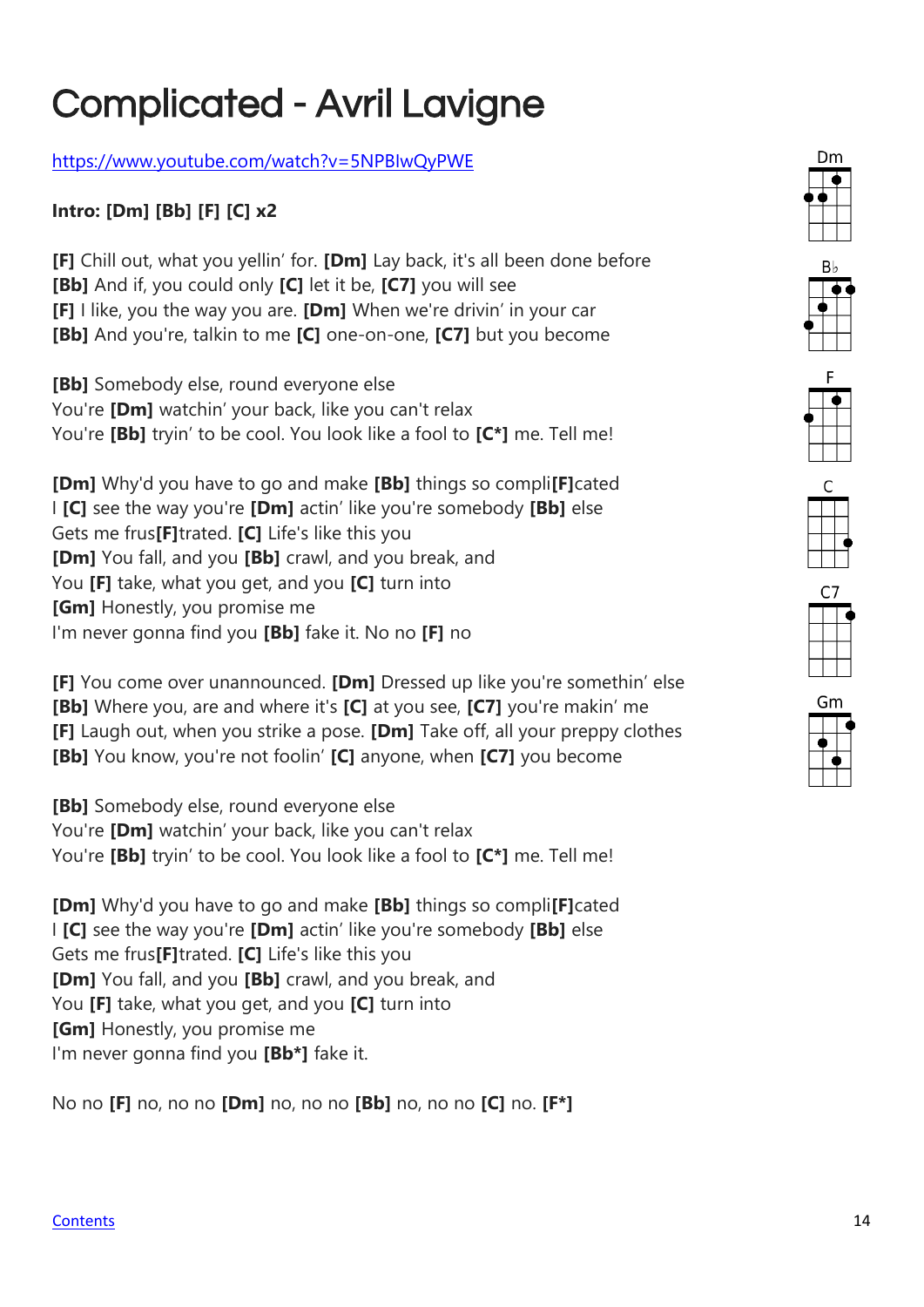# Complicated - Avril Lavigne

https://www.youtube.com/watch?v=5NPBIwQyPWE

**Intro: [Dm] [Bb] [F] [C] x2**

**[F]** Chill out, what you yellin' for. **[Dm]** Lay back, it's all been done before
**[Bb]** And if, you could only **[C]** let it be, **[C7]** you will see
**[F]** I like, you the way you are. **[Dm]** When we're drivin' in your car
**[Bb]** And you're, talkin to me **[C]** one-on-one, **[C7]** but you become

**[Bb]** Somebody else, round everyone else
You're **[Dm]** watchin' your back, like you can't relax
You're **[Bb]** tryin' to be cool. You look like a fool to **[C*]** me. Tell me!

**[Dm]** Why'd you have to go and make **[Bb]** things so compli**[F]**cated
I **[C]** see the way you're **[Dm]** actin' like you're somebody **[Bb]** else
Gets me frus**[F]**trated. **[C]** Life's like this you
**[Dm]** You fall, and you **[Bb]** crawl, and you break, and
You **[F]** take, what you get, and you **[C]** turn into
**[Gm]** Honestly, you promise me
I'm never gonna find you **[Bb]** fake it. No no **[F]** no

**[F]** You come over unannounced. **[Dm]** Dressed up like you're somethin' else
**[Bb]** Where you, are and where it's **[C]** at you see, **[C7]** you're makin' me
**[F]** Laugh out, when you strike a pose. **[Dm]** Take off, all your preppy clothes
**[Bb]** You know, you're not foolin' **[C]** anyone, when **[C7]** you become

**[Bb]** Somebody else, round everyone else
You're **[Dm]** watchin' your back, like you can't relax
You're **[Bb]** tryin' to be cool. You look like a fool to **[C*]** me. Tell me!

**[Dm]** Why'd you have to go and make **[Bb]** things so compli**[F]**cated
I **[C]** see the way you're **[Dm]** actin' like you're somebody **[Bb]** else
Gets me frus**[F]**trated. **[C]** Life's like this you
**[Dm]** You fall, and you **[Bb]** crawl, and you break, and
You **[F]** take, what you get, and you **[C]** turn into
**[Gm]** Honestly, you promise me
I'm never gonna find you **[Bb*]** fake it.

No no **[F]** no, no no **[Dm]** no, no no **[Bb]** no, no no **[C]** no. **[F*]**

Dm Bb F C C7 Gm

Contents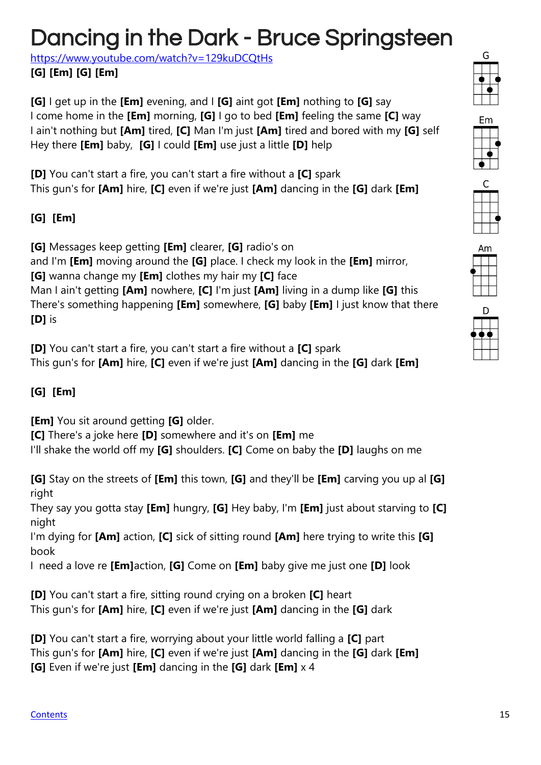# Dancing in the Dark - Bruce Springsteen

https://www.youtube.com/watch?v=129kuDCQtHs

**[G] [Em] [G] [Em]**

**[G]** I get up in the **[Em]** evening, and I **[G]** aint got **[Em]** nothing to **[G]** say
I come home in the **[Em]** morning, **[G]** I go to bed **[Em]** feeling the same **[C]** way
I ain't nothing but **[Am]** tired, **[C]** Man I'm just **[Am]** tired and bored with my **[G]** self
Hey there **[Em]** baby, **[G]** I could **[Em]** use just a little **[D]** help

**[D]** You can't start a fire, you can't start a fire without a **[C]** spark
This gun's for **[Am]** hire, **[C]** even if we're just **[Am]** dancing in the **[G]** dark **[Em]**

**[G] [Em]**

**[G]** Messages keep getting **[Em]** clearer, **[G]** radio's on
and I'm **[Em]** moving around the **[G]** place. I check my look in the **[Em]** mirror,
**[G]** wanna change my **[Em]** clothes my hair my **[C]** face
Man I ain't getting **[Am]** nowhere, **[C]** I'm just **[Am]** living in a dump like **[G]** this
There's something happening **[Em]** somewhere, **[G]** baby **[Em]** I just know that there
**[D]** is

**[D]** You can't start a fire, you can't start a fire without a **[C]** spark
This gun's for **[Am]** hire, **[C]** even if we're just **[Am]** dancing in the **[G]** dark **[Em]**

**[G] [Em]**

**[Em]** You sit around getting **[G]** older.
**[C]** There's a joke here **[D]** somewhere and it's on **[Em]** me
I'll shake the world off my **[G]** shoulders. **[C]** Come on baby the **[D]** laughs on me

**[G]** Stay on the streets of **[Em]** this town, **[G]** and they'll be **[Em]** carving you up al **[G]** right
They say you gotta stay **[Em]** hungry, **[G]** Hey baby, I'm **[Em]** just about starving to **[C]** night
I'm dying for **[Am]** action, **[C]** sick of sitting round **[Am]** here trying to write this **[G]** book
I need a love re **[Em]**action, **[G]** Come on **[Em]** baby give me just one **[D]** look

**[D]** You can't start a fire, sitting round crying on a broken **[C]** heart
This gun's for **[Am]** hire, **[C]** even if we're just **[Am]** dancing in the **[G]** dark

**[D]** You can't start a fire, worrying about your little world falling a **[C]** part
This gun's for **[Am]** hire, **[C]** even if we're just **[Am]** dancing in the **[G]** dark **[Em]**
**[G]** Even if we're just **[Em]** dancing in the **[G]** dark **[Em]** x 4

G

Em

C

Am

D

Contents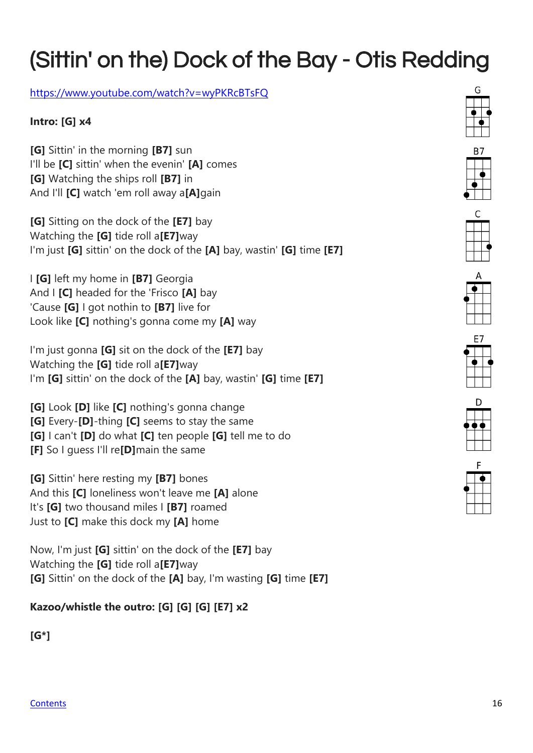# (Sittin' on the) Dock of the Bay - Otis Redding

https://www.youtube.com/watch?v=wyPKRcBTsFQ

**Intro: [G] x4**

**[G]** Sittin' in the morning **[B7]** sun
I'll be **[C]** sittin' when the evenin' **[A]** comes
**[G]** Watching the ships roll **[B7]** in
And I'll **[C]** watch 'em roll away a**[A]**gain

**[G]** Sitting on the dock of the **[E7]** bay
Watching the **[G]** tide roll a**[E7]**way
I'm just **[G]** sittin' on the dock of the **[A]** bay, wastin' **[G]** time **[E7]**

I **[G]** left my home in **[B7]** Georgia
And I **[C]** headed for the 'Frisco **[A]** bay
'Cause **[G]** I got nothin to **[B7]** live for
Look like **[C]** nothing's gonna come my **[A]** way

I'm just gonna **[G]** sit on the dock of the **[E7]** bay
Watching the **[G]** tide roll a**[E7]**way
I'm **[G]** sittin' on the dock of the **[A]** bay, wastin' **[G]** time **[E7]**

**[G]** Look **[D]** like **[C]** nothing's gonna change
**[G]** Every-**[D]**-thing **[C]** seems to stay the same
**[G]** I can't **[D]** do what **[C]** ten people **[G]** tell me to do
**[F]** So I guess I'll re**[D]**main the same

**[G]** Sittin' here resting my **[B7]** bones
And this **[C]** loneliness won't leave me **[A]** alone
It's **[G]** two thousand miles I **[B7]** roamed
Just to **[C]** make this dock my **[A]** home

Now, I'm just **[G]** sittin' on the dock of the **[E7]** bay
Watching the **[G]** tide roll a**[E7]**way
**[G]** Sittin' on the dock of the **[A]** bay, I'm wasting **[G]** time **[E7]**

**Kazoo/whistle the outro: [G] [G] [G] [E7] x2**

**[G*]**

G B7 C A E7 D F

Contents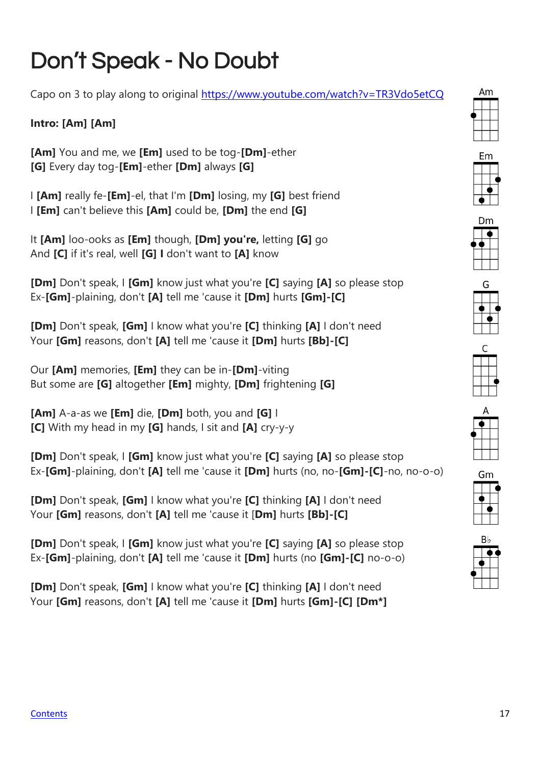# Don't Speak - No Doubt

Capo on 3 to play along to original https://www.youtube.com/watch?v=TR3Vdo5etCQ

**Intro: [Am] [Am]**

**[Am]** You and me, we **[Em]** used to be tog-**[Dm]**-ether
**[G]** Every day tog-**[Em]**-ether **[Dm]** always **[G]**

I **[Am]** really fe-**[Em]**-el, that I'm **[Dm]** losing, my **[G]** best friend
I **[Em]** can't believe this **[Am]** could be, **[Dm]** the end **[G]**

It **[Am]** loo-ooks as **[Em]** though, **[Dm] you're,** letting **[G]** go
And **[C]** if it's real, well **[G] I** don't want to **[A]** know

**[Dm]** Don't speak, I **[Gm]** know just what you're **[C]** saying **[A]** so please stop
Ex-**[Gm]**-plaining, don't **[A]** tell me 'cause it **[Dm]** hurts **[Gm]-[C]**

**[Dm]** Don't speak, **[Gm]** I know what you're **[C]** thinking **[A]** I don't need
Your **[Gm]** reasons, don't **[A]** tell me 'cause it **[Dm]** hurts **[Bb]-[C]**

Our **[Am]** memories, **[Em]** they can be in-**[Dm]**-viting
But some are **[G]** altogether **[Em]** mighty, **[Dm]** frightening **[G]**

**[Am]** A-a-as we **[Em]** die, **[Dm]** both, you and **[G]** I
**[C]** With my head in my **[G]** hands, I sit and **[A]** cry-y-y

**[Dm]** Don't speak, I **[Gm]** know just what you're **[C]** saying **[A]** so please stop
Ex-**[Gm]**-plaining, don't **[A]** tell me 'cause it **[Dm]** hurts (no, no-**[Gm]-[C]**-no, no-o-o)

**[Dm]** Don't speak, **[Gm]** I know what you're **[C]** thinking **[A]** I don't need
Your **[Gm]** reasons, don't **[A]** tell me 'cause it [**Dm]** hurts **[Bb]-[C]**

**[Dm]** Don't speak, I **[Gm]** know just what you're **[C]** saying **[A]** so please stop
Ex-**[Gm]**-plaining, don't **[A]** tell me 'cause it **[Dm]** hurts (no **[Gm]-[C]** no-o-o)

**[Dm]** Don't speak, **[Gm]** I know what you're **[C]** thinking **[A]** I don't need
Your **[Gm]** reasons, don't **[A]** tell me 'cause it **[Dm]** hurts **[Gm]-[C] [Dm*]**

Am

Em

Dm

G

C

A

Gm

B♭

Contents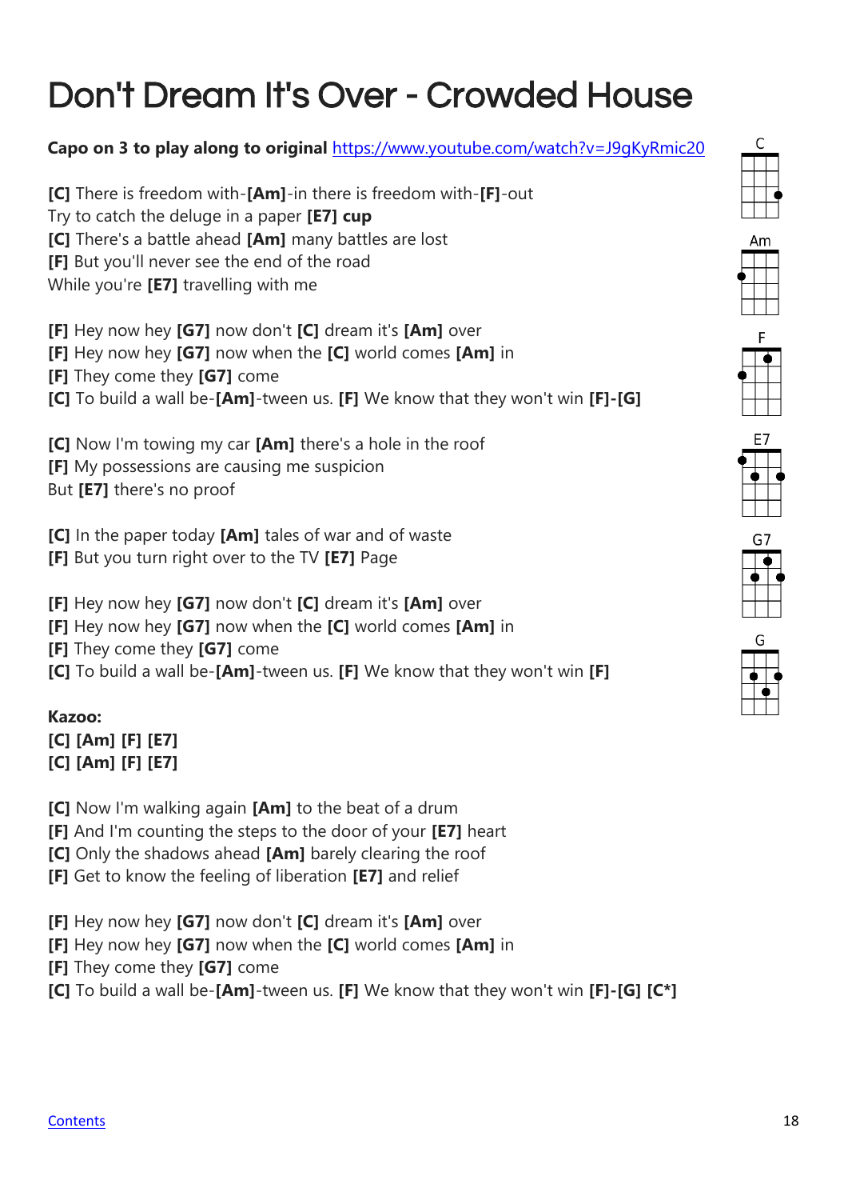# Don't Dream It's Over - Crowded House

**Capo on 3 to play along to original** https://www.youtube.com/watch?v=J9gKyRmic20

**[C]** There is freedom with-**[Am]**-in there is freedom with-**[F]**-out
Try to catch the deluge in a paper **[E7] cup**
**[C]** There's a battle ahead **[Am]** many battles are lost
**[F]** But you'll never see the end of the road
While you're **[E7]** travelling with me

**[F]** Hey now hey **[G7]** now don't **[C]** dream it's **[Am]** over
**[F]** Hey now hey **[G7]** now when the **[C]** world comes **[Am]** in
**[F]** They come they **[G7]** come
**[C]** To build a wall be-**[Am]**-tween us. **[F]** We know that they won't win **[F]-[G]**

**[C]** Now I'm towing my car **[Am]** there's a hole in the roof
**[F]** My possessions are causing me suspicion
But **[E7]** there's no proof

**[C]** In the paper today **[Am]** tales of war and of waste
**[F]** But you turn right over to the TV **[E7]** Page

**[F]** Hey now hey **[G7]** now don't **[C]** dream it's **[Am]** over
**[F]** Hey now hey **[G7]** now when the **[C]** world comes **[Am]** in
**[F]** They come they **[G7]** come
**[C]** To build a wall be-**[Am]**-tween us. **[F]** We know that they won't win **[F]**

**Kazoo:**
**[C] [Am] [F] [E7]**
**[C] [Am] [F] [E7]**

**[C]** Now I'm walking again **[Am]** to the beat of a drum
**[F]** And I'm counting the steps to the door of your **[E7]** heart
**[C]** Only the shadows ahead **[Am]** barely clearing the roof
**[F]** Get to know the feeling of liberation **[E7]** and relief

**[F]** Hey now hey **[G7]** now don't **[C]** dream it's **[Am]** over
**[F]** Hey now hey **[G7]** now when the **[C]** world comes **[Am]** in
**[F]** They come they **[G7]** come
**[C]** To build a wall be-**[Am]**-tween us. **[F]** We know that they won't win **[F]-[G] [C*]**

C Am F E7 G7 G

Contents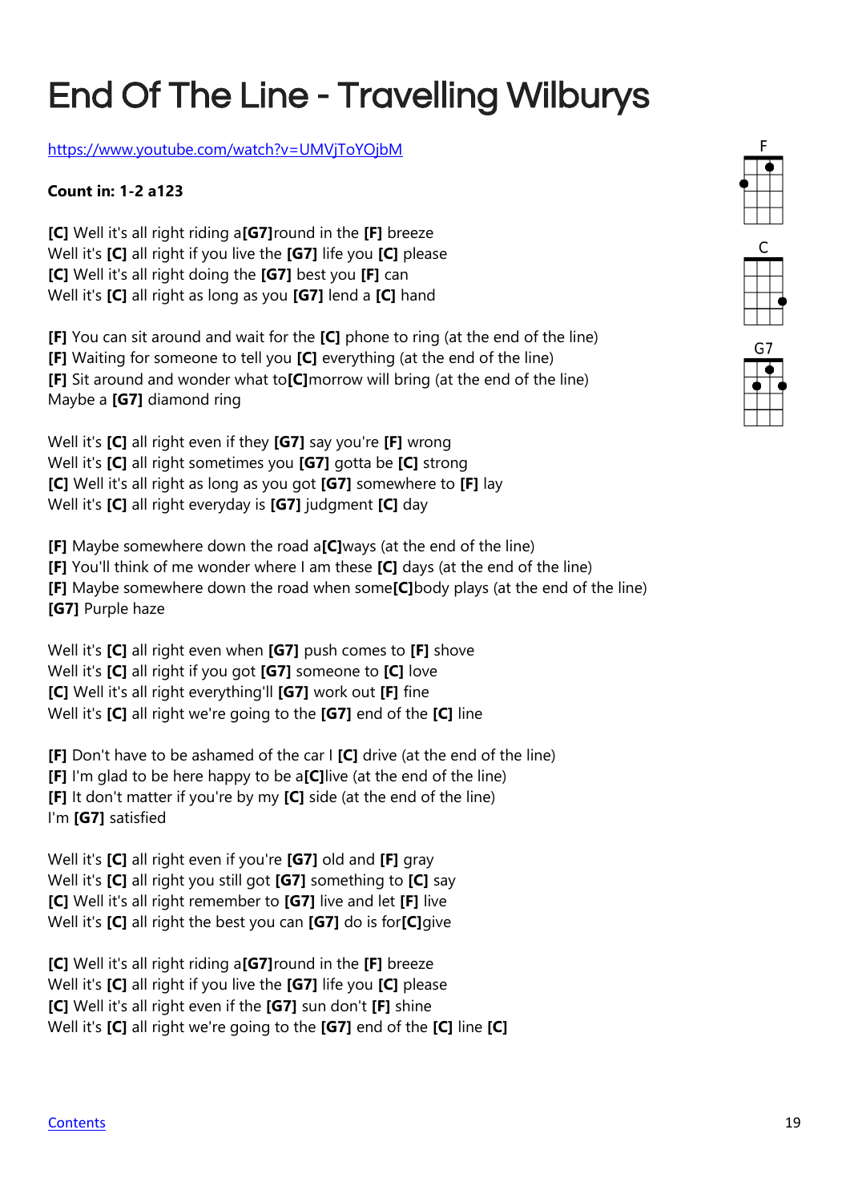# End Of The Line - Travelling Wilburys

https://www.youtube.com/watch?v=UMVjToYOjbM

**Count in: 1-2 a123**

**[C]** Well it's all right riding a**[G7]**round in the **[F]** breeze
Well it's **[C]** all right if you live the **[G7]** life you **[C]** please
**[C]** Well it's all right doing the **[G7]** best you **[F]** can
Well it's **[C]** all right as long as you **[G7]** lend a **[C]** hand

**[F]** You can sit around and wait for the **[C]** phone to ring (at the end of the line)
**[F]** Waiting for someone to tell you **[C]** everything (at the end of the line)
**[F]** Sit around and wonder what to**[C]**morrow will bring (at the end of the line)
Maybe a **[G7]** diamond ring

Well it's **[C]** all right even if they **[G7]** say you're **[F]** wrong
Well it's **[C]** all right sometimes you **[G7]** gotta be **[C]** strong
**[C]** Well it's all right as long as you got **[G7]** somewhere to **[F]** lay
Well it's **[C]** all right everyday is **[G7]** judgment **[C]** day

**[F]** Maybe somewhere down the road a**[C]**ways (at the end of the line)
**[F]** You'll think of me wonder where I am these **[C]** days (at the end of the line)
**[F]** Maybe somewhere down the road when some**[C]**body plays (at the end of the line)
**[G7]** Purple haze

Well it's **[C]** all right even when **[G7]** push comes to **[F]** shove
Well it's **[C]** all right if you got **[G7]** someone to **[C]** love
**[C]** Well it's all right everything'll **[G7]** work out **[F]** fine
Well it's **[C]** all right we're going to the **[G7]** end of the **[C]** line

**[F]** Don't have to be ashamed of the car I **[C]** drive (at the end of the line)
**[F]** I'm glad to be here happy to be a**[C]**live (at the end of the line)
**[F]** It don't matter if you're by my **[C]** side (at the end of the line)
I'm **[G7]** satisfied

Well it's **[C]** all right even if you're **[G7]** old and **[F]** gray
Well it's **[C]** all right you still got **[G7]** something to **[C]** say
**[C]** Well it's all right remember to **[G7]** live and let **[F]** live
Well it's **[C]** all right the best you can **[G7]** do is for**[C]**give

**[C]** Well it's all right riding a**[G7]**round in the **[F]** breeze
Well it's **[C]** all right if you live the **[G7]** life you **[C]** please
**[C]** Well it's all right even if the **[G7]** sun don't **[F]** shine
Well it's **[C]** all right we're going to the **[G7]** end of the **[C]** line **[C]**

F

C

G7

Contents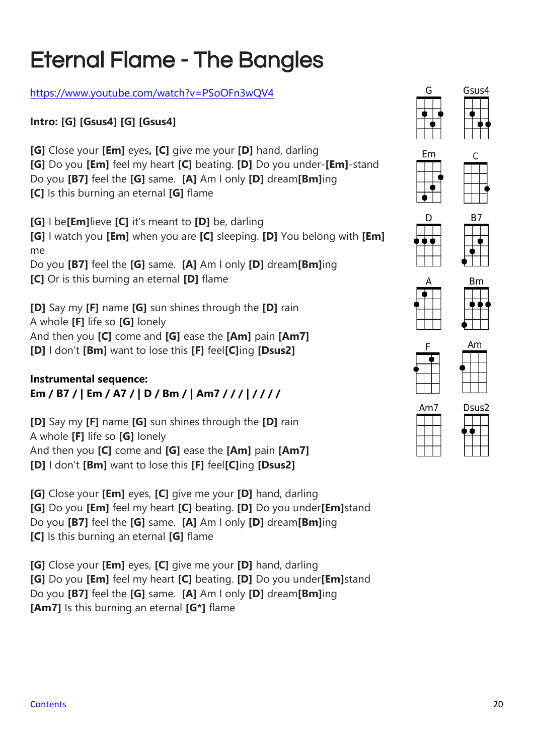# Eternal Flame - The Bangles

https://www.youtube.com/watch?v=PSoOFn3wQV4

**Intro: [G] [Gsus4] [G] [Gsus4]**

**[G]** Close your **[Em]** eyes**,** **[C]** give me your **[D]** hand, darling
**[G]** Do you **[Em]** feel my heart **[C]** beating. **[D]** Do you under-**[Em]**-stand
Do you **[B7]** feel the **[G]** same.  **[A]** Am I only **[D]** dream**[Bm]**ing
**[C]** Is this burning an eternal **[G]** flame

**[G]** I be**[Em]**lieve **[C]** it's meant to **[D]** be, darling
**[G]** I watch you **[Em]** when you are **[C]** sleeping. **[D]** You belong with **[Em]** me
Do you **[B7]** feel the **[G]** same.  **[A]** Am I only **[D]** dream**[Bm]**ing
**[C]** Or is this burning an eternal **[D]** flame

**[D]** Say my **[F]** name **[G]** sun shines through the **[D]** rain
A whole **[F]** life so **[G]** lonely
And then you **[C]** come and **[G]** ease the **[Am]** pain **[Am7]**
**[D]** I don't **[Bm]** want to lose this **[F]** feel**[C]**ing **[Dsus2]**

**Instrumental sequence:**
**Em / B7 / | Em / A7 / | D / Bm / | Am7 / / / | / / / /**

**[D]** Say my **[F]** name **[G]** sun shines through the **[D]** rain
A whole **[F]** life so **[G]** lonely
And then you **[C]** come and **[G]** ease the **[Am]** pain **[Am7]**
**[D]** I don't **[Bm]** want to lose this **[F]** feel**[C]**ing **[Dsus2]**

**[G]** Close your **[Em]** eyes, **[C]** give me your **[D]** hand, darling
**[G]** Do you **[Em]** feel my heart **[C]** beating. **[D]** Do you under**[Em]**stand
Do you **[B7]** feel the **[G]** same.  **[A]** Am I only **[D]** dream**[Bm]**ing
**[C]** Is this burning an eternal **[G]** flame

**[G]** Close your **[Em]** eyes, **[C]** give me your **[D]** hand, darling
**[G]** Do you **[Em]** feel my heart **[C]** beating. **[D]** Do you under**[Em]**stand
Do you **[B7]** feel the **[G]** same.  **[A]** Am I only **[D]** dream**[Bm]**ing
**[Am7]** Is this burning an eternal **[G*]** flame

G | Gsus4 | Em | C | D | B7 | A | Bm | F | Am | Am7 | Dsus2

Contents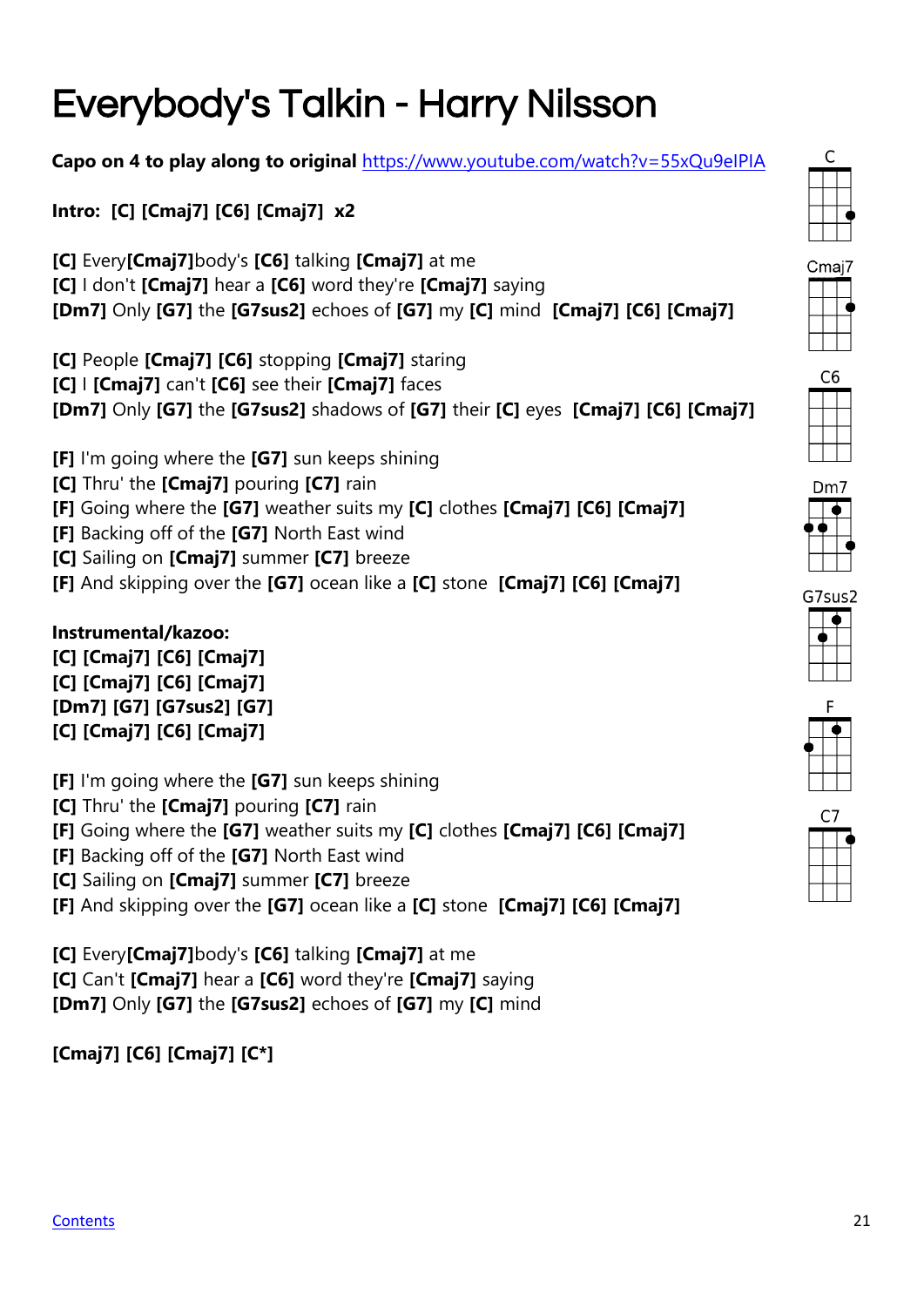# Everybody's Talkin - Harry Nilsson

**Capo on 4 to play along to original** https://www.youtube.com/watch?v=55xQu9eIPIA

**Intro: [C] [Cmaj7] [C6] [Cmaj7] x2**

**[C]** Every**[Cmaj7]**body's **[C6]** talking **[Cmaj7]** at me
**[C]** I don't **[Cmaj7]** hear a **[C6]** word they're **[Cmaj7]** saying
**[Dm7]** Only **[G7]** the **[G7sus2]** echoes of **[G7]** my **[C]** mind **[Cmaj7] [C6] [Cmaj7]**

**[C]** People **[Cmaj7] [C6]** stopping **[Cmaj7]** staring
**[C]** I **[Cmaj7]** can't **[C6]** see their **[Cmaj7]** faces
**[Dm7]** Only **[G7]** the **[G7sus2]** shadows of **[G7]** their **[C]** eyes **[Cmaj7] [C6] [Cmaj7]**

**[F]** I'm going where the **[G7]** sun keeps shining
**[C]** Thru' the **[Cmaj7]** pouring **[C7]** rain
**[F]** Going where the **[G7]** weather suits my **[C]** clothes **[Cmaj7] [C6] [Cmaj7]**
**[F]** Backing off of the **[G7]** North East wind
**[C]** Sailing on **[Cmaj7]** summer **[C7]** breeze
**[F]** And skipping over the **[G7]** ocean like a **[C]** stone **[Cmaj7] [C6] [Cmaj7]**

**Instrumental/kazoo:**
**[C] [Cmaj7] [C6] [Cmaj7]**
**[C] [Cmaj7] [C6] [Cmaj7]**
**[Dm7] [G7] [G7sus2] [G7]**
**[C] [Cmaj7] [C6] [Cmaj7]**

**[F]** I'm going where the **[G7]** sun keeps shining
**[C]** Thru' the **[Cmaj7]** pouring **[C7]** rain
**[F]** Going where the **[G7]** weather suits my **[C]** clothes **[Cmaj7] [C6] [Cmaj7]**
**[F]** Backing off of the **[G7]** North East wind
**[C]** Sailing on **[Cmaj7]** summer **[C7]** breeze
**[F]** And skipping over the **[G7]** ocean like a **[C]** stone **[Cmaj7] [C6] [Cmaj7]**

**[C]** Every**[Cmaj7]**body's **[C6]** talking **[Cmaj7]** at me
**[C]** Can't **[Cmaj7]** hear a **[C6]** word they're **[Cmaj7]** saying
**[Dm7]** Only **[G7]** the **[G7sus2]** echoes of **[G7]** my **[C]** mind

**[Cmaj7] [C6] [Cmaj7] [C*]**

C
Cmaj7
C6
Dm7
G7sus2
F
C7

Contents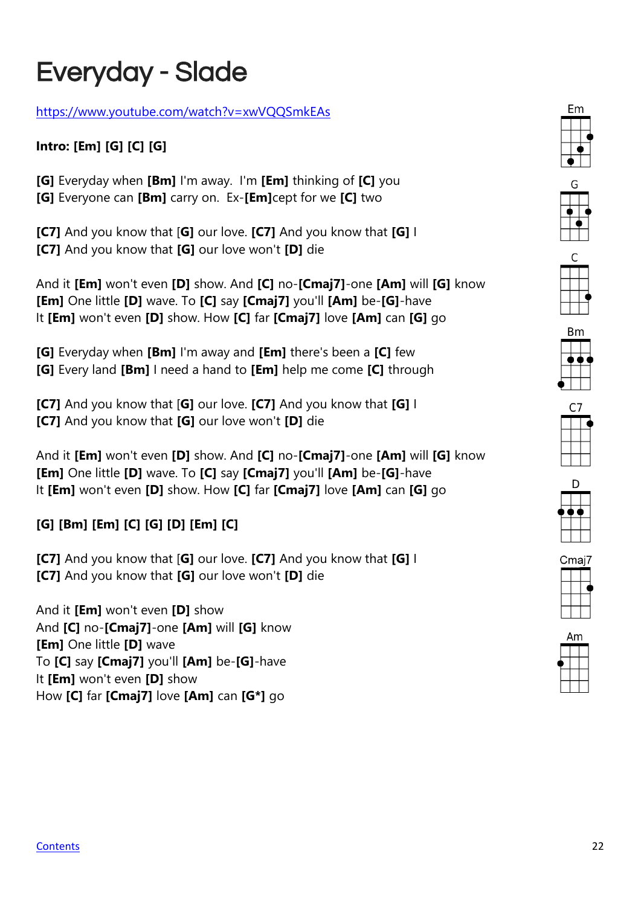# Everyday - Slade

https://www.youtube.com/watch?v=xwVQQSmkEAs

**Intro: [Em] [G] [C] [G]**

**[G]** Everyday when **[Bm]** I'm away.  I'm **[Em]** thinking of **[C]** you
**[G]** Everyone can **[Bm]** carry on.  Ex-**[Em]**cept for we **[C]** two

**[C7]** And you know that [**G**] our love. **[C7]** And you know that **[G]** I
**[C7]** And you know that **[G]** our love won't **[D]** die

And it **[Em]** won't even **[D]** show. And **[C]** no-**[Cmaj7]**-one **[Am]** will **[G]** know
**[Em]** One little **[D]** wave. To **[C]** say **[Cmaj7]** you'll **[Am]** be-**[G]**-have
It **[Em]** won't even **[D]** show. How **[C]** far **[Cmaj7]** love **[Am]** can **[G]** go

**[G]** Everyday when **[Bm]** I'm away and **[Em]** there's been a **[C]** few
**[G]** Every land **[Bm]** I need a hand to **[Em]** help me come **[C]** through

**[C7]** And you know that [**G**] our love. **[C7]** And you know that **[G]** I
**[C7]** And you know that **[G]** our love won't **[D]** die

And it **[Em]** won't even **[D]** show. And **[C]** no-**[Cmaj7]**-one **[Am]** will **[G]** know
**[Em]** One little **[D]** wave. To **[C]** say **[Cmaj7]** you'll **[Am]** be-**[G]**-have
It **[Em]** won't even **[D]** show. How **[C]** far **[Cmaj7]** love **[Am]** can **[G]** go

**[G] [Bm] [Em] [C] [G] [D] [Em] [C]**

**[C7]** And you know that [**G**] our love. **[C7]** And you know that **[G]** I
**[C7]** And you know that **[G]** our love won't **[D]** die

And it **[Em]** won't even **[D]** show
And **[C]** no-**[Cmaj7]**-one **[Am]** will **[G]** know
**[Em]** One little **[D]** wave
To **[C]** say **[Cmaj7]** you'll **[Am]** be-**[G]**-have
It **[Em]** won't even **[D]** show
How **[C]** far **[Cmaj7]** love **[Am]** can **[G*]** go

Em G C Bm C7 D Cmaj7 Am

Contents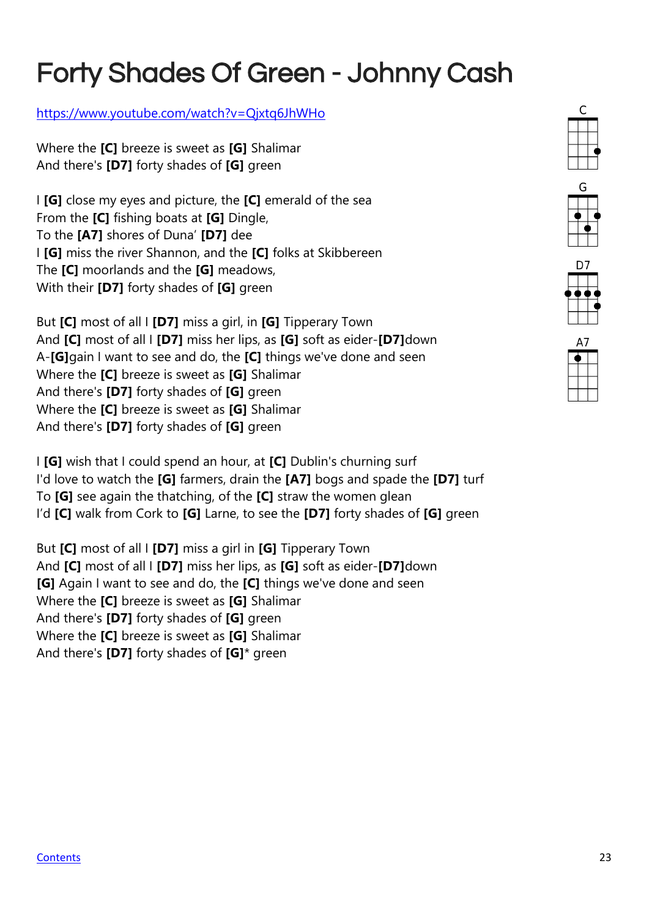# Forty Shades Of Green - Johnny Cash

https://www.youtube.com/watch?v=Qjxtq6JhWHo

Where the **[C]** breeze is sweet as **[G]** Shalimar
And there's **[D7]** forty shades of **[G]** green

I **[G]** close my eyes and picture, the **[C]** emerald of the sea
From the **[C]** fishing boats at **[G]** Dingle,
To the **[A7]** shores of Duna' **[D7]** dee
I **[G]** miss the river Shannon, and the **[C]** folks at Skibbereen
The **[C]** moorlands and the **[G]** meadows,
With their **[D7]** forty shades of **[G]** green

But **[C]** most of all I **[D7]** miss a girl, in **[G]** Tipperary Town
And **[C]** most of all I **[D7]** miss her lips, as **[G]** soft as eider-**[D7]**down
A-**[G]**gain I want to see and do, the **[C]** things we've done and seen
Where the **[C]** breeze is sweet as **[G]** Shalimar
And there's **[D7]** forty shades of **[G]** green
Where the **[C]** breeze is sweet as **[G]** Shalimar
And there's **[D7]** forty shades of **[G]** green

I **[G]** wish that I could spend an hour, at **[C]** Dublin's churning surf
I'd love to watch the **[G]** farmers, drain the **[A7]** bogs and spade the **[D7]** turf
To **[G]** see again the thatching, of the **[C]** straw the women glean
I'd **[C]** walk from Cork to **[G]** Larne, to see the **[D7]** forty shades of **[G]** green

But **[C]** most of all I **[D7]** miss a girl in **[G]** Tipperary Town
And **[C]** most of all I **[D7]** miss her lips, as **[G]** soft as eider-**[D7]**down
**[G]** Again I want to see and do, the **[C]** things we've done and seen
Where the **[C]** breeze is sweet as **[G]** Shalimar
And there's **[D7]** forty shades of **[G]** green
Where the **[C]** breeze is sweet as **[G]** Shalimar
And there's **[D7]** forty shades of **[G]*** green

C G D7 A7

Contents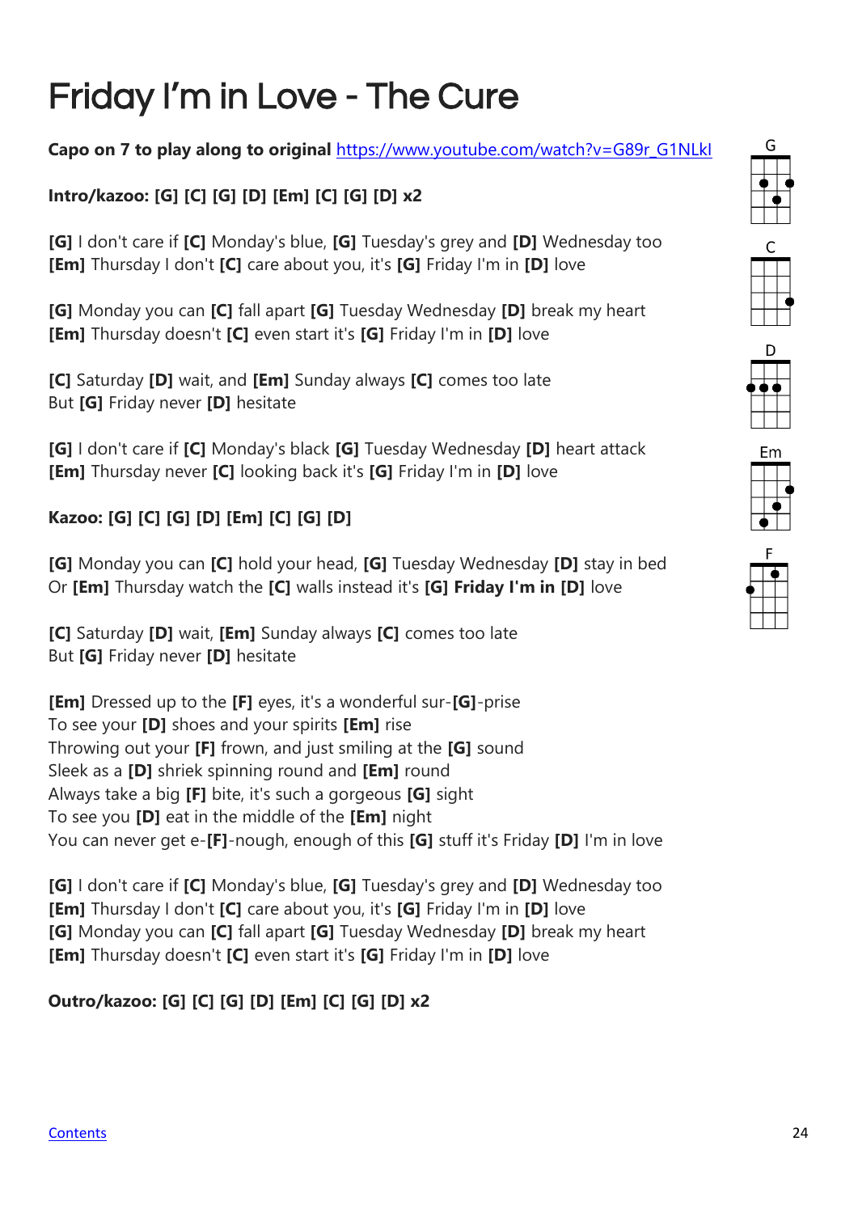# Friday I'm in Love - The Cure

**Capo on 7 to play along to original** https://www.youtube.com/watch?v=G89r_G1NLkI

**Intro/kazoo: [G] [C] [G] [D] [Em] [C] [G] [D] x2**

**[G]** I don't care if **[C]** Monday's blue, **[G]** Tuesday's grey and **[D]** Wednesday too
**[Em]** Thursday I don't **[C]** care about you, it's **[G]** Friday I'm in **[D]** love

**[G]** Monday you can **[C]** fall apart **[G]** Tuesday Wednesday **[D]** break my heart
**[Em]** Thursday doesn't **[C]** even start it's **[G]** Friday I'm in **[D]** love

**[C]** Saturday **[D]** wait, and **[Em]** Sunday always **[C]** comes too late
But **[G]** Friday never **[D]** hesitate

**[G]** I don't care if **[C]** Monday's black **[G]** Tuesday Wednesday **[D]** heart attack
**[Em]** Thursday never **[C]** looking back it's **[G]** Friday I'm in **[D]** love

**Kazoo: [G] [C] [G] [D] [Em] [C] [G] [D]**

**[G]** Monday you can **[C]** hold your head, **[G]** Tuesday Wednesday **[D]** stay in bed
Or **[Em]** Thursday watch the **[C]** walls instead it's **[G] Friday I'm in [D]** love

**[C]** Saturday **[D]** wait, **[Em]** Sunday always **[C]** comes too late
But **[G]** Friday never **[D]** hesitate

**[Em]** Dressed up to the **[F]** eyes, it's a wonderful sur-**[G]**-prise
To see your **[D]** shoes and your spirits **[Em]** rise
Throwing out your **[F]** frown, and just smiling at the **[G]** sound
Sleek as a **[D]** shriek spinning round and **[Em]** round
Always take a big **[F]** bite, it's such a gorgeous **[G]** sight
To see you **[D]** eat in the middle of the **[Em]** night
You can never get e-**[F]**-nough, enough of this **[G]** stuff it's Friday **[D]** I'm in love

**[G]** I don't care if **[C]** Monday's blue, **[G]** Tuesday's grey and **[D]** Wednesday too
**[Em]** Thursday I don't **[C]** care about you, it's **[G]** Friday I'm in **[D]** love
**[G]** Monday you can **[C]** fall apart **[G]** Tuesday Wednesday **[D]** break my heart
**[Em]** Thursday doesn't **[C]** even start it's **[G]** Friday I'm in **[D]** love

**Outro/kazoo: [G] [C] [G] [D] [Em] [C] [G] [D] x2**

G C D Em F

Contents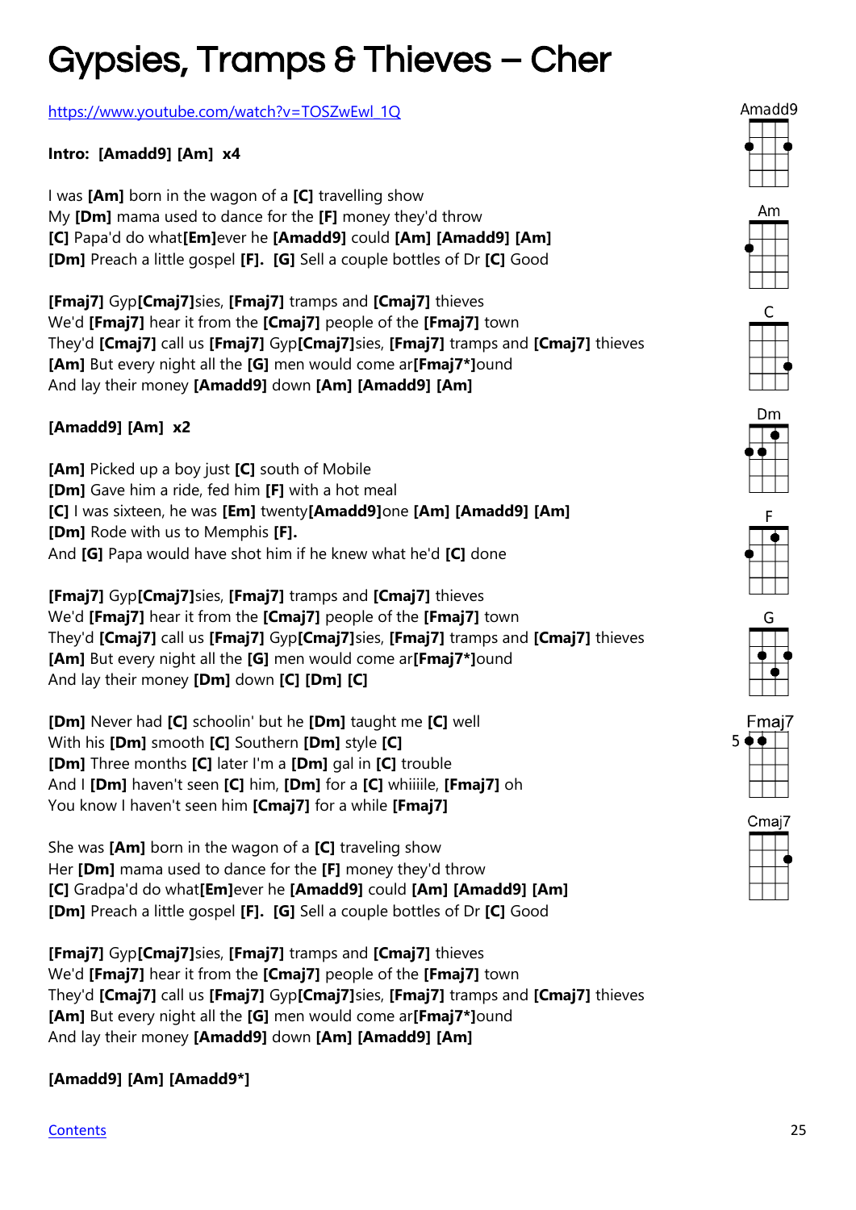# Gypsies, Tramps & Thieves – Cher

https://www.youtube.com/watch?v=TOSZwEwl_1Q

**Intro: [Amadd9] [Am] x4**

I was **[Am]** born in the wagon of a **[C]** travelling show
My **[Dm]** mama used to dance for the **[F]** money they'd throw
**[C]** Papa'd do what**[Em]**ever he **[Amadd9]** could **[Am] [Amadd9] [Am]**
**[Dm]** Preach a little gospel **[F]**. **[G]** Sell a couple bottles of Dr **[C]** Good

**[Fmaj7]** Gyp**[Cmaj7]**sies, **[Fmaj7]** tramps and **[Cmaj7]** thieves
We'd **[Fmaj7]** hear it from the **[Cmaj7]** people of the **[Fmaj7]** town
They'd **[Cmaj7]** call us **[Fmaj7]** Gyp**[Cmaj7]**sies, **[Fmaj7]** tramps and **[Cmaj7]** thieves
**[Am]** But every night all the **[G]** men would come ar**[Fmaj7*]**ound
And lay their money **[Amadd9]** down **[Am] [Amadd9] [Am]**

**[Amadd9] [Am] x2**

**[Am]** Picked up a boy just **[C]** south of Mobile
**[Dm]** Gave him a ride, fed him **[F]** with a hot meal
**[C]** I was sixteen, he was **[Em]** twenty**[Amadd9]**one **[Am] [Amadd9] [Am]**
**[Dm]** Rode with us to Memphis **[F]**.
And **[G]** Papa would have shot him if he knew what he'd **[C]** done

**[Fmaj7]** Gyp**[Cmaj7]**sies, **[Fmaj7]** tramps and **[Cmaj7]** thieves
We'd **[Fmaj7]** hear it from the **[Cmaj7]** people of the **[Fmaj7]** town
They'd **[Cmaj7]** call us **[Fmaj7]** Gyp**[Cmaj7]**sies, **[Fmaj7]** tramps and **[Cmaj7]** thieves
**[Am]** But every night all the **[G]** men would come ar**[Fmaj7*]**ound
And lay their money **[Dm]** down **[C] [Dm] [C]**

**[Dm]** Never had **[C]** schoolin' but he **[Dm]** taught me **[C]** well
With his **[Dm]** smooth **[C]** Southern **[Dm]** style **[C]**
**[Dm]** Three months **[C]** later I'm a **[Dm]** gal in **[C]** trouble
And I **[Dm]** haven't seen **[C]** him, **[Dm]** for a **[C]** whiiiile, **[Fmaj7]** oh
You know I haven't seen him **[Cmaj7]** for a while **[Fmaj7]**

She was **[Am]** born in the wagon of a **[C]** traveling show
Her **[Dm]** mama used to dance for the **[F]** money they'd throw
**[C]** Gradpa'd do what**[Em]**ever he **[Amadd9]** could **[Am] [Amadd9] [Am]**
**[Dm]** Preach a little gospel **[F]**. **[G]** Sell a couple bottles of Dr **[C]** Good

**[Fmaj7]** Gyp**[Cmaj7]**sies, **[Fmaj7]** tramps and **[Cmaj7]** thieves
We'd **[Fmaj7]** hear it from the **[Cmaj7]** people of the **[Fmaj7]** town
They'd **[Cmaj7]** call us **[Fmaj7]** Gyp**[Cmaj7]**sies, **[Fmaj7]** tramps and **[Cmaj7]** thieves
**[Am]** But every night all the **[G]** men would come ar**[Fmaj7*]**ound
And lay their money **[Amadd9]** down **[Am] [Amadd9] [Am]**

**[Amadd9] [Am] [Amadd9*]**

Amadd9 Am C Dm F G Fmaj7 (5) Cmaj7

Contents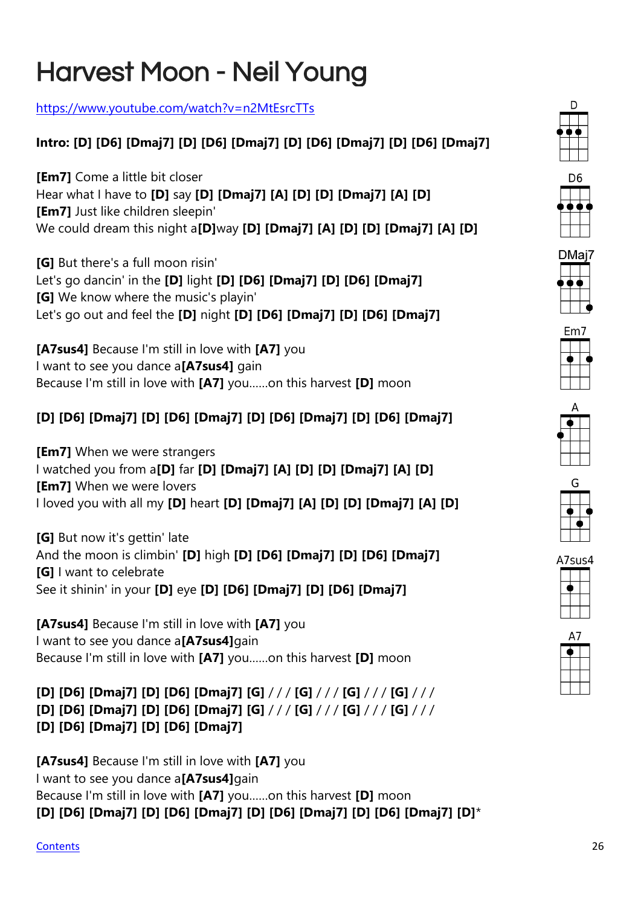# Harvest Moon - Neil Young

https://www.youtube.com/watch?v=n2MtEsrcTTs

**Intro: [D] [D6] [Dmaj7] [D] [D6] [Dmaj7] [D] [D6] [Dmaj7] [D] [D6] [Dmaj7]**

**[Em7]** Come a little bit closer
Hear what I have to **[D]** say **[D] [Dmaj7] [A] [D] [D] [Dmaj7] [A] [D]**
**[Em7]** Just like children sleepin'
We could dream this night a**[D]**way **[D] [Dmaj7] [A] [D] [D] [Dmaj7] [A] [D]**

**[G]** But there's a full moon risin'
Let's go dancin' in the **[D]** light **[D] [D6] [Dmaj7] [D] [D6] [Dmaj7]**
**[G]** We know where the music's playin'
Let's go out and feel the **[D]** night **[D] [D6] [Dmaj7] [D] [D6] [Dmaj7]**

**[A7sus4]** Because I'm still in love with **[A7]** you
I want to see you dance a**[A7sus4]** gain
Because I'm still in love with **[A7]** you......on this harvest **[D]** moon

**[D] [D6] [Dmaj7] [D] [D6] [Dmaj7] [D] [D6] [Dmaj7] [D] [D6] [Dmaj7]**

**[Em7]** When we were strangers
I watched you from a**[D]** far **[D] [Dmaj7] [A] [D] [D] [Dmaj7] [A] [D]**
**[Em7]** When we were lovers
I loved you with all my **[D]** heart **[D] [Dmaj7] [A] [D] [D] [Dmaj7] [A] [D]**

**[G]** But now it's gettin' late
And the moon is climbin' **[D]** high **[D] [D6] [Dmaj7] [D] [D6] [Dmaj7]**
**[G]** I want to celebrate
See it shinin' in your **[D]** eye **[D] [D6] [Dmaj7] [D] [D6] [Dmaj7]**

**[A7sus4]** Because I'm still in love with **[A7]** you
I want to see you dance a**[A7sus4]**gain
Because I'm still in love with **[A7]** you......on this harvest **[D]** moon

**[D] [D6] [Dmaj7] [D] [D6] [Dmaj7] [G]** / / / **[G]** / / / **[G]** / / / **[G]** / / /
**[D] [D6] [Dmaj7] [D] [D6] [Dmaj7] [G]** / / / **[G]** / / / **[G]** / / / **[G]** / / /
**[D] [D6] [Dmaj7] [D] [D6] [Dmaj7]**

**[A7sus4]** Because I'm still in love with **[A7]** you
I want to see you dance a**[A7sus4]**gain
Because I'm still in love with **[A7]** you......on this harvest **[D]** moon
**[D] [D6] [Dmaj7] [D] [D6] [Dmaj7] [D] [D6] [Dmaj7] [D] [D6] [Dmaj7] [D]***

D D6 DMaj7 Em7 A G A7sus4 A7

Contents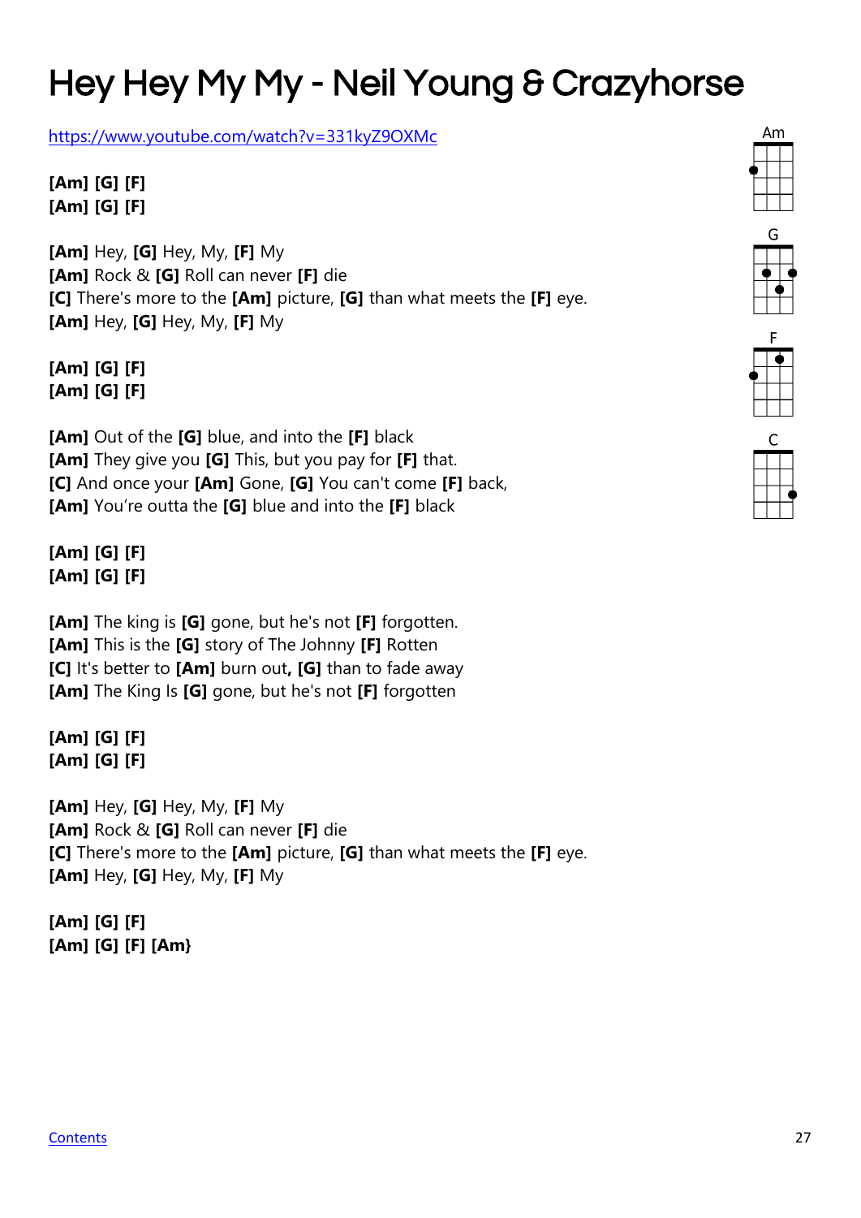# Hey Hey My My - Neil Young & Crazyhorse

https://www.youtube.com/watch?v=331kyZ9OXMc

**[Am] [G] [F]**
**[Am] [G] [F]**

**[Am]** Hey, **[G]** Hey, My, **[F]** My
**[Am]** Rock & **[G]** Roll can never **[F]** die
**[C]** There's more to the **[Am]** picture, **[G]** than what meets the **[F]** eye.
**[Am]** Hey, **[G]** Hey, My, **[F]** My

**[Am] [G] [F]**
**[Am] [G] [F]**

**[Am]** Out of the **[G]** blue, and into the **[F]** black
**[Am]** They give you **[G]** This, but you pay for **[F]** that.
**[C]** And once your **[Am]** Gone, **[G]** You can't come **[F]** back,
**[Am]** You're outta the **[G]** blue and into the **[F]** black

**[Am] [G] [F]**
**[Am] [G] [F]**

**[Am]** The king is **[G]** gone, but he's not **[F]** forgotten.
**[Am]** This is the **[G]** story of The Johnny **[F]** Rotten
**[C]** It's better to **[Am]** burn out**,** **[G]** than to fade away
**[Am]** The King Is **[G]** gone, but he's not **[F]** forgotten

**[Am] [G] [F]**
**[Am] [G] [F]**

**[Am]** Hey, **[G]** Hey, My, **[F]** My
**[Am]** Rock & **[G]** Roll can never **[F]** die
**[C]** There's more to the **[Am]** picture, **[G]** than what meets the **[F]** eye.
**[Am]** Hey, **[G]** Hey, My, **[F]** My

**[Am] [G] [F]**
**[Am] [G] [F] [Am}**

Am

G

F

C

Contents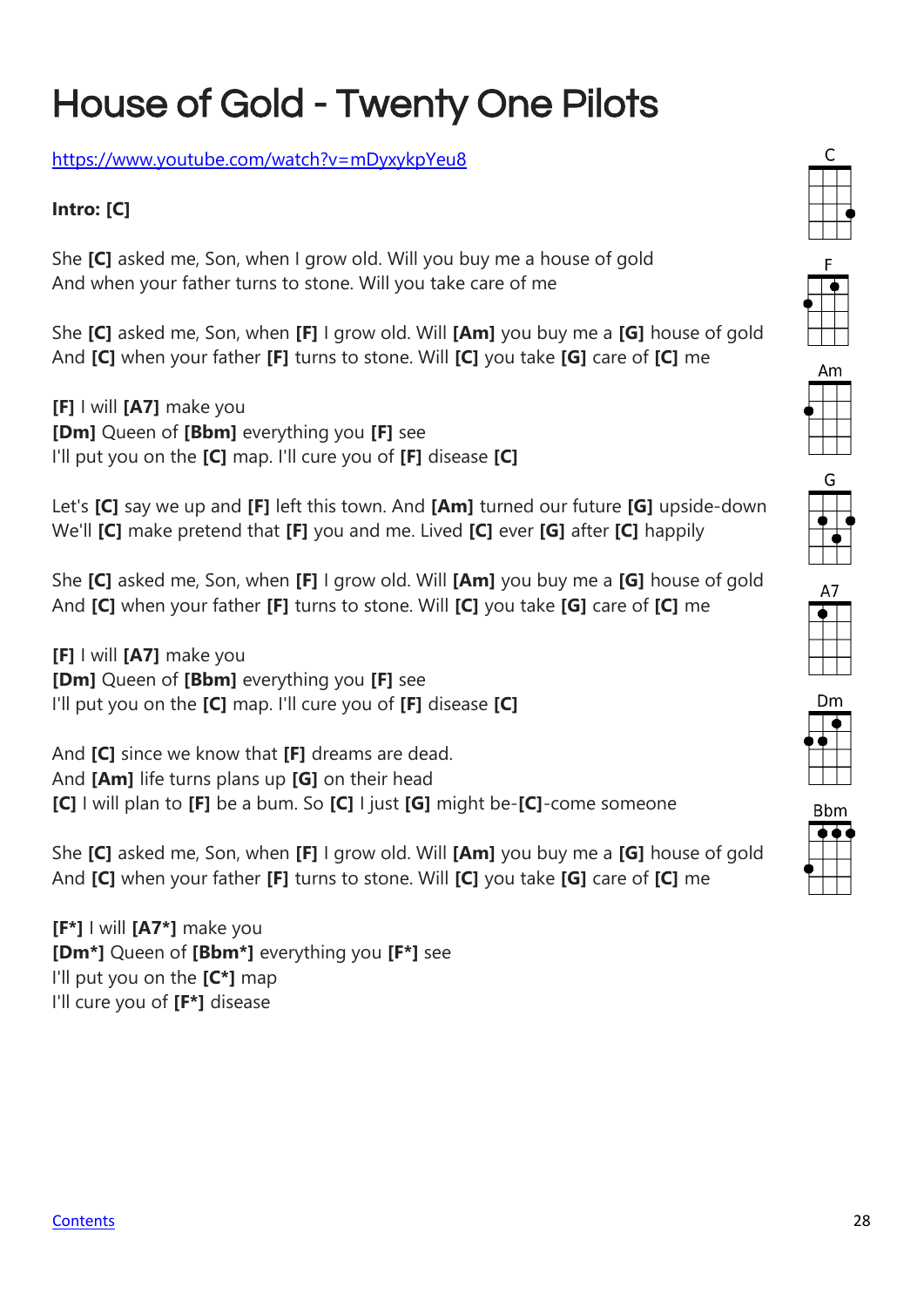# House of Gold - Twenty One Pilots

https://www.youtube.com/watch?v=mDyxykpYeu8

**Intro: [C]**

She **[C]** asked me, Son, when I grow old. Will you buy me a house of gold
And when your father turns to stone. Will you take care of me

She **[C]** asked me, Son, when **[F]** I grow old. Will **[Am]** you buy me a **[G]** house of gold
And **[C]** when your father **[F]** turns to stone. Will **[C]** you take **[G]** care of **[C]** me

**[F]** I will **[A7]** make you
**[Dm]** Queen of **[Bbm]** everything you **[F]** see
I'll put you on the **[C]** map. I'll cure you of **[F]** disease **[C]**

Let's **[C]** say we up and **[F]** left this town. And **[Am]** turned our future **[G]** upside-down
We'll **[C]** make pretend that **[F]** you and me. Lived **[C]** ever **[G]** after **[C]** happily

She **[C]** asked me, Son, when **[F]** I grow old. Will **[Am]** you buy me a **[G]** house of gold
And **[C]** when your father **[F]** turns to stone. Will **[C]** you take **[G]** care of **[C]** me

**[F]** I will **[A7]** make you
**[Dm]** Queen of **[Bbm]** everything you **[F]** see
I'll put you on the **[C]** map. I'll cure you of **[F]** disease **[C]**

And **[C]** since we know that **[F]** dreams are dead.
And **[Am]** life turns plans up **[G]** on their head
**[C]** I will plan to **[F]** be a bum. So **[C]** I just **[G]** might be-**[C]**-come someone

She **[C]** asked me, Son, when **[F]** I grow old. Will **[Am]** you buy me a **[G]** house of gold
And **[C]** when your father **[F]** turns to stone. Will **[C]** you take **[G]** care of **[C]** me

**[F*]** I will **[A7*]** make you
**[Dm*]** Queen of **[Bbm*]** everything you **[F*]** see
I'll put you on the **[C*]** map
I'll cure you of **[F*]** disease

C

F

Am

G

A7

Dm

Bbm

Contents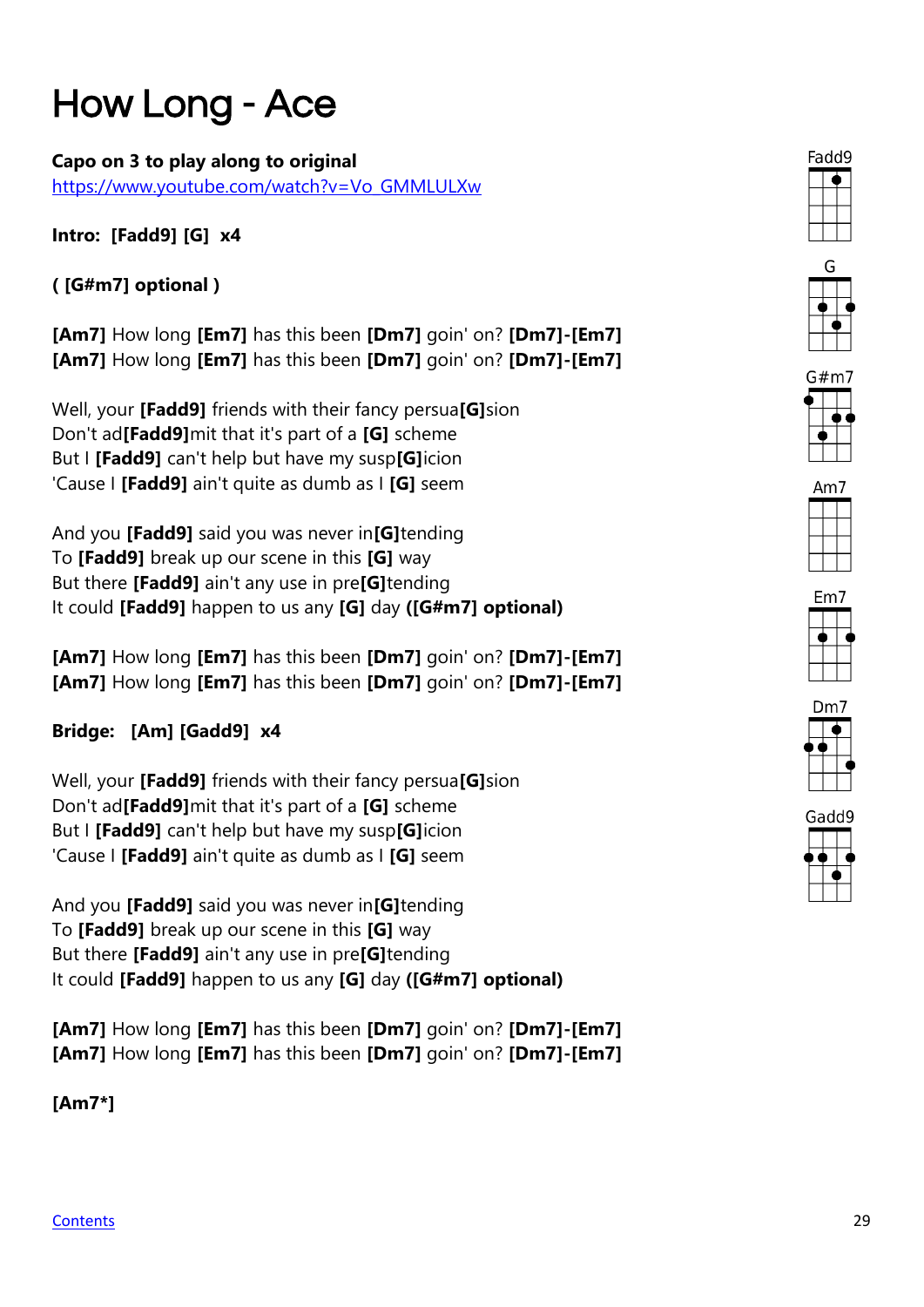# How Long - Ace

**Capo on 3 to play along to original**
https://www.youtube.com/watch?v=Vo_GMMLULXw

**Intro: [Fadd9] [G] x4**

**( [G#m7] optional )**

**[Am7]** How long **[Em7]** has this been **[Dm7]** goin' on? **[Dm7]-[Em7]**
**[Am7]** How long **[Em7]** has this been **[Dm7]** goin' on? **[Dm7]-[Em7]**

Well, your **[Fadd9]** friends with their fancy persua**[G]**sion
Don't ad**[Fadd9]**mit that it's part of a **[G]** scheme
But I **[Fadd9]** can't help but have my susp**[G]**icion
'Cause I **[Fadd9]** ain't quite as dumb as I **[G]** seem

And you **[Fadd9]** said you was never in**[G]**tending
To **[Fadd9]** break up our scene in this **[G]** way
But there **[Fadd9]** ain't any use in pre**[G]**tending
It could **[Fadd9]** happen to us any **[G]** day **([G#m7] optional)**

**[Am7]** How long **[Em7]** has this been **[Dm7]** goin' on? **[Dm7]-[Em7]**
**[Am7]** How long **[Em7]** has this been **[Dm7]** goin' on? **[Dm7]-[Em7]**

**Bridge: [Am] [Gadd9] x4**

Well, your **[Fadd9]** friends with their fancy persua**[G]**sion
Don't ad**[Fadd9]**mit that it's part of a **[G]** scheme
But I **[Fadd9]** can't help but have my susp**[G]**icion
'Cause I **[Fadd9]** ain't quite as dumb as I **[G]** seem

And you **[Fadd9]** said you was never in**[G]**tending
To **[Fadd9]** break up our scene in this **[G]** way
But there **[Fadd9]** ain't any use in pre**[G]**tending
It could **[Fadd9]** happen to us any **[G]** day **([G#m7] optional)**

**[Am7]** How long **[Em7]** has this been **[Dm7]** goin' on? **[Dm7]-[Em7]**
**[Am7]** How long **[Em7]** has this been **[Dm7]** goin' on? **[Dm7]-[Em7]**

**[Am7*]**

Fadd9

G

G#m7

Am7

Em7

Dm7

Gadd9

Contents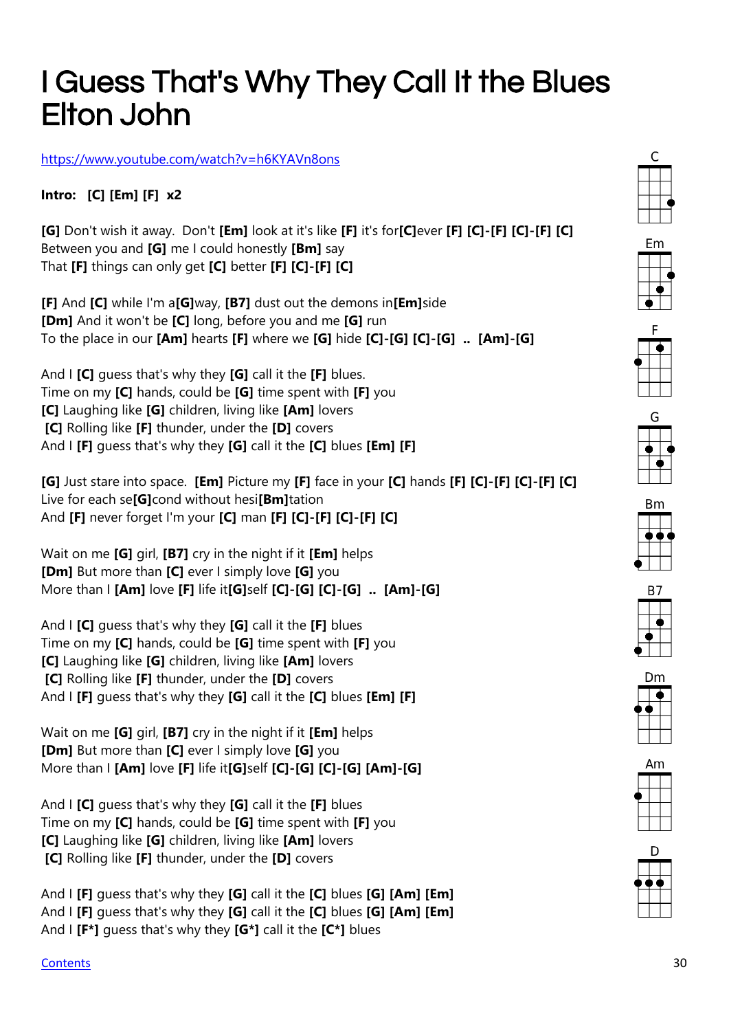# I Guess That's Why They Call It the Blues
# Elton John

https://www.youtube.com/watch?v=h6KYAVn8ons

**Intro: [C] [Em] [F] x2**

**[G]** Don't wish it away. Don't **[Em]** look at it's like **[F]** it's for**[C]**ever **[F] [C]-[F] [C]-[F] [C]**
Between you and **[G]** me I could honestly **[Bm]** say
That **[F]** things can only get **[C]** better **[F] [C]-[F] [C]**

**[F]** And **[C]** while I'm a**[G]**way, **[B7]** dust out the demons in**[Em]**side
**[Dm]** And it won't be **[C]** long, before you and me **[G]** run
To the place in our **[Am]** hearts **[F]** where we **[G]** hide **[C]-[G] [C]-[G]** .. **[Am]-[G]**

And I **[C]** guess that's why they **[G]** call it the **[F]** blues.
Time on my **[C]** hands, could be **[G]** time spent with **[F]** you
**[C]** Laughing like **[G]** children, living like **[Am]** lovers
**[C]** Rolling like **[F]** thunder, under the **[D]** covers
And I **[F]** guess that's why they **[G]** call it the **[C]** blues **[Em] [F]**

**[G]** Just stare into space. **[Em]** Picture my **[F]** face in your **[C]** hands **[F] [C]-[F] [C]-[F] [C]**
Live for each se**[G]**cond without hesi**[Bm]**tation
And **[F]** never forget I'm your **[C]** man **[F] [C]-[F] [C]-[F] [C]**

Wait on me **[G]** girl, **[B7]** cry in the night if it **[Em]** helps
**[Dm]** But more than **[C]** ever I simply love **[G]** you
More than I **[Am]** love **[F]** life it**[G]**self **[C]-[G] [C]-[G]** .. **[Am]-[G]**

And I **[C]** guess that's why they **[G]** call it the **[F]** blues
Time on my **[C]** hands, could be **[G]** time spent with **[F]** you
**[C]** Laughing like **[G]** children, living like **[Am]** lovers
**[C]** Rolling like **[F]** thunder, under the **[D]** covers
And I **[F]** guess that's why they **[G]** call it the **[C]** blues **[Em] [F]**

Wait on me **[G]** girl, **[B7]** cry in the night if it **[Em]** helps
**[Dm]** But more than **[C]** ever I simply love **[G]** you
More than I **[Am]** love **[F]** life it**[G]**self **[C]-[G] [C]-[G] [Am]-[G]**

And I **[C]** guess that's why they **[G]** call it the **[F]** blues
Time on my **[C]** hands, could be **[G]** time spent with **[F]** you
**[C]** Laughing like **[G]** children, living like **[Am]** lovers
**[C]** Rolling like **[F]** thunder, under the **[D]** covers

And I **[F]** guess that's why they **[G]** call it the **[C]** blues **[G] [Am] [Em]**
And I **[F]** guess that's why they **[G]** call it the **[C]** blues **[G] [Am] [Em]**
And I **[F*]** guess that's why they **[G*]** call it the **[C*]** blues

C Em F G Bm B7 Dm Am D

Contents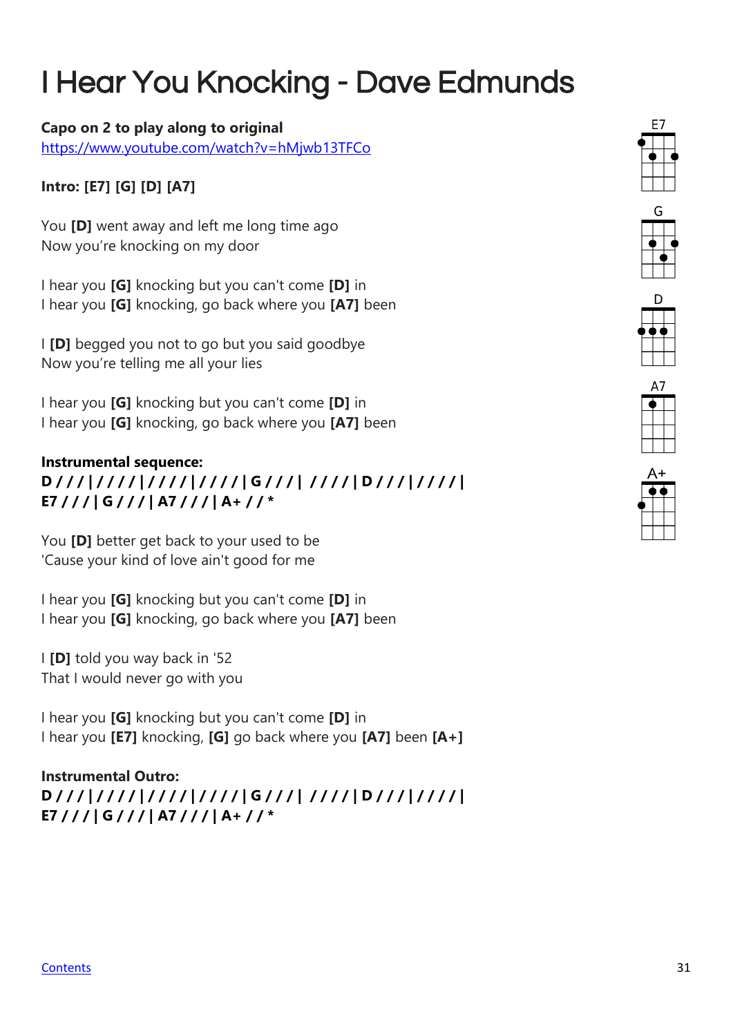# I Hear You Knocking - Dave Edmunds

**Capo on 2 to play along to original**
https://www.youtube.com/watch?v=hMjwb13TFCo

**Intro: [E7] [G] [D] [A7]**

You **[D]** went away and left me long time ago
Now you're knocking on my door

I hear you **[G]** knocking but you can't come **[D]** in
I hear you **[G]** knocking, go back where you **[A7]** been

I **[D]** begged you not to go but you said goodbye
Now you're telling me all your lies

I hear you **[G]** knocking but you can't come **[D]** in
I hear you **[G]** knocking, go back where you **[A7]** been

**Instrumental sequence:**
**D / / / | / / / / | / / / / | / / / / | G / / / | / / / / | D / / / | / / / / |**
**E7 / / / | G / / / | A7 / / / | A+ / / ***

You **[D]** better get back to your used to be
'Cause your kind of love ain't good for me

I hear you **[G]** knocking but you can't come **[D]** in
I hear you **[G]** knocking, go back where you **[A7]** been

I **[D]** told you way back in '52
That I would never go with you

I hear you **[G]** knocking but you can't come **[D]** in
I hear you **[E7]** knocking, **[G]** go back where you **[A7]** been **[A+]**

**Instrumental Outro:**
**D / / / | / / / / | / / / / | / / / / | G / / / | / / / / | D / / / | / / / / |**
**E7 / / / | G / / / | A7 / / / | A+ / / ***

E7
G
D
A7
A+

Contents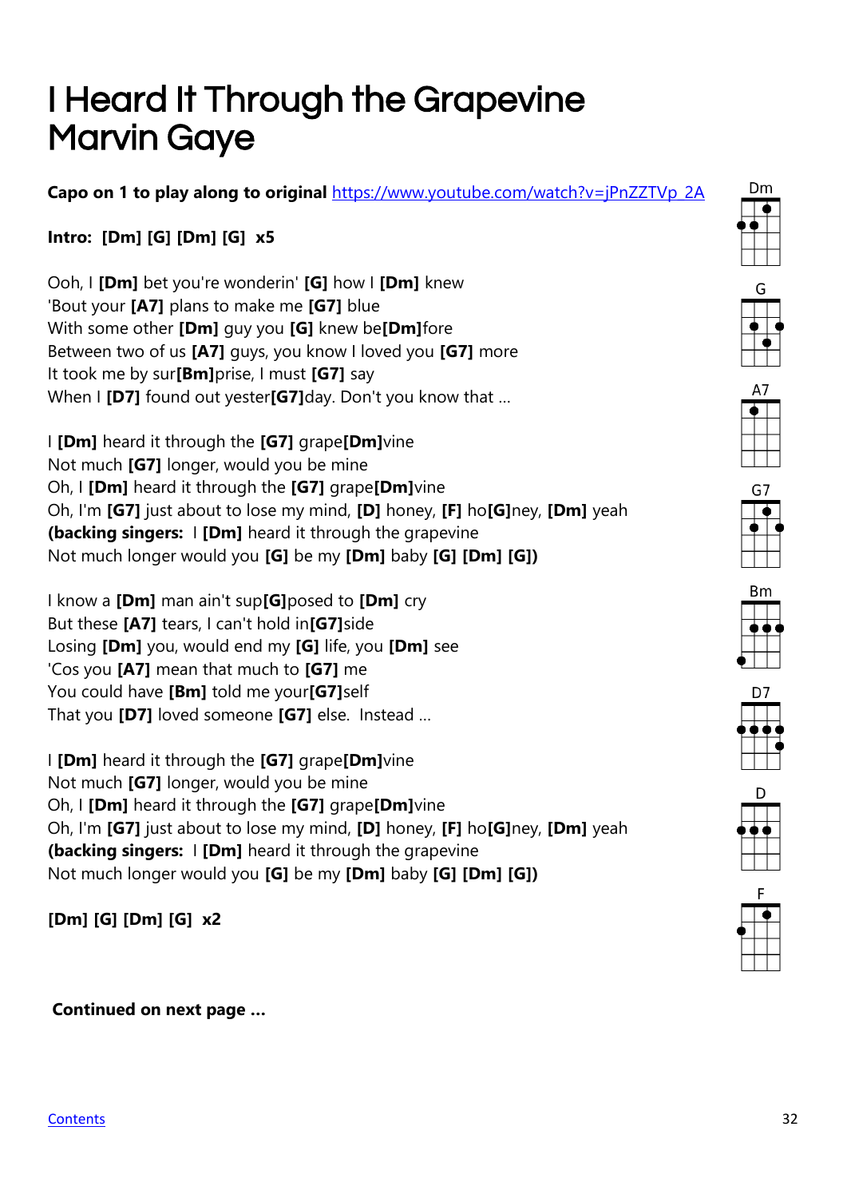# I Heard It Through the Grapevine Marvin Gaye

**Capo on 1 to play along to original** https://www.youtube.com/watch?v=jPnZZTVp_2A

**Intro: [Dm] [G] [Dm] [G] x5**

Ooh, I **[Dm]** bet you're wonderin' **[G]** how I **[Dm]** knew
'Bout your **[A7]** plans to make me **[G7]** blue
With some other **[Dm]** guy you **[G]** knew be**[Dm]**fore
Between two of us **[A7]** guys, you know I loved you **[G7]** more
It took me by sur**[Bm]**prise, I must **[G7]** say
When I **[D7]** found out yester**[G7]**day. Don't you know that ...

I **[Dm]** heard it through the **[G7]** grape**[Dm]**vine
Not much **[G7]** longer, would you be mine
Oh, I **[Dm]** heard it through the **[G7]** grape**[Dm]**vine
Oh, I'm **[G7]** just about to lose my mind, **[D]** honey, **[F]** ho**[G]**ney, **[Dm]** yeah
**(backing singers:** I **[Dm]** heard it through the grapevine
Not much longer would you **[G]** be my **[Dm]** baby **[G] [Dm] [G])**

I know a **[Dm]** man ain't sup**[G]**posed to **[Dm]** cry
But these **[A7]** tears, I can't hold in**[G7]**side
Losing **[Dm]** you, would end my **[G]** life, you **[Dm]** see
'Cos you **[A7]** mean that much to **[G7]** me
You could have **[Bm]** told me your**[G7]**self
That you **[D7]** loved someone **[G7]** else. Instead ...

I **[Dm]** heard it through the **[G7]** grape**[Dm]**vine
Not much **[G7]** longer, would you be mine
Oh, I **[Dm]** heard it through the **[G7]** grape**[Dm]**vine
Oh, I'm **[G7]** just about to lose my mind, **[D]** honey, **[F]** ho**[G]**ney, **[Dm]** yeah
**(backing singers:** I **[Dm]** heard it through the grapevine
Not much longer would you **[G]** be my **[Dm]** baby **[G] [Dm] [G])**

**[Dm] [G] [Dm] [G] x2**

**Continued on next page ...**

Dm G A7 G7 Bm D7 D F

Contents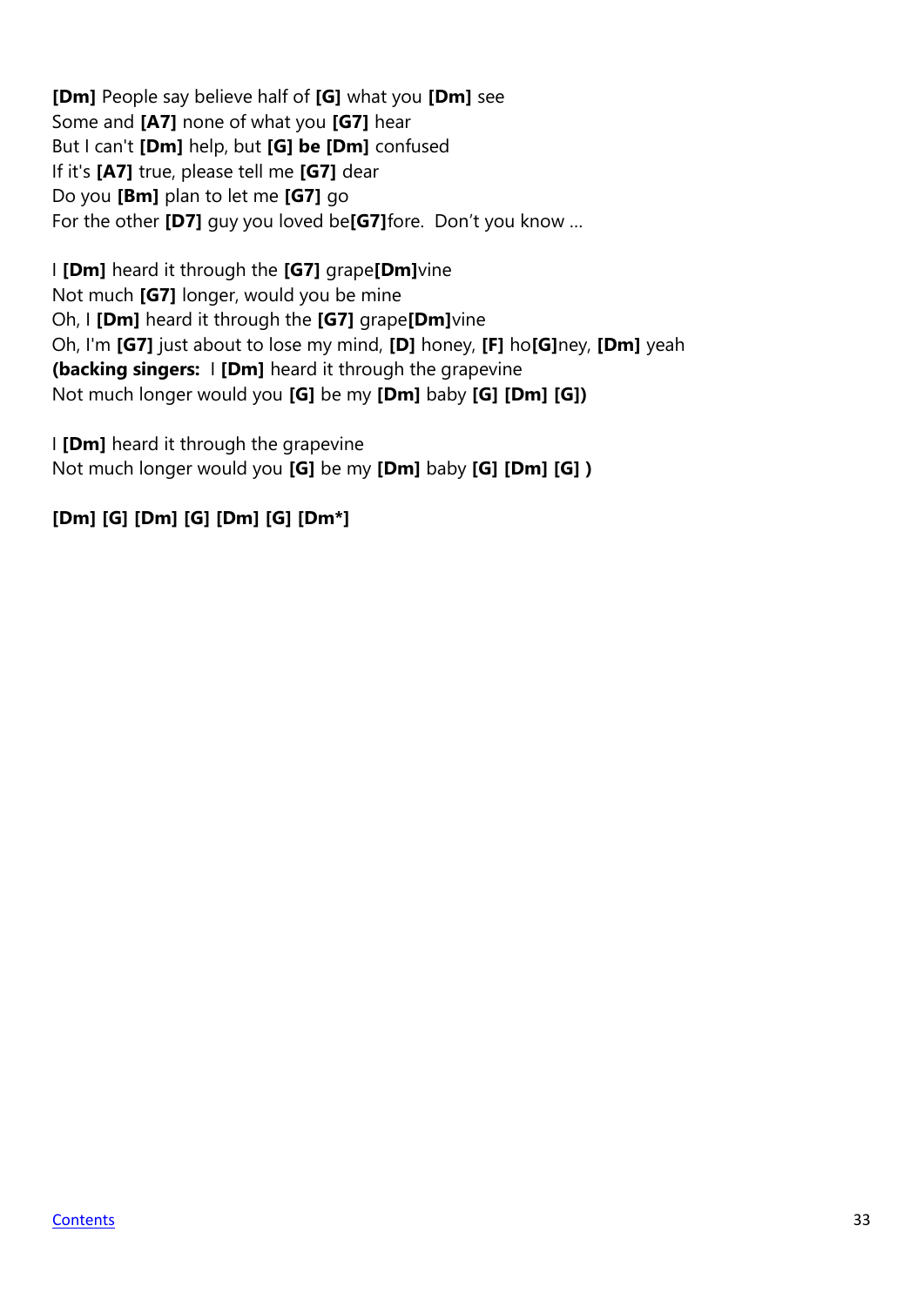**[Dm]** People say believe half of **[G]** what you **[Dm]** see
Some and **[A7]** none of what you **[G7]** hear
But I can't **[Dm]** help, but **[G] be [Dm]** confused
If it's **[A7]** true, please tell me **[G7]** dear
Do you **[Bm]** plan to let me **[G7]** go
For the other **[D7]** guy you loved be**[G7]**fore.  Don't you know …

I **[Dm]** heard it through the **[G7]** grape**[Dm]**vine
Not much **[G7]** longer, would you be mine
Oh, I **[Dm]** heard it through the **[G7]** grape**[Dm]**vine
Oh, I'm **[G7]** just about to lose my mind, **[D]** honey, **[F]** ho**[G]**ney, **[Dm]** yeah
**(backing singers:**  I **[Dm]** heard it through the grapevine
Not much longer would you **[G]** be my **[Dm]** baby **[G] [Dm] [G])**

I **[Dm]** heard it through the grapevine
Not much longer would you **[G]** be my **[Dm]** baby **[G] [Dm] [G] )**

**[Dm] [G] [Dm] [G] [Dm] [G] [Dm*]**

Contents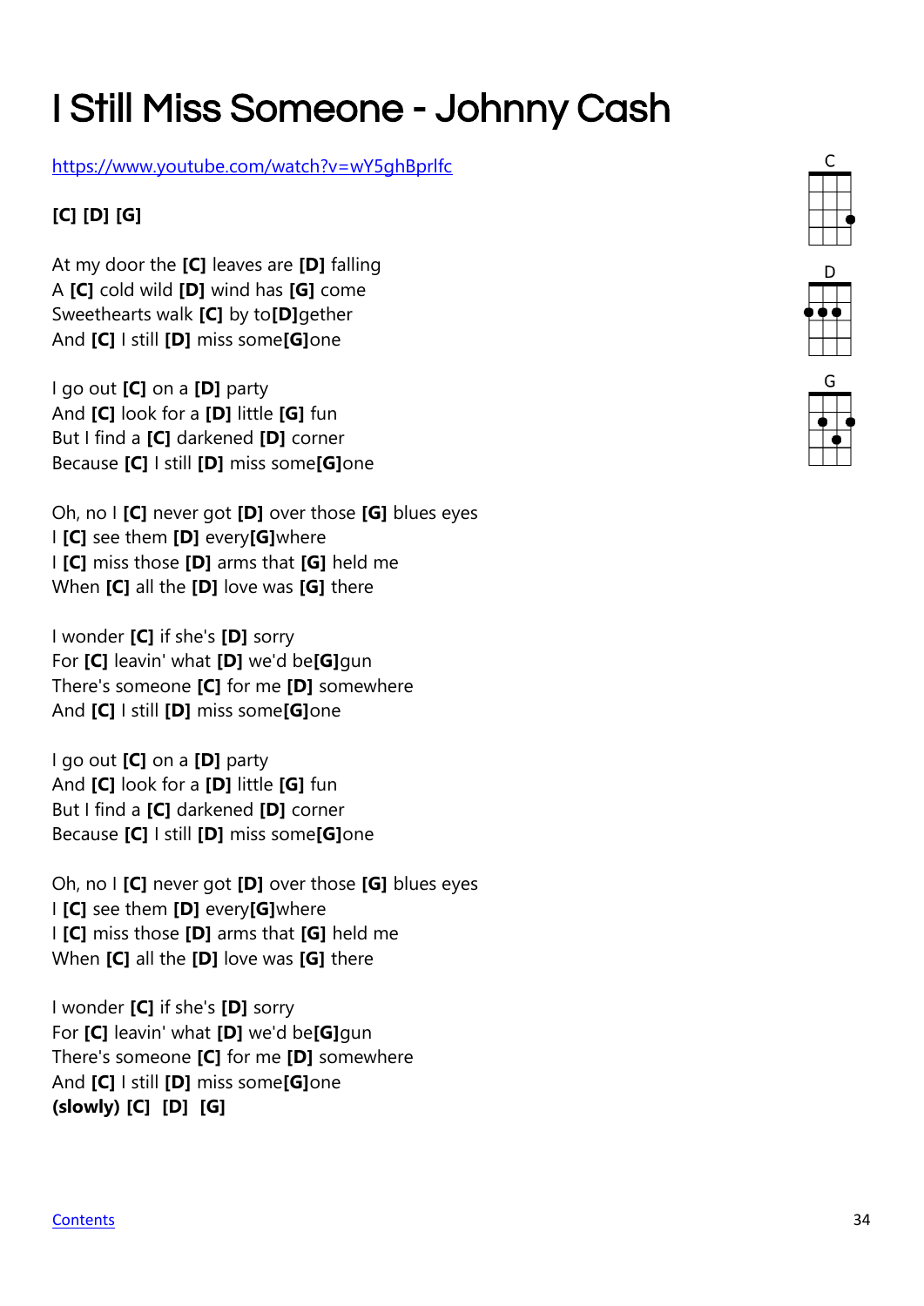# I Still Miss Someone - Johnny Cash

https://www.youtube.com/watch?v=wY5ghBprlfc

**[C] [D] [G]**

At my door the **[C]** leaves are **[D]** falling  
A **[C]** cold wild **[D]** wind has **[G]** come  
Sweethearts walk **[C]** by to**[D]**gether  
And **[C]** I still **[D]** miss some**[G]**one

I go out **[C]** on a **[D]** party  
And **[C]** look for a **[D]** little **[G]** fun  
But I find a **[C]** darkened **[D]** corner  
Because **[C]** I still **[D]** miss some**[G]**one

Oh, no I **[C]** never got **[D]** over those **[G]** blues eyes  
I **[C]** see them **[D]** every**[G]**where  
I **[C]** miss those **[D]** arms that **[G]** held me  
When **[C]** all the **[D]** love was **[G]** there

I wonder **[C]** if she's **[D]** sorry  
For **[C]** leavin' what **[D]** we'd be**[G]**gun  
There's someone **[C]** for me **[D]** somewhere  
And **[C]** I still **[D]** miss some**[G]**one

I go out **[C]** on a **[D]** party  
And **[C]** look for a **[D]** little **[G]** fun  
But I find a **[C]** darkened **[D]** corner  
Because **[C]** I still **[D]** miss some**[G]**one

Oh, no I **[C]** never got **[D]** over those **[G]** blues eyes  
I **[C]** see them **[D]** every**[G]**where  
I **[C]** miss those **[D]** arms that **[G]** held me  
When **[C]** all the **[D]** love was **[G]** there

I wonder **[C]** if she's **[D]** sorry  
For **[C]** leavin' what **[D]** we'd be**[G]**gun  
There's someone **[C]** for me **[D]** somewhere  
And **[C]** I still **[D]** miss some**[G]**one  
**(slowly) [C] [D] [G]**

C D G

Contents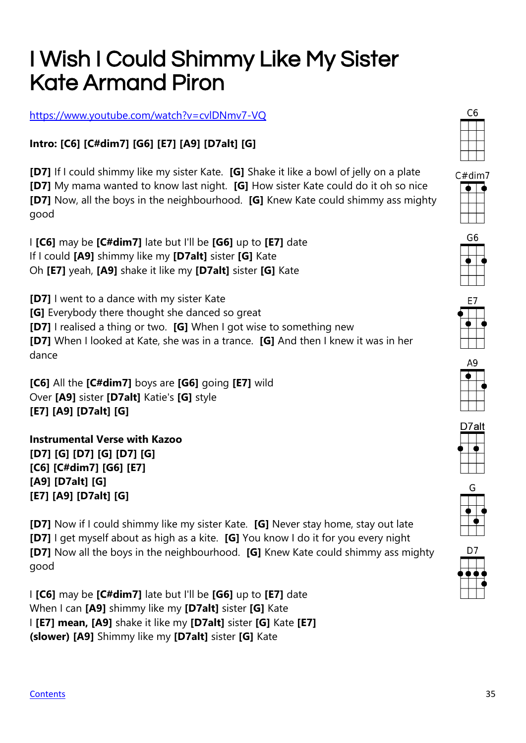# I Wish I Could Shimmy Like My Sister Kate Armand Piron

https://www.youtube.com/watch?v=cvlDNmv7-VQ

**Intro: [C6] [C#dim7] [G6] [E7] [A9] [D7alt] [G]**

**[D7]** If I could shimmy like my sister Kate. **[G]** Shake it like a bowl of jelly on a plate
**[D7]** My mama wanted to know last night. **[G]** How sister Kate could do it oh so nice
**[D7]** Now, all the boys in the neighbourhood. **[G]** Knew Kate could shimmy ass mighty good

I **[C6]** may be **[C#dim7]** late but I'll be **[G6]** up to **[E7]** date
If I could **[A9]** shimmy like my **[D7alt]** sister **[G]** Kate
Oh **[E7]** yeah, **[A9]** shake it like my **[D7alt]** sister **[G]** Kate

**[D7]** I went to a dance with my sister Kate
**[G]** Everybody there thought she danced so great
**[D7]** I realised a thing or two. **[G]** When I got wise to something new
**[D7]** When I looked at Kate, she was in a trance. **[G]** And then I knew it was in her dance

**[C6]** All the **[C#dim7]** boys are **[G6]** going **[E7]** wild
Over **[A9]** sister **[D7alt]** Katie's **[G]** style
**[E7] [A9] [D7alt] [G]**

**Instrumental Verse with Kazoo**
**[D7] [G] [D7] [G] [D7] [G]**
**[C6] [C#dim7] [G6] [E7]**
**[A9] [D7alt] [G]**
**[E7] [A9] [D7alt] [G]**

**[D7]** Now if I could shimmy like my sister Kate. **[G]** Never stay home, stay out late
**[D7]** I get myself about as high as a kite. **[G]** You know I do it for you every night
**[D7]** Now all the boys in the neighbourhood. **[G]** Knew Kate could shimmy ass mighty good

I **[C6]** may be **[C#dim7]** late but I'll be **[G6]** up to **[E7]** date
When I can **[A9]** shimmy like my **[D7alt]** sister **[G]** Kate
I **[E7] mean, [A9]** shake it like my **[D7alt]** sister **[G]** Kate **[E7]**
**(slower) [A9]** Shimmy like my **[D7alt]** sister **[G]** Kate

C6 C#dim7 G6 E7 A9 D7alt G D7

Contents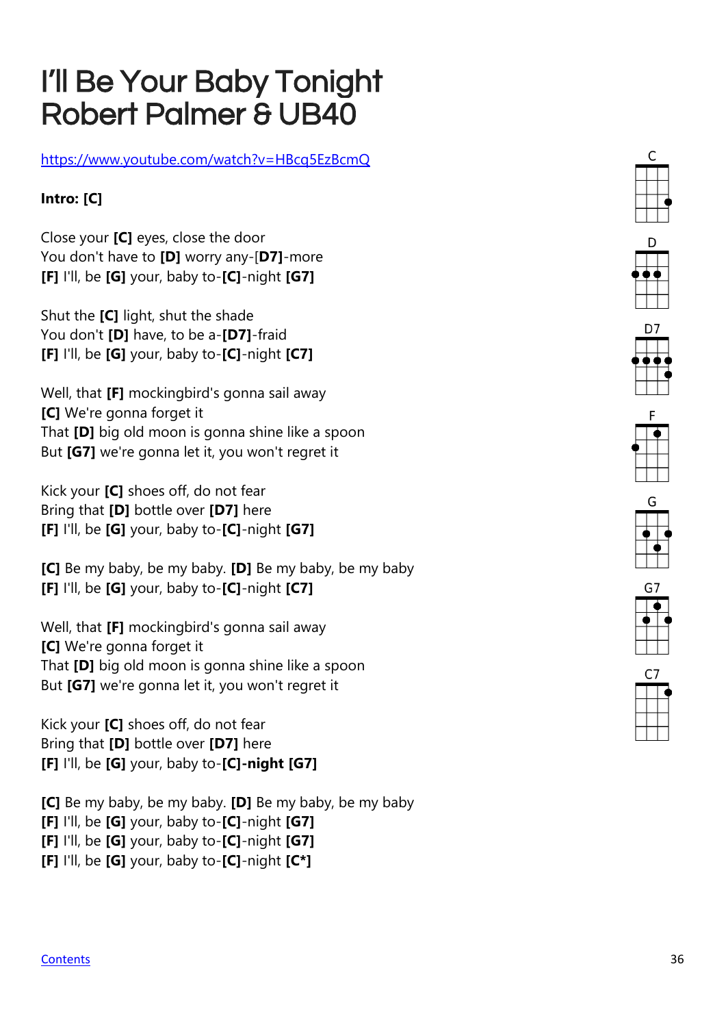# I'll Be Your Baby Tonight
# Robert Palmer & UB40

https://www.youtube.com/watch?v=HBcq5EzBcmQ

**Intro: [C]**

Close your **[C]** eyes, close the door  
You don't have to **[D]** worry any-[**D7]**-more  
**[F]** I'll, be **[G]** your, baby to-**[C]**-night **[G7]**

Shut the **[C]** light, shut the shade  
You don't **[D]** have, to be a-**[D7]**-fraid  
**[F]** I'll, be **[G]** your, baby to-**[C]**-night **[C7]**

Well, that **[F]** mockingbird's gonna sail away  
**[C]** We're gonna forget it  
That **[D]** big old moon is gonna shine like a spoon  
But **[G7]** we're gonna let it, you won't regret it

Kick your **[C]** shoes off, do not fear  
Bring that **[D]** bottle over **[D7]** here  
**[F]** I'll, be **[G]** your, baby to-**[C]**-night **[G7]**

**[C]** Be my baby, be my baby. **[D]** Be my baby, be my baby  
**[F]** I'll, be **[G]** your, baby to-**[C]**-night **[C7]**

Well, that **[F]** mockingbird's gonna sail away  
**[C]** We're gonna forget it  
That **[D]** big old moon is gonna shine like a spoon  
But **[G7]** we're gonna let it, you won't regret it

Kick your **[C]** shoes off, do not fear  
Bring that **[D]** bottle over **[D7]** here  
**[F]** I'll, be **[G]** your, baby to-**[C]-night [G7]**

**[C]** Be my baby, be my baby. **[D]** Be my baby, be my baby  
**[F]** I'll, be **[G]** your, baby to-**[C]**-night **[G7]**  
**[F]** I'll, be **[G]** your, baby to-**[C]**-night **[G7]**  
**[F]** I'll, be **[G]** your, baby to-**[C]**-night **[C*]**

C D D7 F G G7 C7

Contents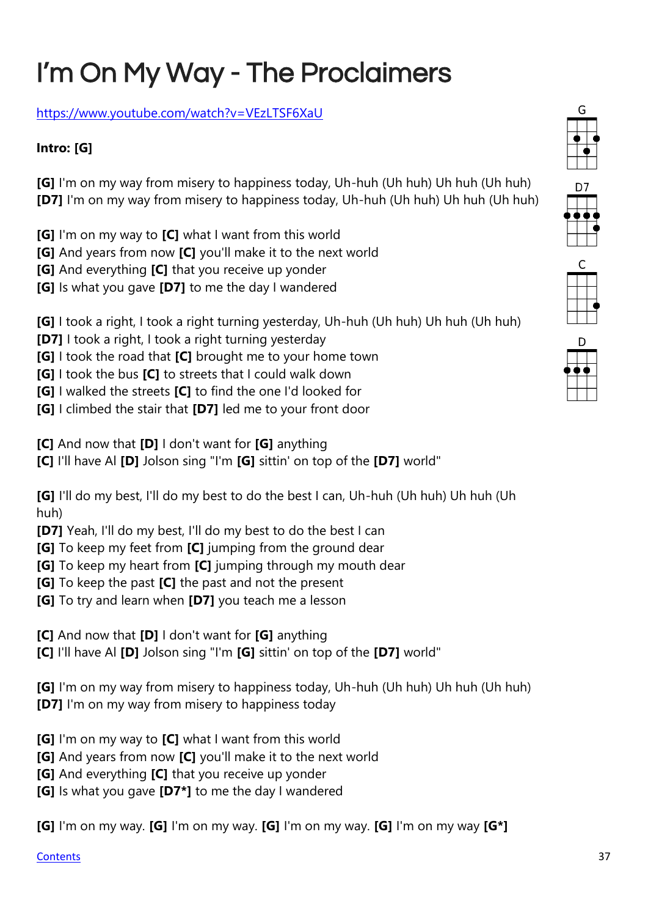# I'm On My Way - The Proclaimers

https://www.youtube.com/watch?v=VEzLTSF6XaU

**Intro: [G]**

**[G]** I'm on my way from misery to happiness today, Uh-huh (Uh huh) Uh huh (Uh huh)
**[D7]** I'm on my way from misery to happiness today, Uh-huh (Uh huh) Uh huh (Uh huh)

**[G]** I'm on my way to **[C]** what I want from this world
**[G]** And years from now **[C]** you'll make it to the next world
**[G]** And everything **[C]** that you receive up yonder
**[G]** Is what you gave **[D7]** to me the day I wandered

**[G]** I took a right, I took a right turning yesterday, Uh-huh (Uh huh) Uh huh (Uh huh)
**[D7]** I took a right, I took a right turning yesterday
**[G]** I took the road that **[C]** brought me to your home town
**[G]** I took the bus **[C]** to streets that I could walk down
**[G]** I walked the streets **[C]** to find the one I'd looked for
**[G]** I climbed the stair that **[D7]** led me to your front door

**[C]** And now that **[D]** I don't want for **[G]** anything
**[C]** I'll have Al **[D]** Jolson sing "I'm **[G]** sittin' on top of the **[D7]** world"

**[G]** I'll do my best, I'll do my best to do the best I can, Uh-huh (Uh huh) Uh huh (Uh huh)
**[D7]** Yeah, I'll do my best, I'll do my best to do the best I can
**[G]** To keep my feet from **[C]** jumping from the ground dear
**[G]** To keep my heart from **[C]** jumping through my mouth dear
**[G]** To keep the past **[C]** the past and not the present
**[G]** To try and learn when **[D7]** you teach me a lesson

**[C]** And now that **[D]** I don't want for **[G]** anything
**[C]** I'll have Al **[D]** Jolson sing "I'm **[G]** sittin' on top of the **[D7]** world"

**[G]** I'm on my way from misery to happiness today, Uh-huh (Uh huh) Uh huh (Uh huh)
**[D7]** I'm on my way from misery to happiness today

**[G]** I'm on my way to **[C]** what I want from this world
**[G]** And years from now **[C]** you'll make it to the next world
**[G]** And everything **[C]** that you receive up yonder
**[G]** Is what you gave **[D7*]** to me the day I wandered

**[G]** I'm on my way. **[G]** I'm on my way. **[G]** I'm on my way. **[G]** I'm on my way **[G*]**

G

D7

C

D

Contents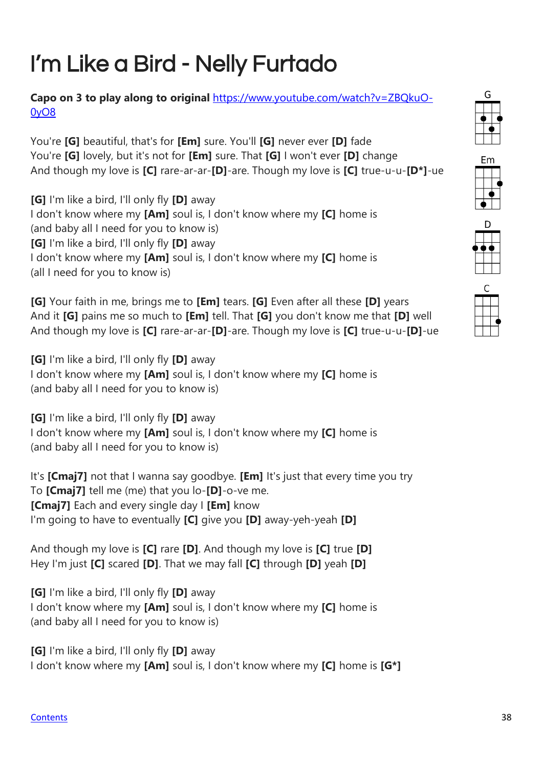# I’m Like a Bird - Nelly Furtado

**Capo on 3 to play along to original** [https://www.youtube.com/watch?v=ZBQkuO-0yO8](https://www.youtube.com/watch?v=ZBQkuO-0yO8)

You're **[G]** beautiful, that's for **[Em]** sure. You'll **[G]** never ever **[D]** fade
You're **[G]** lovely, but it's not for **[Em]** sure. That **[G]** I won't ever **[D]** change
And though my love is **[C]** rare-ar-ar-**[D]**-are. Though my love is **[C]** true-u-u-**[D*]**-ue

**[G]** I'm like a bird, I'll only fly **[D]** away
I don't know where my **[Am]** soul is, I don't know where my **[C]** home is
(and baby all I need for you to know is)
**[G]** I'm like a bird, I'll only fly **[D]** away
I don't know where my **[Am]** soul is, I don't know where my **[C]** home is
(all I need for you to know is)

**[G]** Your faith in me, brings me to **[Em]** tears. **[G]** Even after all these **[D]** years
And it **[G]** pains me so much to **[Em]** tell. That **[G]** you don't know me that **[D]** well
And though my love is **[C]** rare-ar-ar-**[D]**-are. Though my love is **[C]** true-u-u-**[D]**-ue

**[G]** I'm like a bird, I'll only fly **[D]** away
I don't know where my **[Am]** soul is, I don't know where my **[C]** home is
(and baby all I need for you to know is)

**[G]** I'm like a bird, I'll only fly **[D]** away
I don't know where my **[Am]** soul is, I don't know where my **[C]** home is
(and baby all I need for you to know is)

It's **[Cmaj7]** not that I wanna say goodbye. **[Em]** It's just that every time you try
To **[Cmaj7]** tell me (me) that you lo-**[D]**-o-ve me.
**[Cmaj7]** Each and every single day I **[Em]** know
I'm going to have to eventually **[C]** give you **[D]** away-yeh-yeah **[D]**

And though my love is **[C]** rare **[D]**. And though my love is **[C]** true **[D]**
Hey I'm just **[C]** scared **[D]**. That we may fall **[C]** through **[D]** yeah **[D]**

**[G]** I'm like a bird, I'll only fly **[D]** away
I don't know where my **[Am]** soul is, I don't know where my **[C]** home is
(and baby all I need for you to know is)

**[G]** I'm like a bird, I'll only fly **[D]** away
I don't know where my **[Am]** soul is, I don't know where my **[C]** home is **[G*]**

G

Em

D

C

[Contents](#)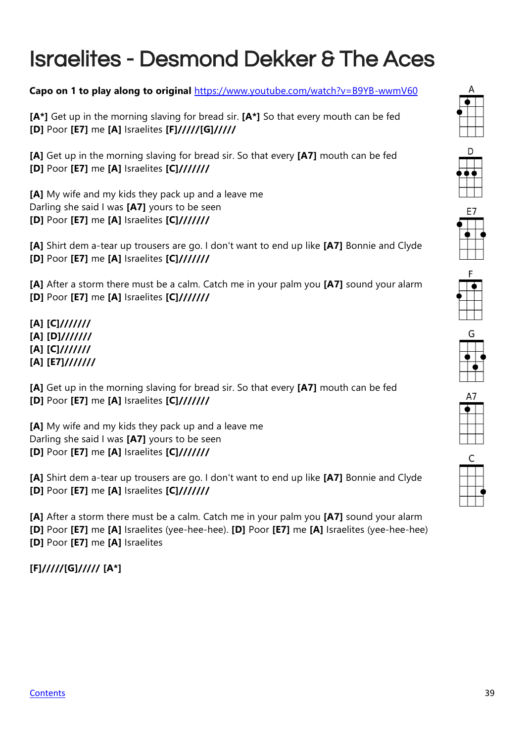# Israelites - Desmond Dekker & The Aces

**Capo on 1 to play along to original** [https://www.youtube.com/watch?v=B9YB-wwmV60](https://www.youtube.com/watch?v=B9YB-wwmV60)

**[A*]** Get up in the morning slaving for bread sir. **[A*]** So that every mouth can be fed
**[D]** Poor **[E7]** me **[A]** Israelites **[F]/////[G]/////**

**[A]** Get up in the morning slaving for bread sir. So that every **[A7]** mouth can be fed
**[D]** Poor **[E7]** me **[A]** Israelites **[C]///////**

**[A]** My wife and my kids they pack up and a leave me
Darling she said I was **[A7]** yours to be seen
**[D]** Poor **[E7]** me **[A]** Israelites **[C]///////**

**[A]** Shirt dem a-tear up trousers are go. I don't want to end up like **[A7]** Bonnie and Clyde
**[D]** Poor **[E7]** me **[A]** Israelites **[C]///////**

**[A]** After a storm there must be a calm. Catch me in your palm you **[A7]** sound your alarm
**[D]** Poor **[E7]** me **[A]** Israelites **[C]///////**

**[A] [C]///////**
**[A] [D]///////**
**[A] [C]///////**
**[A] [E7]///////**

**[A]** Get up in the morning slaving for bread sir. So that every **[A7]** mouth can be fed
**[D]** Poor **[E7]** me **[A]** Israelites **[C]///////**

**[A]** My wife and my kids they pack up and a leave me
Darling she said I was **[A7]** yours to be seen
**[D]** Poor **[E7]** me **[A]** Israelites **[C]///////**

**[A]** Shirt dem a-tear up trousers are go. I don't want to end up like **[A7]** Bonnie and Clyde
**[D]** Poor **[E7]** me **[A]** Israelites **[C]///////**

**[A]** After a storm there must be a calm. Catch me in your palm you **[A7]** sound your alarm
**[D]** Poor **[E7]** me **[A]** Israelites (yee-hee-hee). **[D]** Poor **[E7]** me **[A]** Israelites (yee-hee-hee)
**[D]** Poor **[E7]** me **[A]** Israelites

**[F]/////[G]///// [A*]**

A D E7 F G A7 C

[Contents](#)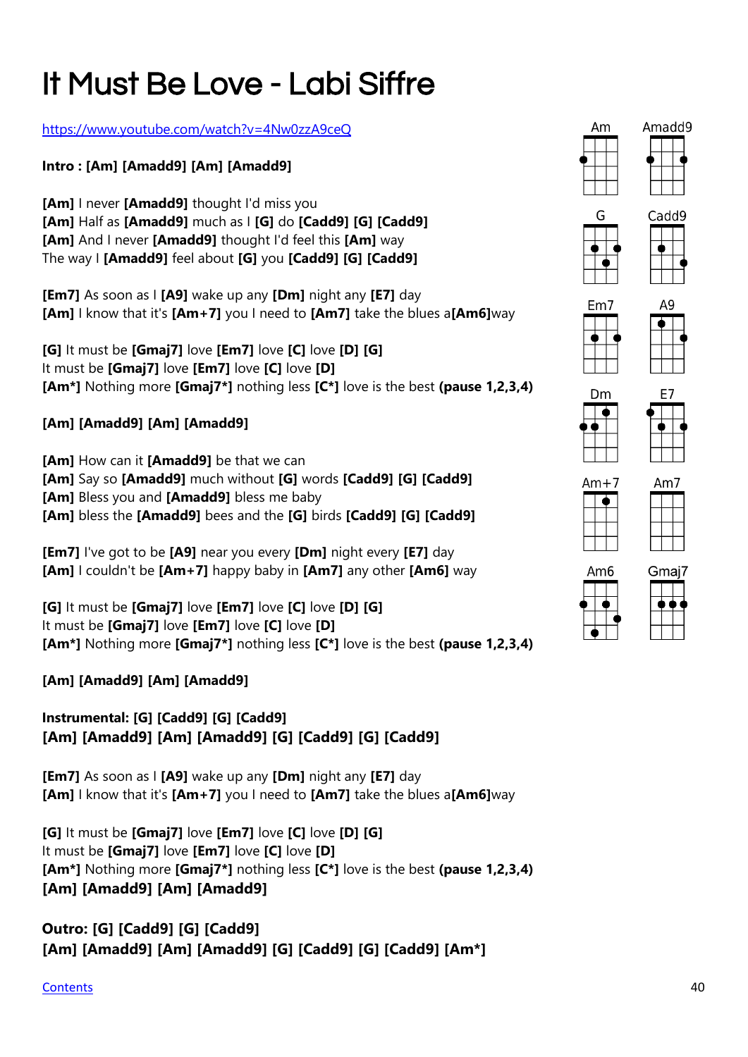# It Must Be Love - Labi Siffre

https://www.youtube.com/watch?v=4Nw0zzA9ceQ

**Intro : [Am] [Amadd9] [Am] [Amadd9]**

**[Am]** I never **[Amadd9]** thought I'd miss you
**[Am]** Half as **[Amadd9]** much as I **[G]** do **[Cadd9] [G] [Cadd9]**
**[Am]** And I never **[Amadd9]** thought I'd feel this **[Am]** way
The way I **[Amadd9]** feel about **[G]** you **[Cadd9] [G] [Cadd9]**

**[Em7]** As soon as I **[A9]** wake up any **[Dm]** night any **[E7]** day
**[Am]** I know that it's **[Am+7]** you I need to **[Am7]** take the blues a**[Am6]**way

**[G]** It must be **[Gmaj7]** love **[Em7]** love **[C]** love **[D] [G]**
It must be **[Gmaj7]** love **[Em7]** love **[C]** love **[D]**
**[Am*]** Nothing more **[Gmaj7*]** nothing less **[C*]** love is the best **(pause 1,2,3,4)**

**[Am] [Amadd9] [Am] [Amadd9]**

**[Am]** How can it **[Amadd9]** be that we can
**[Am]** Say so **[Amadd9]** much without **[G]** words **[Cadd9] [G] [Cadd9]**
**[Am]** Bless you and **[Amadd9]** bless me baby
**[Am]** bless the **[Amadd9]** bees and the **[G]** birds **[Cadd9] [G] [Cadd9]**

**[Em7]** I've got to be **[A9]** near you every **[Dm]** night every **[E7]** day
**[Am]** I couldn't be **[Am+7]** happy baby in **[Am7]** any other **[Am6]** way

**[G]** It must be **[Gmaj7]** love **[Em7]** love **[C]** love **[D] [G]**
It must be **[Gmaj7]** love **[Em7]** love **[C]** love **[D]**
**[Am*]** Nothing more **[Gmaj7*]** nothing less **[C*]** love is the best **(pause 1,2,3,4)**

**[Am] [Amadd9] [Am] [Amadd9]**

**Instrumental: [G] [Cadd9] [G] [Cadd9]**
**[Am] [Amadd9] [Am] [Amadd9] [G] [Cadd9] [G] [Cadd9]**

**[Em7]** As soon as I **[A9]** wake up any **[Dm]** night any **[E7]** day
**[Am]** I know that it's **[Am+7]** you I need to **[Am7]** take the blues a**[Am6]**way

**[G]** It must be **[Gmaj7]** love **[Em7]** love **[C]** love **[D] [G]**
It must be **[Gmaj7]** love **[Em7]** love **[C]** love **[D]**
**[Am*]** Nothing more **[Gmaj7*]** nothing less **[C*]** love is the best **(pause 1,2,3,4)**
**[Am] [Amadd9] [Am] [Amadd9]**

**Outro: [G] [Cadd9] [G] [Cadd9]**
**[Am] [Amadd9] [Am] [Amadd9] [G] [Cadd9] [G] [Cadd9] [Am*]**

Am Amadd9 G Cadd9 Em7 A9 Dm E7 Am+7 Am7 Am6 Gmaj7

Contents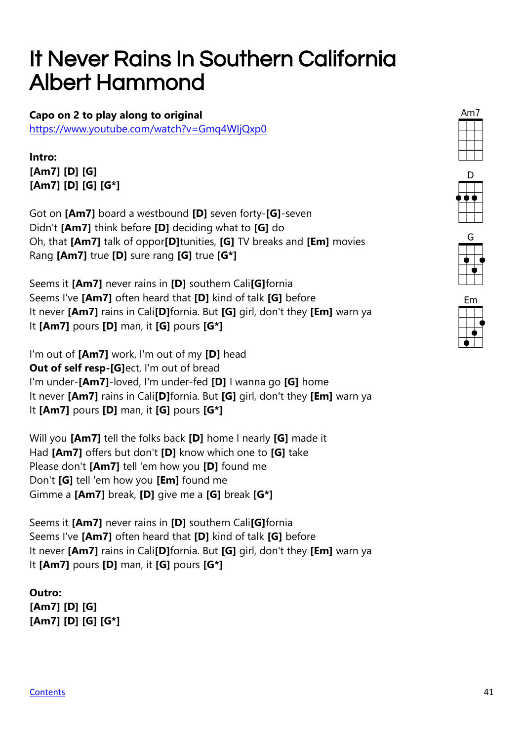# It Never Rains In Southern California
# Albert Hammond

**Capo on 2 to play along to original**
https://www.youtube.com/watch?v=Gmq4WIjQxp0

Am7

D

G

Em

**Intro:**
**[Am7] [D] [G]**
**[Am7] [D] [G] [G*]**

Got on **[Am7]** board a westbound **[D]** seven forty-**[G]**-seven
Didn't **[Am7]** think before **[D]** deciding what to **[G]** do
Oh, that **[Am7]** talk of oppor**[D]**tunities, **[G]** TV breaks and **[Em]** movies
Rang **[Am7]** true **[D]** sure rang **[G]** true **[G*]**

Seems it **[Am7]** never rains in **[D]** southern Cali**[G]**fornia
Seems I've **[Am7]** often heard that **[D]** kind of talk **[G]** before
It never **[Am7]** rains in Cali**[D]**fornia. But **[G]** girl, don't they **[Em]** warn ya
It **[Am7]** pours **[D]** man, it **[G]** pours **[G*]**

I'm out of **[Am7]** work, I'm out of my **[D]** head
**Out of self resp-[G]**ect, I'm out of bread
I'm under-**[Am7]**-loved, I'm under-fed **[D]** I wanna go **[G]** home
It never **[Am7]** rains in Cali**[D]**fornia. But **[G]** girl, don't they **[Em]** warn ya
It **[Am7]** pours **[D]** man, it **[G]** pours **[G*]**

Will you **[Am7]** tell the folks back **[D]** home I nearly **[G]** made it
Had **[Am7]** offers but don't **[D]** know which one to **[G]** take
Please don't **[Am7]** tell 'em how you **[D]** found me
Don't **[G]** tell 'em how you **[Em]** found me
Gimme a **[Am7]** break, **[D]** give me a **[G]** break **[G*]**

Seems it **[Am7]** never rains in **[D]** southern Cali**[G]**fornia
Seems I've **[Am7]** often heard that **[D]** kind of talk **[G]** before
It never **[Am7]** rains in Cali**[D]**fornia. But **[G]** girl, don't they **[Em]** warn ya
It **[Am7]** pours **[D]** man, it **[G]** pours **[G*]**

**Outro:**
**[Am7] [D] [G]**
**[Am7] [D] [G] [G*]**

Contents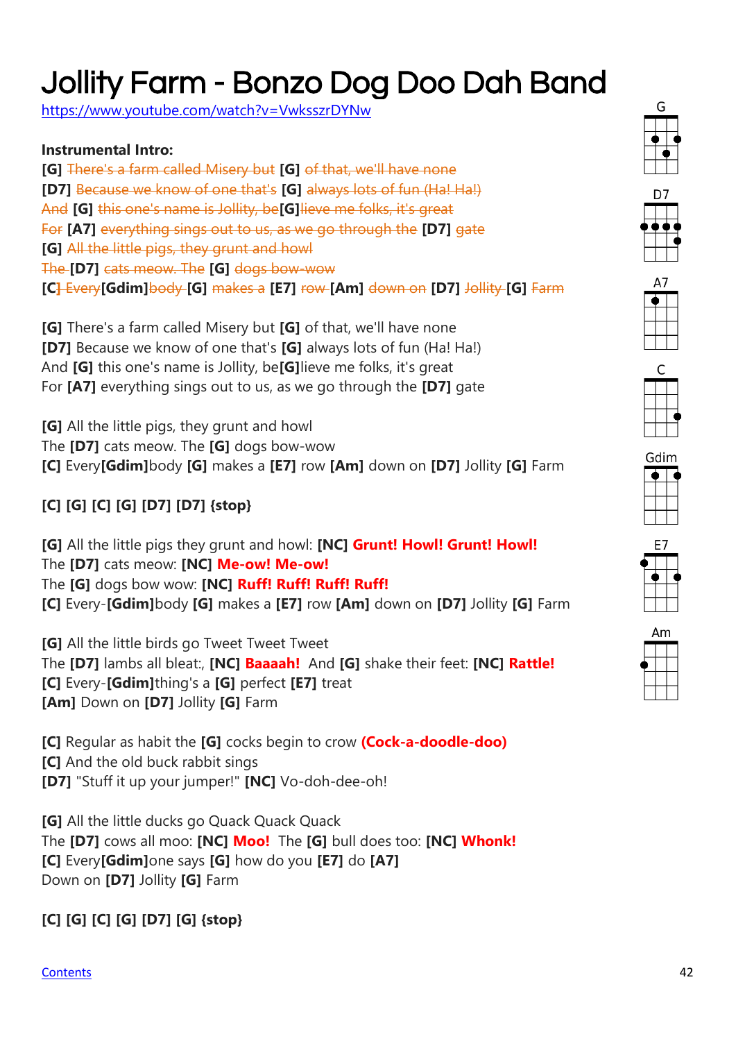# Jollity Farm - Bonzo Dog Doo Dah Band

https://www.youtube.com/watch?v=VwksszrDYNw

**Instrumental Intro:**
**[G]** ~~There's a farm called Misery but~~ **[G]** ~~of that, we'll have none~~
**[D7]** ~~Because we know of one that's~~ **[G]** ~~always lots of fun (Ha! Ha!)~~
~~And~~ **[G]** ~~this one's name is Jollity, be~~**[G]**~~lieve me folks, it's great~~
~~For~~ **[A7]** ~~everything sings out to us, as we go through the~~ **[D7]** ~~gate~~
**[G]** ~~All the little pigs, they grunt and howl~~
~~The~~ **[D7]** ~~cats meow. The~~ **[G]** ~~dogs bow-wow~~
**[C]** ~~Every~~**[Gdim]**~~body~~ **[G]** ~~makes a~~ **[E7]** ~~row~~ **[Am]** ~~down on~~ **[D7]** ~~Jollity~~ **[G]** ~~Farm~~

**[G]** There's a farm called Misery but **[G]** of that, we'll have none
**[D7]** Because we know of one that's **[G]** always lots of fun (Ha! Ha!)
And **[G]** this one's name is Jollity, be**[G]**lieve me folks, it's great
For **[A7]** everything sings out to us, as we go through the **[D7]** gate

**[G]** All the little pigs, they grunt and howl
The **[D7]** cats meow. The **[G]** dogs bow-wow
**[C]** Every**[Gdim]**body **[G]** makes a **[E7]** row **[Am]** down on **[D7]** Jollity **[G]** Farm

**[C] [G] [C] [G] [D7] [D7] {stop}**

**[G]** All the little pigs they grunt and howl: **[NC]** **Grunt! Howl! Grunt! Howl!**
The **[D7]** cats meow: **[NC]** **Me-ow! Me-ow!**
The **[G]** dogs bow wow: **[NC]** **Ruff! Ruff! Ruff! Ruff!**
**[C]** Every-**[Gdim]**body **[G]** makes a **[E7]** row **[Am]** down on **[D7]** Jollity **[G]** Farm

**[G]** All the little birds go Tweet Tweet Tweet
The **[D7]** lambs all bleat:, **[NC]** **Baaaah!** And **[G]** shake their feet: **[NC]** **Rattle!**
**[C]** Every-**[Gdim]**thing's a **[G]** perfect **[E7]** treat
**[Am]** Down on **[D7]** Jollity **[G]** Farm

**[C]** Regular as habit the **[G]** cocks begin to crow **(Cock-a-doodle-doo)**
**[C]** And the old buck rabbit sings
**[D7]** "Stuff it up your jumper!" **[NC]** Vo-doh-dee-oh!

**[G]** All the little ducks go Quack Quack Quack
The **[D7]** cows all moo: **[NC]** **Moo!** The **[G]** bull does too: **[NC]** **Whonk!**
**[C]** Every**[Gdim]**one says **[G]** how do you **[E7]** do **[A7]**
Down on **[D7]** Jollity **[G]** Farm

**[C] [G] [C] [G] [D7] [G] {stop}**

G D7 A7 C Gdim E7 Am

Contents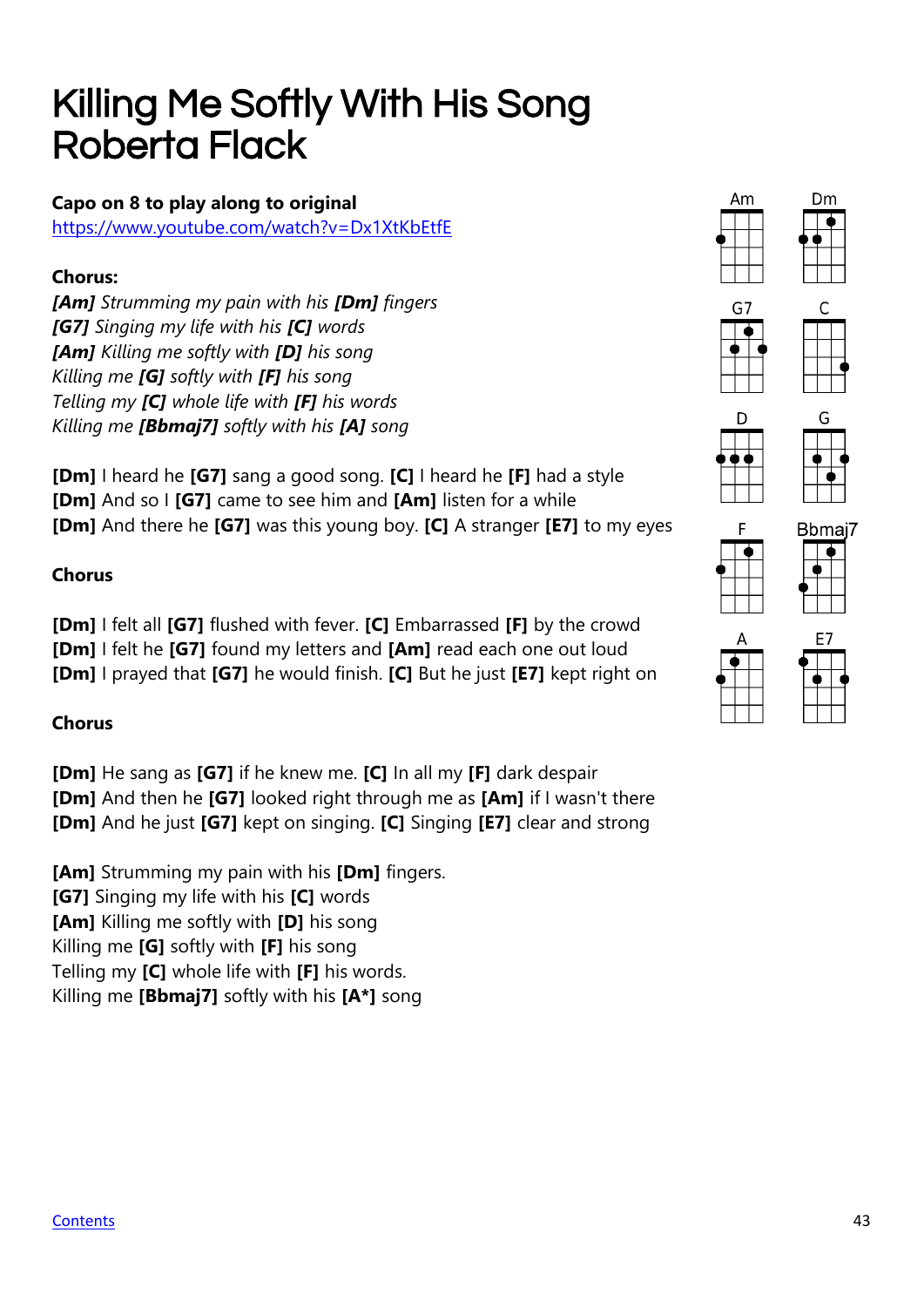# Killing Me Softly With His Song
# Roberta Flack

**Capo on 8 to play along to original**
https://www.youtube.com/watch?v=Dx1XtKbEtfE

**Chorus:**
*[Am] Strumming my pain with his [Dm] fingers*
*[G7] Singing my life with his [C] words*
*[Am] Killing me softly with [D] his song*
*Killing me [G] softly with [F] his song*
*Telling my [C] whole life with [F] his words*
*Killing me [Bbmaj7] softly with his [A] song*

**[Dm]** I heard he **[G7]** sang a good song. **[C]** I heard he **[F]** had a style
**[Dm]** And so I **[G7]** came to see him and **[Am]** listen for a while
**[Dm]** And there he **[G7]** was this young boy. **[C]** A stranger **[E7]** to my eyes

**Chorus**

**[Dm]** I felt all **[G7]** flushed with fever. **[C]** Embarrassed **[F]** by the crowd
**[Dm]** I felt he **[G7]** found my letters and **[Am]** read each one out loud
**[Dm]** I prayed that **[G7]** he would finish. **[C]** But he just **[E7]** kept right on

**Chorus**

**[Dm]** He sang as **[G7]** if he knew me. **[C]** In all my **[F]** dark despair
**[Dm]** And then he **[G7]** looked right through me as **[Am]** if I wasn't there
**[Dm]** And he just **[G7]** kept on singing. **[C]** Singing **[E7]** clear and strong

**[Am]** Strumming my pain with his **[Dm]** fingers.
**[G7]** Singing my life with his **[C]** words
**[Am]** Killing me softly with **[D]** his song
Killing me **[G]** softly with **[F]** his song
Telling my **[C]** whole life with **[F]** his words.
Killing me **[Bbmaj7]** softly with his **[A*]** song

Am Dm G7 C D G F Bbmaj7 A E7

Contents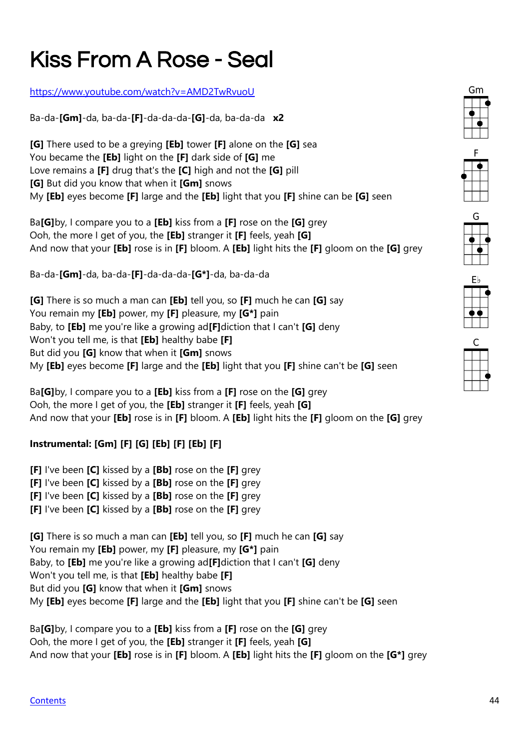# Kiss From A Rose - Seal

https://www.youtube.com/watch?v=AMD2TwRvuoU

Ba-da-**[Gm]**-da, ba-da-**[F]**-da-da-da-**[G]**-da, ba-da-da **x2**

**[G]** There used to be a greying **[Eb]** tower **[F]** alone on the **[G]** sea
You became the **[Eb]** light on the **[F]** dark side of **[G]** me
Love remains a **[F]** drug that's the **[C]** high and not the **[G]** pill
**[G]** But did you know that when it **[Gm]** snows
My **[Eb]** eyes become **[F]** large and the **[Eb]** light that you **[F]** shine can be **[G]** seen

Ba**[G]**by, I compare you to a **[Eb]** kiss from a **[F]** rose on the **[G]** grey
Ooh, the more I get of you, the **[Eb]** stranger it **[F]** feels, yeah **[G]**
And now that your **[Eb]** rose is in **[F]** bloom. A **[Eb]** light hits the **[F]** gloom on the **[G]** grey

Ba-da-**[Gm]**-da, ba-da-**[F]**-da-da-da-**[G*]**-da, ba-da-da

**[G]** There is so much a man can **[Eb]** tell you, so **[F]** much he can **[G]** say
You remain my **[Eb]** power, my **[F]** pleasure, my **[G*]** pain
Baby, to **[Eb]** me you're like a growing ad**[F]**diction that I can't **[G]** deny
Won't you tell me, is that **[Eb]** healthy babe **[F]**
But did you **[G]** know that when it **[Gm]** snows
My **[Eb]** eyes become **[F]** large and the **[Eb]** light that you **[F]** shine can't be **[G]** seen

Ba**[G]**by, I compare you to a **[Eb]** kiss from a **[F]** rose on the **[G]** grey
Ooh, the more I get of you, the **[Eb]** stranger it **[F]** feels, yeah **[G]**
And now that your **[Eb]** rose is in **[F]** bloom. A **[Eb]** light hits the **[F]** gloom on the **[G]** grey

**Instrumental: [Gm] [F] [G] [Eb] [F] [Eb] [F]**

**[F]** I've been **[C]** kissed by a **[Bb]** rose on the **[F]** grey
**[F]** I've been **[C]** kissed by a **[Bb]** rose on the **[F]** grey
**[F]** I've been **[C]** kissed by a **[Bb]** rose on the **[F]** grey
**[F]** I've been **[C]** kissed by a **[Bb]** rose on the **[F]** grey

**[G]** There is so much a man can **[Eb]** tell you, so **[F]** much he can **[G]** say
You remain my **[Eb]** power, my **[F]** pleasure, my **[G*]** pain
Baby, to **[Eb]** me you're like a growing ad**[F]**diction that I can't **[G]** deny
Won't you tell me, is that **[Eb]** healthy babe **[F]**
But did you **[G]** know that when it **[Gm]** snows
My **[Eb]** eyes become **[F]** large and the **[Eb]** light that you **[F]** shine can't be **[G]** seen

Ba**[G]**by, I compare you to a **[Eb]** kiss from a **[F]** rose on the **[G]** grey
Ooh, the more I get of you, the **[Eb]** stranger it **[F]** feels, yeah **[G]**
And now that your **[Eb]** rose is in **[F]** bloom. A **[Eb]** light hits the **[F]** gloom on the **[G*]** grey

Gm F G E♭ C

Contents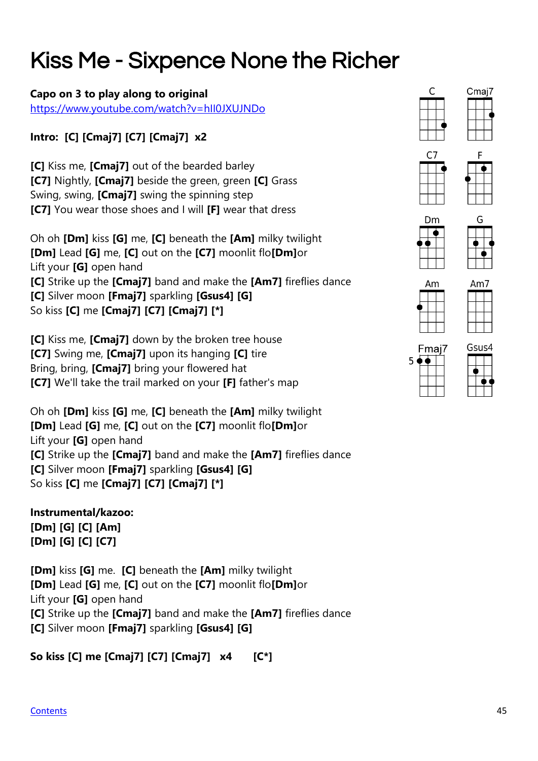# Kiss Me - Sixpence None the Richer

**Capo on 3 to play along to original**
https://www.youtube.com/watch?v=hII0JXUJNDo

**Intro: [C] [Cmaj7] [C7] [Cmaj7] x2**

**[C]** Kiss me, **[Cmaj7]** out of the bearded barley
**[C7]** Nightly, **[Cmaj7]** beside the green, green **[C]** Grass
Swing, swing, **[Cmaj7]** swing the spinning step
**[C7]** You wear those shoes and I will **[F]** wear that dress

Oh oh **[Dm]** kiss **[G]** me, **[C]** beneath the **[Am]** milky twilight
**[Dm]** Lead **[G]** me, **[C]** out on the **[C7]** moonlit flo**[Dm]**or
Lift your **[G]** open hand
**[C]** Strike up the **[Cmaj7]** band and make the **[Am7]** fireflies dance
**[C]** Silver moon **[Fmaj7]** sparkling **[Gsus4] [G]**
So kiss **[C]** me **[Cmaj7] [C7] [Cmaj7] [*]**

**[C]** Kiss me, **[Cmaj7]** down by the broken tree house
**[C7]** Swing me, **[Cmaj7]** upon its hanging **[C]** tire
Bring, bring, **[Cmaj7]** bring your flowered hat
**[C7]** We'll take the trail marked on your **[F]** father's map

Oh oh **[Dm]** kiss **[G]** me, **[C]** beneath the **[Am]** milky twilight
**[Dm]** Lead **[G]** me, **[C]** out on the **[C7]** moonlit flo**[Dm]**or
Lift your **[G]** open hand
**[C]** Strike up the **[Cmaj7]** band and make the **[Am7]** fireflies dance
**[C]** Silver moon **[Fmaj7]** sparkling **[Gsus4] [G]**
So kiss **[C]** me **[Cmaj7] [C7] [Cmaj7] [*]**

**Instrumental/kazoo:**
**[Dm] [G] [C] [Am]**
**[Dm] [G] [C] [C7]**

**[Dm]** kiss **[G]** me. **[C]** beneath the **[Am]** milky twilight
**[Dm]** Lead **[G]** me, **[C]** out on the **[C7]** moonlit flo**[Dm]**or
Lift your **[G]** open hand
**[C]** Strike up the **[Cmaj7]** band and make the **[Am7]** fireflies dance
**[C]** Silver moon **[Fmaj7]** sparkling **[Gsus4] [G]**

**So kiss [C] me [Cmaj7] [C7] [Cmaj7] x4 [C*]**

C Cmaj7 C7 F Dm G Am Am7 Fmaj7 Gsus4

Contents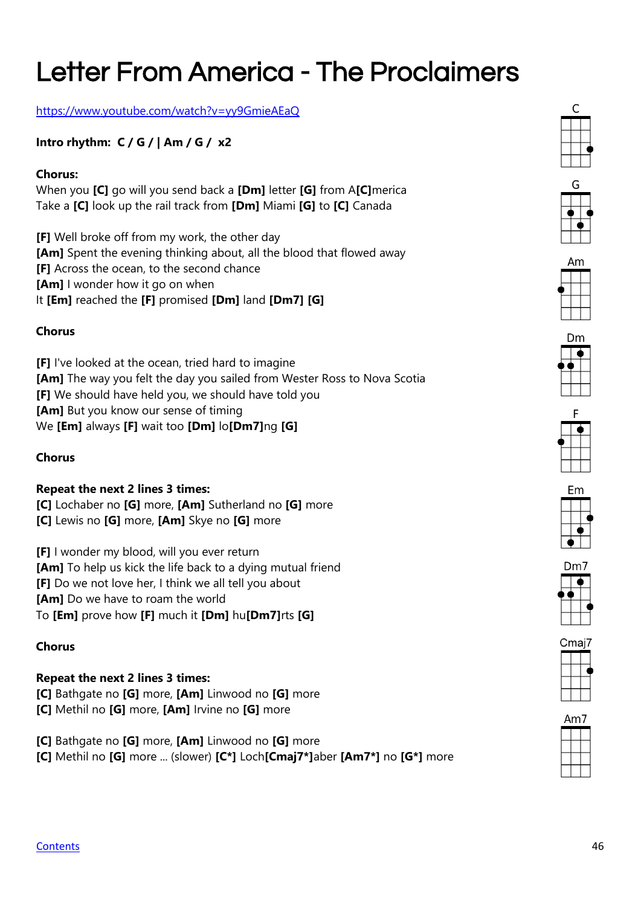# Letter From America - The Proclaimers

https://www.youtube.com/watch?v=yy9GmieAEaQ

**Intro rhythm: C / G / | Am / G / x2**

**Chorus:**
When you **[C]** go will you send back a **[Dm]** letter **[G]** from A**[C]**merica
Take a **[C]** look up the rail track from **[Dm]** Miami **[G]** to **[C]** Canada

**[F]** Well broke off from my work, the other day
**[Am]** Spent the evening thinking about, all the blood that flowed away
**[F]** Across the ocean, to the second chance
**[Am]** I wonder how it go on when
It **[Em]** reached the **[F]** promised **[Dm]** land **[Dm7]** **[G]**

**Chorus**

**[F]** I've looked at the ocean, tried hard to imagine
**[Am]** The way you felt the day you sailed from Wester Ross to Nova Scotia
**[F]** We should have held you, we should have told you
**[Am]** But you know our sense of timing
We **[Em]** always **[F]** wait too **[Dm]** lo**[Dm7]**ng **[G]**

**Chorus**

**Repeat the next 2 lines 3 times:**
**[C]** Lochaber no **[G]** more, **[Am]** Sutherland no **[G]** more
**[C]** Lewis no **[G]** more, **[Am]** Skye no **[G]** more

**[F]** I wonder my blood, will you ever return
**[Am]** To help us kick the life back to a dying mutual friend
**[F]** Do we not love her, I think we all tell you about
**[Am]** Do we have to roam the world
To **[Em]** prove how **[F]** much it **[Dm]** hu**[Dm7]**rts **[G]**

**Chorus**

**Repeat the next 2 lines 3 times:**
**[C]** Bathgate no **[G]** more, **[Am]** Linwood no **[G]** more
**[C]** Methil no **[G]** more, **[Am]** Irvine no **[G]** more

**[C]** Bathgate no **[G]** more, **[Am]** Linwood no **[G]** more
**[C]** Methil no **[G]** more ... (slower) **[C*]** Loch**[Cmaj7*]**aber **[Am7*]** no **[G*]** more

C G Am Dm F Em Dm7 Cmaj7 Am7

Contents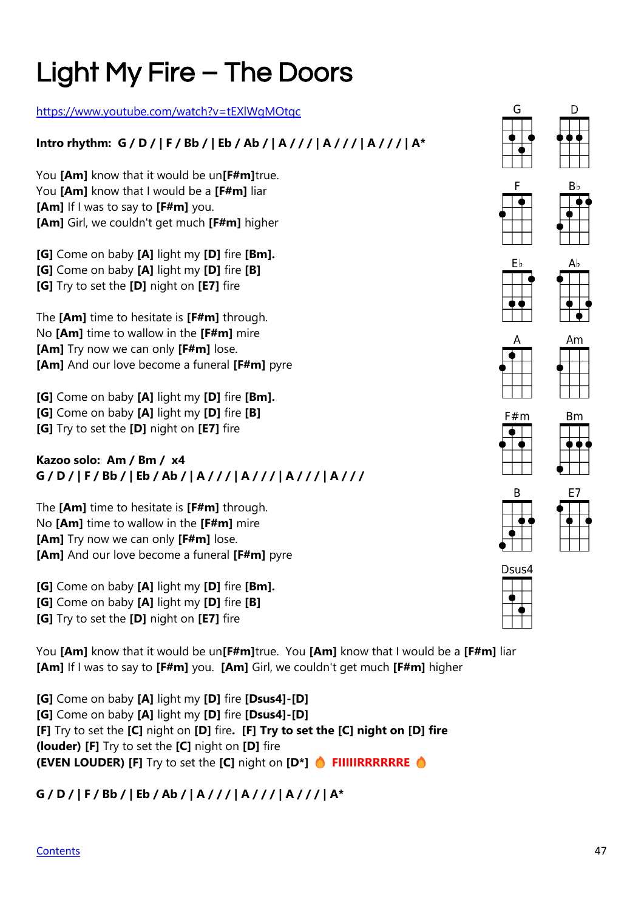# Light My Fire – The Doors

https://www.youtube.com/watch?v=tEXlWgMOtqc

**Intro rhythm: G / D / | F / Bb / | Eb / Ab / | A / / / | A / / / | A / / / | A***

You **[Am]** know that it would be un**[F#m]**true.
You **[Am]** know that I would be a **[F#m]** liar
**[Am]** If I was to say to **[F#m]** you.
**[Am]** Girl, we couldn't get much **[F#m]** higher

**[G]** Come on baby **[A]** light my **[D]** fire **[Bm].**
**[G]** Come on baby **[A]** light my **[D]** fire **[B]**
**[G]** Try to set the **[D]** night on **[E7]** fire

The **[Am]** time to hesitate is **[F#m]** through.
No **[Am]** time to wallow in the **[F#m]** mire
**[Am]** Try now we can only **[F#m]** lose.
**[Am]** And our love become a funeral **[F#m]** pyre

**[G]** Come on baby **[A]** light my **[D]** fire **[Bm].**
**[G]** Come on baby **[A]** light my **[D]** fire **[B]**
**[G]** Try to set the **[D]** night on **[E7]** fire

**Kazoo solo: Am / Bm / x4**
**G / D / | F / Bb / | Eb / Ab / | A / / / | A / / / | A / / / | A / / /**

The **[Am]** time to hesitate is **[F#m]** through.
No **[Am]** time to wallow in the **[F#m]** mire
**[Am]** Try now we can only **[F#m]** lose.
**[Am]** And our love become a funeral **[F#m]** pyre

**[G]** Come on baby **[A]** light my **[D]** fire **[Bm].**
**[G]** Come on baby **[A]** light my **[D]** fire **[B]**
**[G]** Try to set the **[D]** night on **[E7]** fire

You **[Am]** know that it would be un**[F#m]**true. You **[Am]** know that I would be a **[F#m]** liar
**[Am]** If I was to say to **[F#m]** you. **[Am]** Girl, we couldn't get much **[F#m]** higher

**[G]** Come on baby **[A]** light my **[D]** fire **[Dsus4]-[D]**
**[G]** Come on baby **[A]** light my **[D]** fire **[Dsus4]-[D]**
**[F]** Try to set the **[C]** night on **[D]** fire**.** **[F] Try to set the [C] night on [D] fire**
**(louder) [F]** Try to set the **[C]** night on **[D]** fire
**(EVEN LOUDER) [F]** Try to set the **[C]** night on **[D*]** 🔥 **FIIIIIRRRRRRE** 🔥

**G / D / | F / Bb / | Eb / Ab / | A / / / | A / / / | A / / / | A***

Chord diagrams: G, D, F, B♭, E♭, A♭, A, Am, F#m, Bm, B, E7, Dsus4

Contents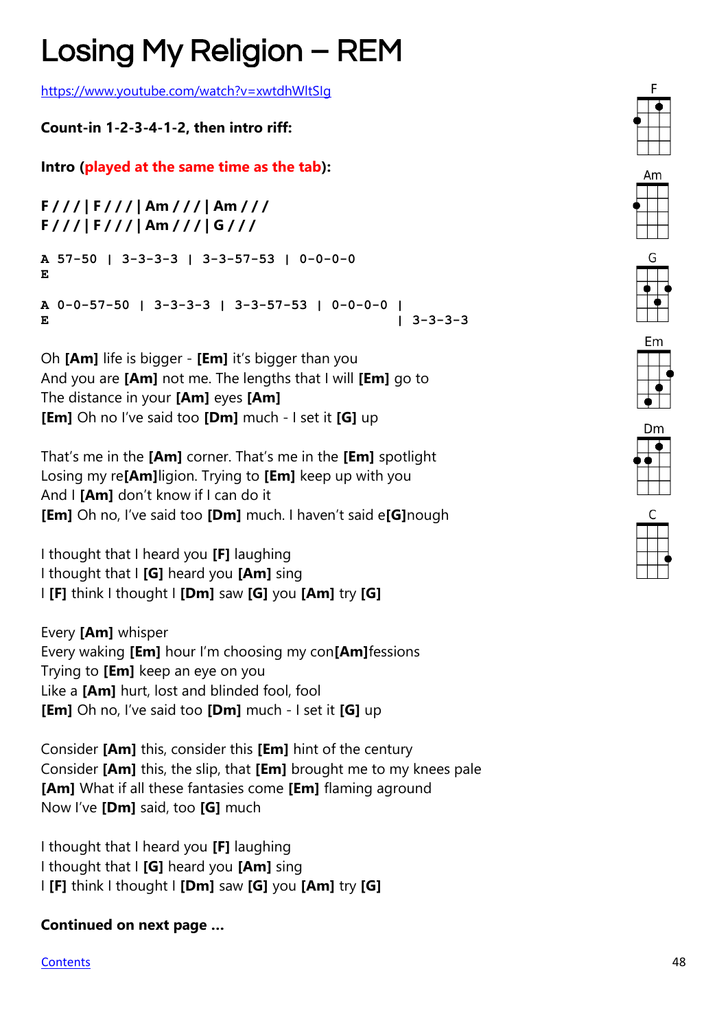# Losing My Religion – REM

https://www.youtube.com/watch?v=xwtdhWltSlg

**Count-in 1-2-3-4-1-2, then intro riff:**

**Intro (played at the same time as the tab):**

**F / / / | F / / / | Am / / / | Am / / /**
**F / / / | F / / / | Am / / / | G / / /**

```
A 57-50  |  3-3-3-3  |  3-3-57-53  |  0-0-0-0
E

A 0-0-57-50  |  3-3-3-3  |  3-3-57-53  |  0-0-0-0  |
E                                                  |  3-3-3-3
```

Oh **[Am]** life is bigger - **[Em]** it's bigger than you
And you are **[Am]** not me. The lengths that I will **[Em]** go to
The distance in your **[Am]** eyes **[Am]**
**[Em]** Oh no I've said too **[Dm]** much - I set it **[G]** up

That's me in the **[Am]** corner. That's me in the **[Em]** spotlight
Losing my re**[Am]**ligion. Trying to **[Em]** keep up with you
And I **[Am]** don't know if I can do it
**[Em]** Oh no, I've said too **[Dm]** much. I haven't said e**[G]**nough

I thought that I heard you **[F]** laughing
I thought that I **[G]** heard you **[Am]** sing
I **[F]** think I thought I **[Dm]** saw **[G]** you **[Am]** try **[G]**

Every **[Am]** whisper
Every waking **[Em]** hour I'm choosing my con**[Am]**fessions
Trying to **[Em]** keep an eye on you
Like a **[Am]** hurt, lost and blinded fool, fool
**[Em]** Oh no, I've said too **[Dm]** much - I set it **[G]** up

Consider **[Am]** this, consider this **[Em]** hint of the century
Consider **[Am]** this, the slip, that **[Em]** brought me to my knees pale
**[Am]** What if all these fantasies come **[Em]** flaming aground
Now I've **[Dm]** said, too **[G]** much

I thought that I heard you **[F]** laughing
I thought that I **[G]** heard you **[Am]** sing
I **[F]** think I thought I **[Dm]** saw **[G]** you **[Am]** try **[G]**

**Continued on next page …**

F Am G Em Dm C

Contents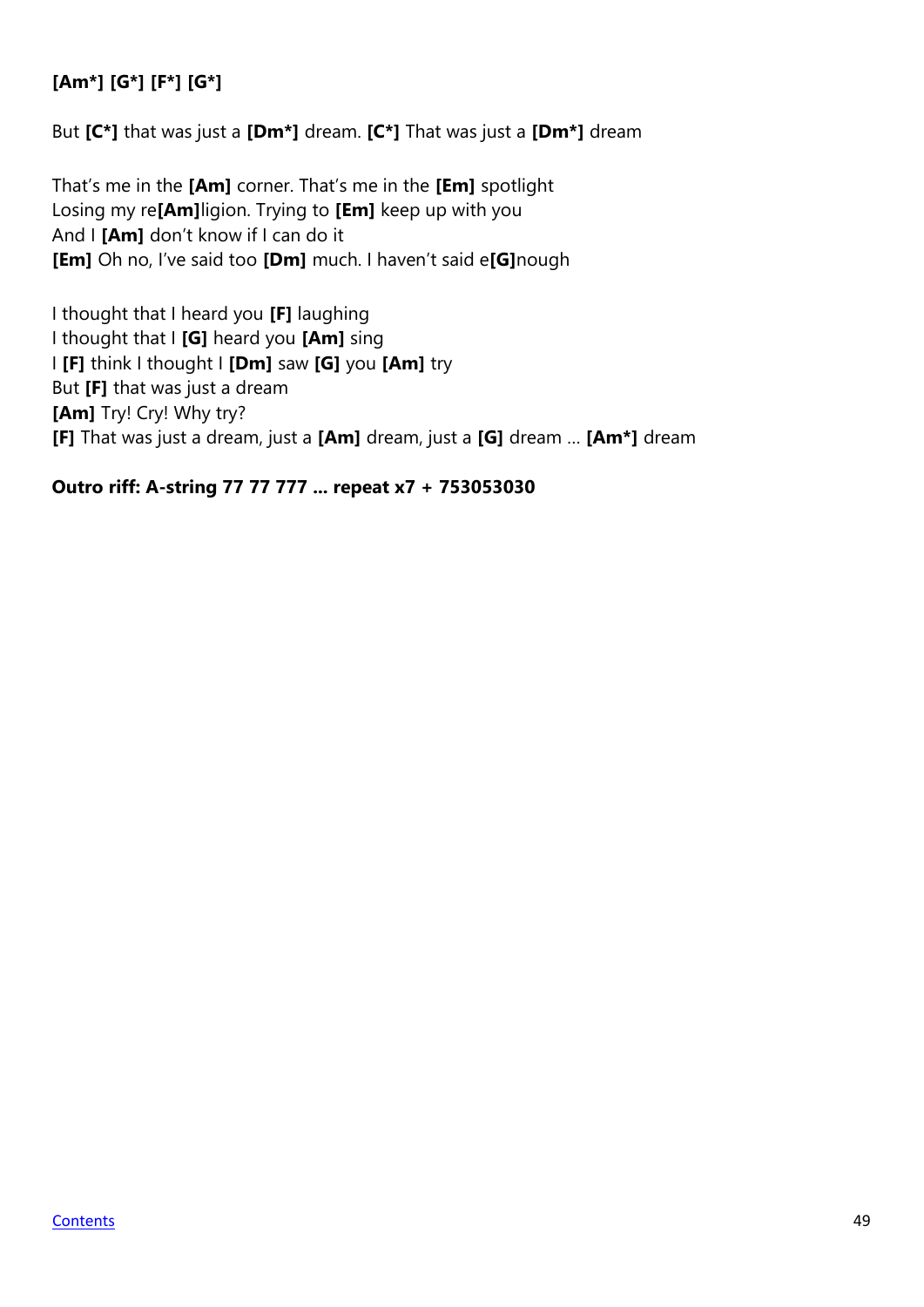**[Am*] [G*] [F*] [G*]**

But **[C*]** that was just a **[Dm*]** dream. **[C*]** That was just a **[Dm*]** dream

That's me in the **[Am]** corner. That's me in the **[Em]** spotlight
Losing my re**[Am]**ligion. Trying to **[Em]** keep up with you
And I **[Am]** don't know if I can do it
**[Em]** Oh no, I've said too **[Dm]** much. I haven't said e**[G]**nough

I thought that I heard you **[F]** laughing
I thought that I **[G]** heard you **[Am]** sing
I **[F]** think I thought I **[Dm]** saw **[G]** you **[Am]** try
But **[F]** that was just a dream
**[Am]** Try! Cry! Why try?
**[F]** That was just a dream, just a **[Am]** dream, just a **[G]** dream … **[Am*]** dream

**Outro riff: A-string 77 77 777 … repeat x7 + 753053030**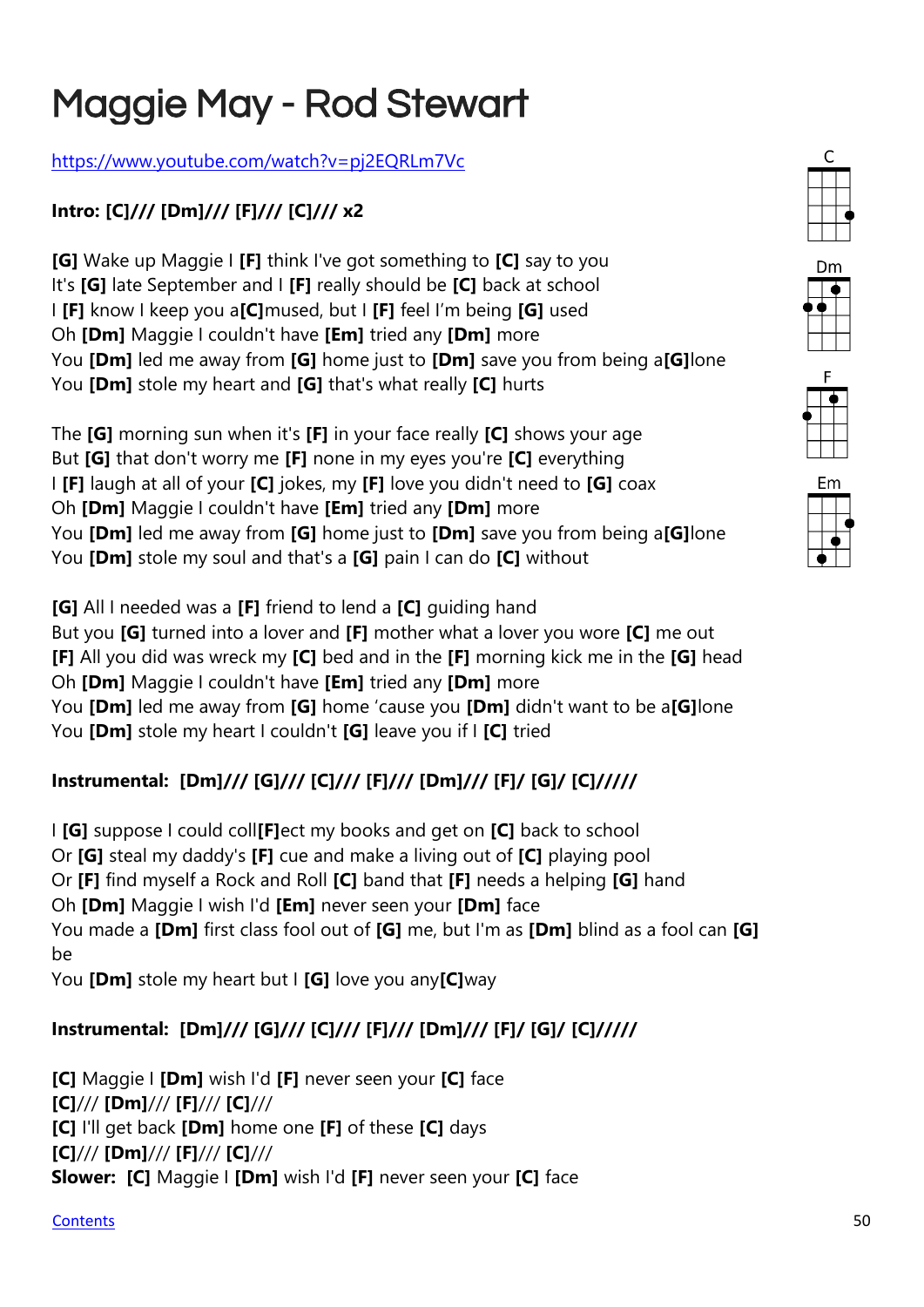# Maggie May - Rod Stewart

https://www.youtube.com/watch?v=pj2EQRLm7Vc

**Intro: [C]/// [Dm]/// [F]/// [C]/// x2**

**[G]** Wake up Maggie I **[F]** think I've got something to **[C]** say to you
It's **[G]** late September and I **[F]** really should be **[C]** back at school
I **[F]** know I keep you a**[C]**mused, but I **[F]** feel I'm being **[G]** used
Oh **[Dm]** Maggie I couldn't have **[Em]** tried any **[Dm]** more
You **[Dm]** led me away from **[G]** home just to **[Dm]** save you from being a**[G]**lone
You **[Dm]** stole my heart and **[G]** that's what really **[C]** hurts

The **[G]** morning sun when it's **[F]** in your face really **[C]** shows your age
But **[G]** that don't worry me **[F]** none in my eyes you're **[C]** everything
I **[F]** laugh at all of your **[C]** jokes, my **[F]** love you didn't need to **[G]** coax
Oh **[Dm]** Maggie I couldn't have **[Em]** tried any **[Dm]** more
You **[Dm]** led me away from **[G]** home just to **[Dm]** save you from being a**[G]**lone
You **[Dm]** stole my soul and that's a **[G]** pain I can do **[C]** without

**[G]** All I needed was a **[F]** friend to lend a **[C]** guiding hand
But you **[G]** turned into a lover and **[F]** mother what a lover you wore **[C]** me out
**[F]** All you did was wreck my **[C]** bed and in the **[F]** morning kick me in the **[G]** head
Oh **[Dm]** Maggie I couldn't have **[Em]** tried any **[Dm]** more
You **[Dm]** led me away from **[G]** home 'cause you **[Dm]** didn't want to be a**[G]**lone
You **[Dm]** stole my heart I couldn't **[G]** leave you if I **[C]** tried

**Instrumental: [Dm]/// [G]/// [C]/// [F]/// [Dm]/// [F]/ [G]/ [C]/////**

I **[G]** suppose I could coll**[F]**ect my books and get on **[C]** back to school
Or **[G]** steal my daddy's **[F]** cue and make a living out of **[C]** playing pool
Or **[F]** find myself a Rock and Roll **[C]** band that **[F]** needs a helping **[G]** hand
Oh **[Dm]** Maggie I wish I'd **[Em]** never seen your **[Dm]** face
You made a **[Dm]** first class fool out of **[G]** me, but I'm as **[Dm]** blind as a fool can **[G]** be
You **[Dm]** stole my heart but I **[G]** love you any**[C]**way

**Instrumental: [Dm]/// [G]/// [C]/// [F]/// [Dm]/// [F]/ [G]/ [C]/////**

**[C]** Maggie I **[Dm]** wish I'd **[F]** never seen your **[C]** face
**[C]**/// **[Dm]**/// **[F]**/// **[C]**///
**[C]** I'll get back **[Dm]** home one **[F]** of these **[C]** days
**[C]**/// **[Dm]**/// **[F]**/// **[C]**///
**Slower: [C]** Maggie I **[Dm]** wish I'd **[F]** never seen your **[C]** face

C Dm F Em

Contents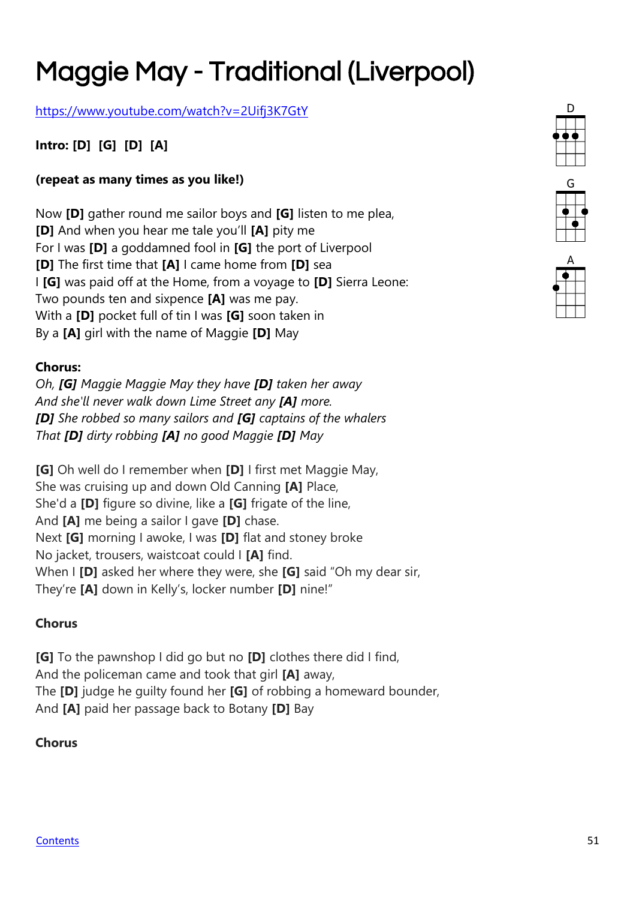# Maggie May - Traditional (Liverpool)

https://www.youtube.com/watch?v=2Uifj3K7GtY

**Intro: [D] [G] [D] [A]**

**(repeat as many times as you like!)**

Now **[D]** gather round me sailor boys and **[G]** listen to me plea,
**[D]** And when you hear me tale you'll **[A]** pity me
For I was **[D]** a goddamned fool in **[G]** the port of Liverpool
**[D]** The first time that **[A]** I came home from **[D]** sea
I **[G]** was paid off at the Home, from a voyage to **[D]** Sierra Leone:
Two pounds ten and sixpence **[A]** was me pay.
With a **[D]** pocket full of tin I was **[G]** soon taken in
By a **[A]** girl with the name of Maggie **[D]** May

**Chorus:**
*Oh, **[G]** Maggie Maggie May they have **[D]** taken her away*
*And she'll never walk down Lime Street any **[A]** more.*
***[D]** She robbed so many sailors and **[G]** captains of the whalers*
*That **[D]** dirty robbing **[A]** no good Maggie **[D]** May*

**[G]** Oh well do I remember when **[D]** I first met Maggie May,
She was cruising up and down Old Canning **[A]** Place,
She'd a **[D]** figure so divine, like a **[G]** frigate of the line,
And **[A]** me being a sailor I gave **[D]** chase.
Next **[G]** morning I awoke, I was **[D]** flat and stoney broke
No jacket, trousers, waistcoat could I **[A]** find.
When I **[D]** asked her where they were, she **[G]** said "Oh my dear sir,
They're **[A]** down in Kelly's, locker number **[D]** nine!"

**Chorus**

**[G]** To the pawnshop I did go but no **[D]** clothes there did I find,
And the policeman came and took that girl **[A]** away,
The **[D]** judge he guilty found her **[G]** of robbing a homeward bounder,
And **[A]** paid her passage back to Botany **[D]** Bay

**Chorus**

D

G

A

Contents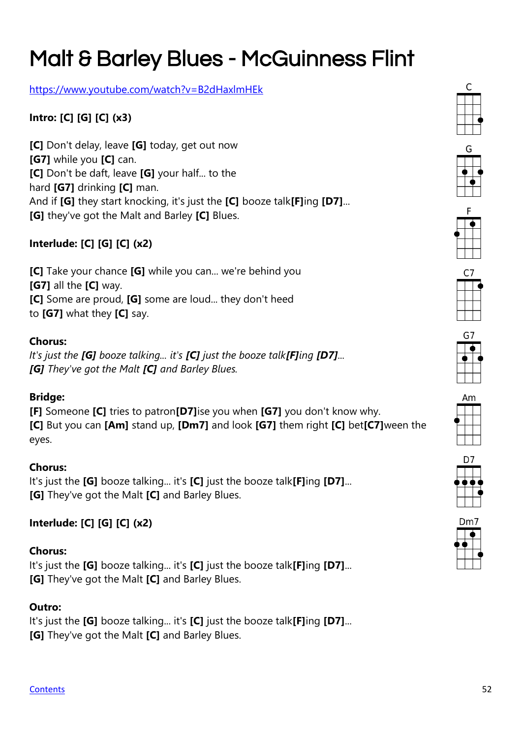# Malt & Barley Blues - McGuinness Flint

https://www.youtube.com/watch?v=B2dHaxlmHEk

**Intro: [C] [G] [C] (x3)**

**[C]** Don't delay, leave **[G]** today, get out now
**[G7]** while you **[C]** can.
**[C]** Don't be daft, leave **[G]** your half... to the
hard **[G7]** drinking **[C]** man.
And if **[G]** they start knocking, it's just the **[C]** booze talk**[F]**ing **[D7]**...
**[G]** they've got the Malt and Barley **[C]** Blues.

**Interlude: [C] [G] [C] (x2)**

**[C]** Take your chance **[G]** while you can... we're behind you
**[G7]** all the **[C]** way.
**[C]** Some are proud, **[G]** some are loud... they don't heed
to **[G7]** what they **[C]** say.

**Chorus:**
*It's just the **[G]** booze talking... it's **[C]** just the booze talk**[F]**ing **[D7]**...*
***[G]** They've got the Malt **[C]** and Barley Blues.*

**Bridge:**
**[F]** Someone **[C]** tries to patron**[D7]**ise you when **[G7]** you don't know why.
**[C]** But you can **[Am]** stand up, **[Dm7]** and look **[G7]** them right **[C]** bet**[C7]**ween the eyes.

**Chorus:**
It's just the **[G]** booze talking... it's **[C]** just the booze talk**[F]**ing **[D7]**...
**[G]** They've got the Malt **[C]** and Barley Blues.

**Interlude: [C] [G] [C] (x2)**

**Chorus:**
It's just the **[G]** booze talking... it's **[C]** just the booze talk**[F]**ing **[D7]**...
**[G]** They've got the Malt **[C]** and Barley Blues.

**Outro:**
It's just the **[G]** booze talking... it's **[C]** just the booze talk**[F]**ing **[D7]**...
**[G]** They've got the Malt **[C]** and Barley Blues.

C G F C7 G7 Am D7 Dm7

Contents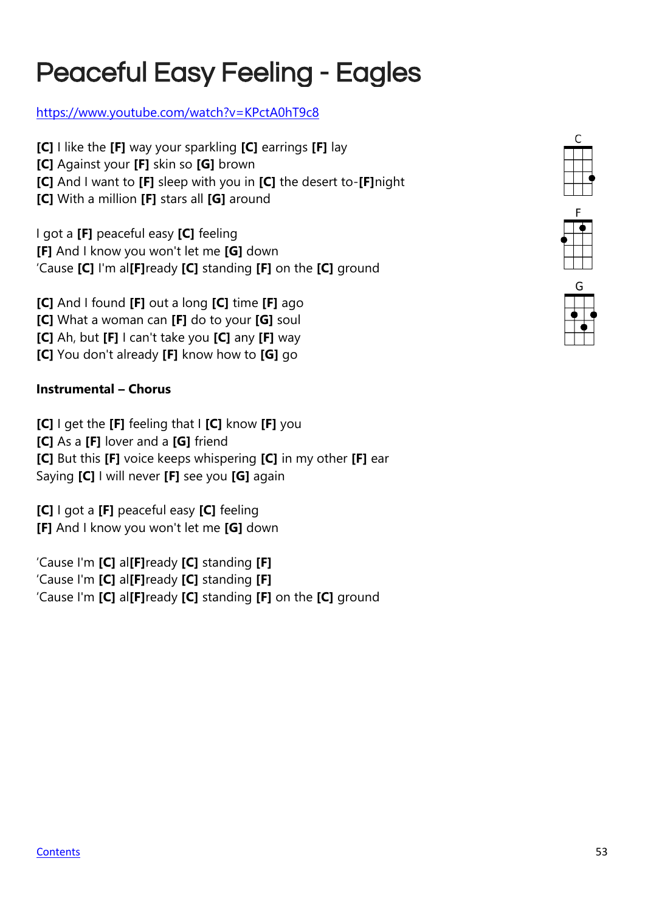# Peaceful Easy Feeling - Eagles

https://www.youtube.com/watch?v=KPctA0hT9c8

**[C]** I like the **[F]** way your sparkling **[C]** earrings **[F]** lay
**[C]** Against your **[F]** skin so **[G]** brown
**[C]** And I want to **[F]** sleep with you in **[C]** the desert to-**[F]**night
**[C]** With a million **[F]** stars all **[G]** around

I got a **[F]** peaceful easy **[C]** feeling
**[F]** And I know you won't let me **[G]** down
'Cause **[C]** I'm al**[F]**ready **[C]** standing **[F]** on the **[C]** ground

**[C]** And I found **[F]** out a long **[C]** time **[F]** ago
**[C]** What a woman can **[F]** do to your **[G]** soul
**[C]** Ah, but **[F]** I can't take you **[C]** any **[F]** way
**[C]** You don't already **[F]** know how to **[G]** go

**Instrumental – Chorus**

**[C]** I get the **[F]** feeling that I **[C]** know **[F]** you
**[C]** As a **[F]** lover and a **[G]** friend
**[C]** But this **[F]** voice keeps whispering **[C]** in my other **[F]** ear
Saying **[C]** I will never **[F]** see you **[G]** again

**[C]** I got a **[F]** peaceful easy **[C]** feeling
**[F]** And I know you won't let me **[G]** down

'Cause I'm **[C]** al**[F]**ready **[C]** standing **[F]**
'Cause I'm **[C]** al**[F]**ready **[C]** standing **[F]**
'Cause I'm **[C]** al**[F]**ready **[C]** standing **[F]** on the **[C]** ground

C

F

G

Contents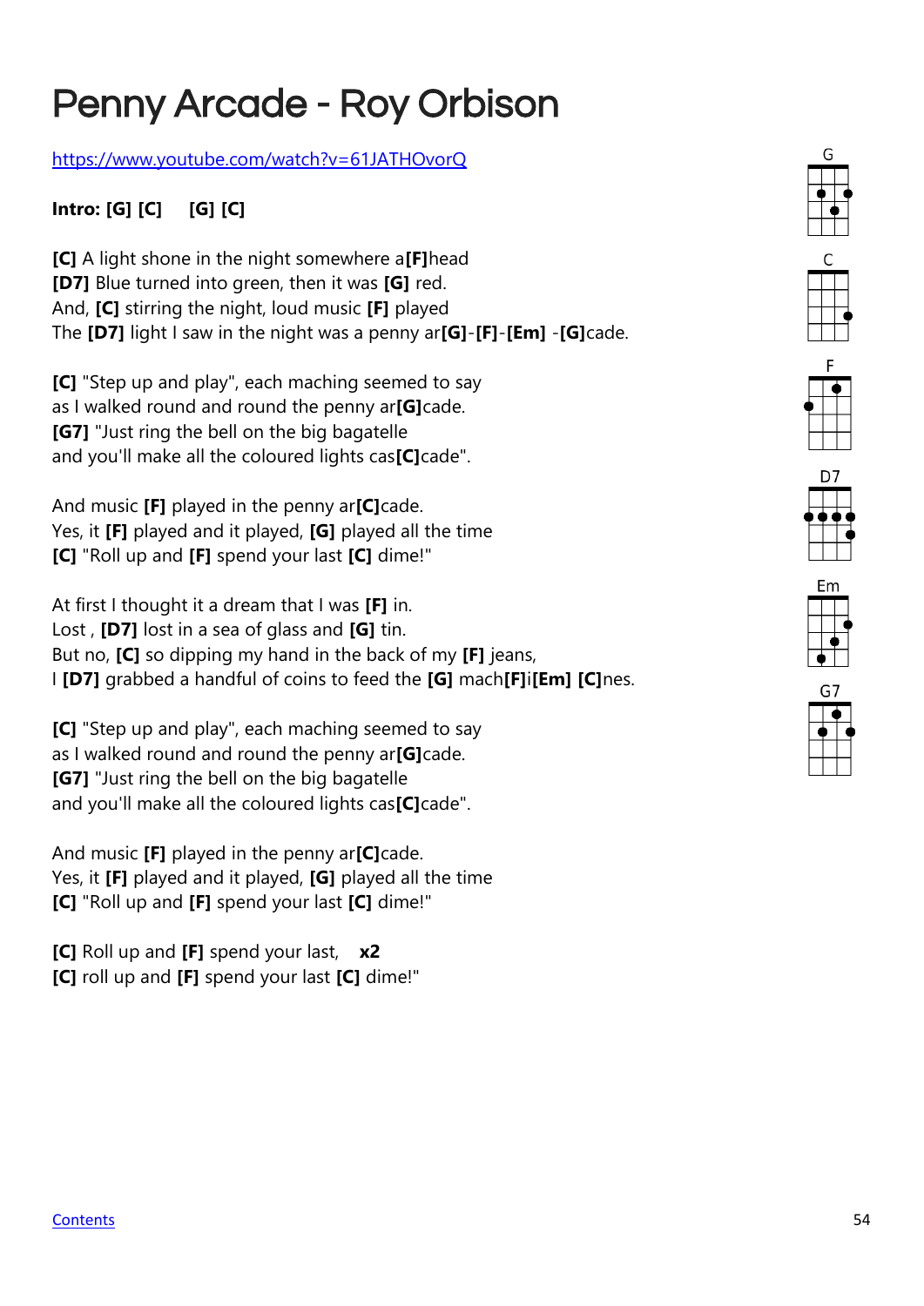# Penny Arcade - Roy Orbison

https://www.youtube.com/watch?v=61JATHOvorQ

**Intro: [G] [C]     [G] [C]**

**[C]** A light shone in the night somewhere a**[F]**head
**[D7]** Blue turned into green, then it was **[G]** red.
And, **[C]** stirring the night, loud music **[F]** played
The **[D7]** light I saw in the night was a penny ar**[G]**-**[F]**-**[Em]** -**[G]**cade.

**[C]** "Step up and play", each maching seemed to say
as I walked round and round the penny ar**[G]**cade.
**[G7]** "Just ring the bell on the big bagatelle
and you'll make all the coloured lights cas**[C]**cade".

And music **[F]** played in the penny ar**[C]**cade.
Yes, it **[F]** played and it played, **[G]** played all the time
**[C]** "Roll up and **[F]** spend your last **[C]** dime!"

At first I thought it a dream that I was **[F]** in.
Lost , **[D7]** lost in a sea of glass and **[G]** tin.
But no, **[C]** so dipping my hand in the back of my **[F]** jeans,
I **[D7]** grabbed a handful of coins to feed the **[G]** mach**[F]**i**[Em]** **[C]**nes.

**[C]** "Step up and play", each maching seemed to say
as I walked round and round the penny ar**[G]**cade.
**[G7]** "Just ring the bell on the big bagatelle
and you'll make all the coloured lights cas**[C]**cade".

And music **[F]** played in the penny ar**[C]**cade.
Yes, it **[F]** played and it played, **[G]** played all the time
**[C]** "Roll up and **[F]** spend your last **[C]** dime!"

**[C]** Roll up and **[F]** spend your last,    **x2**
**[C]** roll up and **[F]** spend your last **[C]** dime!"

G C F D7 Em G7

Contents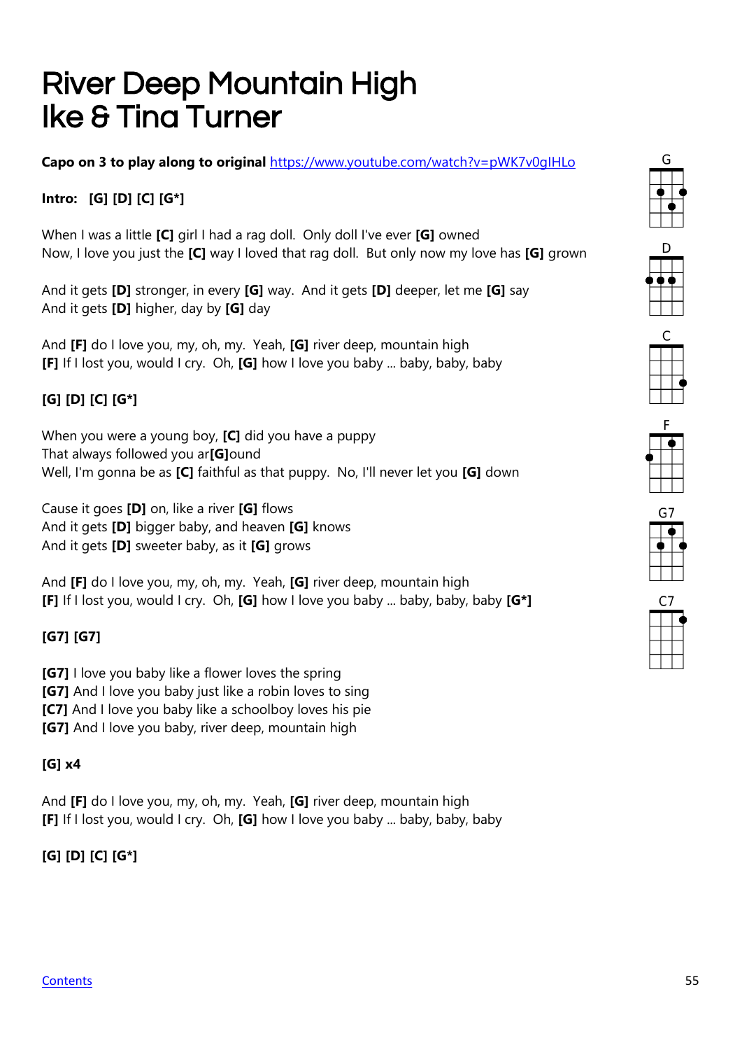# River Deep Mountain High
# Ike & Tina Turner

**Capo on 3 to play along to original** https://www.youtube.com/watch?v=pWK7v0gIHLo

**Intro: [G] [D] [C] [G*]**

When I was a little **[C]** girl I had a rag doll. Only doll I've ever **[G]** owned
Now, I love you just the **[C]** way I loved that rag doll. But only now my love has **[G]** grown

And it gets **[D]** stronger, in every **[G]** way. And it gets **[D]** deeper, let me **[G]** say
And it gets **[D]** higher, day by **[G]** day

And **[F]** do I love you, my, oh, my. Yeah, **[G]** river deep, mountain high
**[F]** If I lost you, would I cry. Oh, **[G]** how I love you baby ... baby, baby, baby

**[G] [D] [C] [G*]**

When you were a young boy, **[C]** did you have a puppy
That always followed you ar**[G]**ound
Well, I'm gonna be as **[C]** faithful as that puppy. No, I'll never let you **[G]** down

Cause it goes **[D]** on, like a river **[G]** flows
And it gets **[D]** bigger baby, and heaven **[G]** knows
And it gets **[D]** sweeter baby, as it **[G]** grows

And **[F]** do I love you, my, oh, my. Yeah, **[G]** river deep, mountain high
**[F]** If I lost you, would I cry. Oh, **[G]** how I love you baby ... baby, baby, baby **[G*]**

**[G7] [G7]**

**[G7]** I love you baby like a flower loves the spring
**[G7]** And I love you baby just like a robin loves to sing
**[C7]** And I love you baby like a schoolboy loves his pie
**[G7]** And I love you baby, river deep, mountain high

**[G] x4**

And **[F]** do I love you, my, oh, my. Yeah, **[G]** river deep, mountain high
**[F]** If I lost you, would I cry. Oh, **[G]** how I love you baby ... baby, baby, baby

**[G] [D] [C] [G*]**

G D C F G7 C7

Contents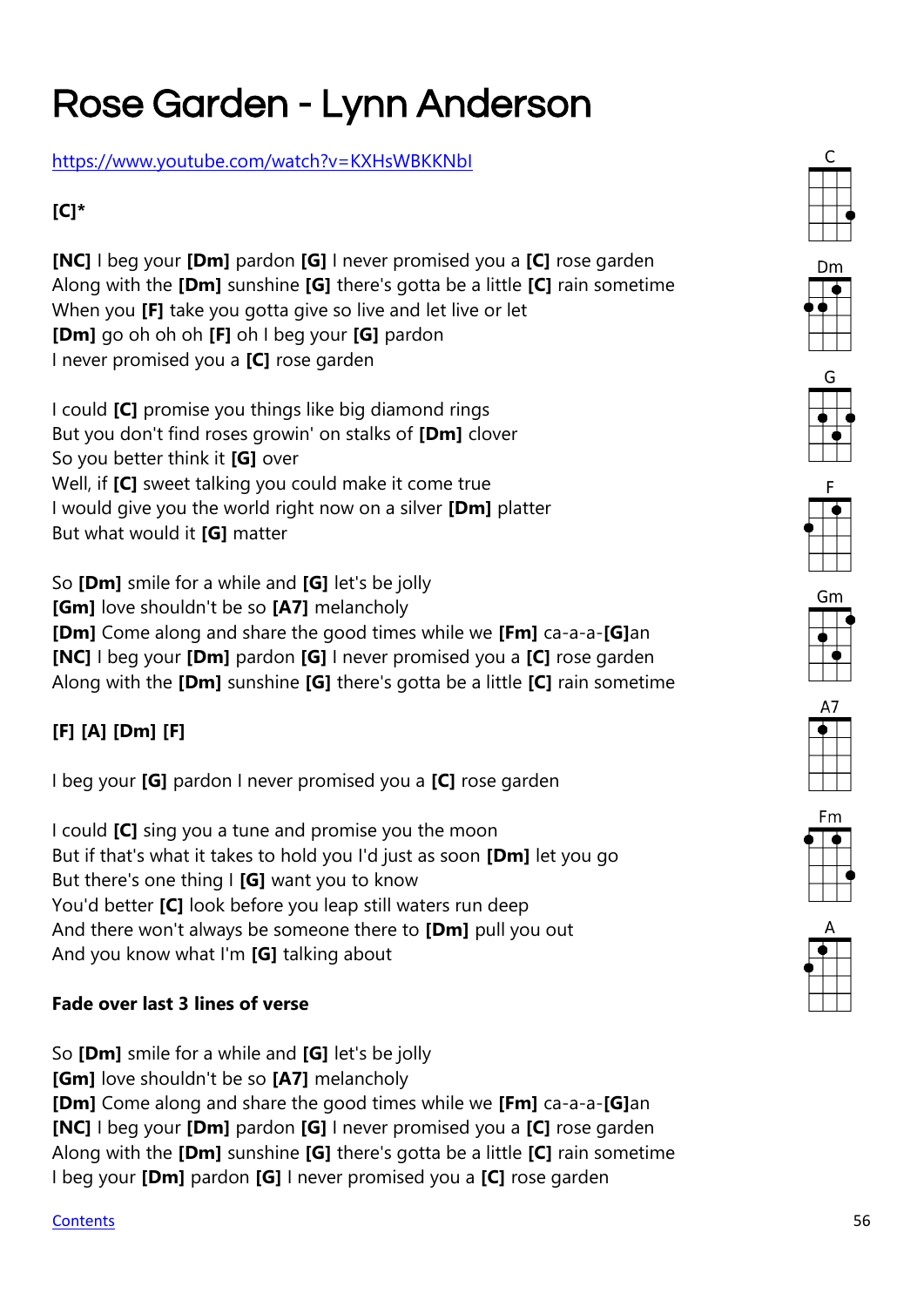# Rose Garden - Lynn Anderson

https://www.youtube.com/watch?v=KXHsWBKKNbI

**[C]***

**[NC]** I beg your **[Dm]** pardon **[G]** I never promised you a **[C]** rose garden
Along with the **[Dm]** sunshine **[G]** there's gotta be a little **[C]** rain sometime
When you **[F]** take you gotta give so live and let live or let
**[Dm]** go oh oh oh **[F]** oh I beg your **[G]** pardon
I never promised you a **[C]** rose garden

I could **[C]** promise you things like big diamond rings
But you don't find roses growin' on stalks of **[Dm]** clover
So you better think it **[G]** over
Well, if **[C]** sweet talking you could make it come true
I would give you the world right now on a silver **[Dm]** platter
But what would it **[G]** matter

So **[Dm]** smile for a while and **[G]** let's be jolly
**[Gm]** love shouldn't be so **[A7]** melancholy
**[Dm]** Come along and share the good times while we **[Fm]** ca-a-a-**[G]**an
**[NC]** I beg your **[Dm]** pardon **[G]** I never promised you a **[C]** rose garden
Along with the **[Dm]** sunshine **[G]** there's gotta be a little **[C]** rain sometime

**[F] [A] [Dm] [F]**

I beg your **[G]** pardon I never promised you a **[C]** rose garden

I could **[C]** sing you a tune and promise you the moon
But if that's what it takes to hold you I'd just as soon **[Dm]** let you go
But there's one thing I **[G]** want you to know
You'd better **[C]** look before you leap still waters run deep
And there won't always be someone there to **[Dm]** pull you out
And you know what I'm **[G]** talking about

**Fade over last 3 lines of verse**

So **[Dm]** smile for a while and **[G]** let's be jolly
**[Gm]** love shouldn't be so **[A7]** melancholy
**[Dm]** Come along and share the good times while we **[Fm]** ca-a-a-**[G]**an
**[NC]** I beg your **[Dm]** pardon **[G]** I never promised you a **[C]** rose garden
Along with the **[Dm]** sunshine **[G]** there's gotta be a little **[C]** rain sometime
I beg your **[Dm]** pardon **[G]** I never promised you a **[C]** rose garden

C Dm G F Gm A7 Fm A

Contents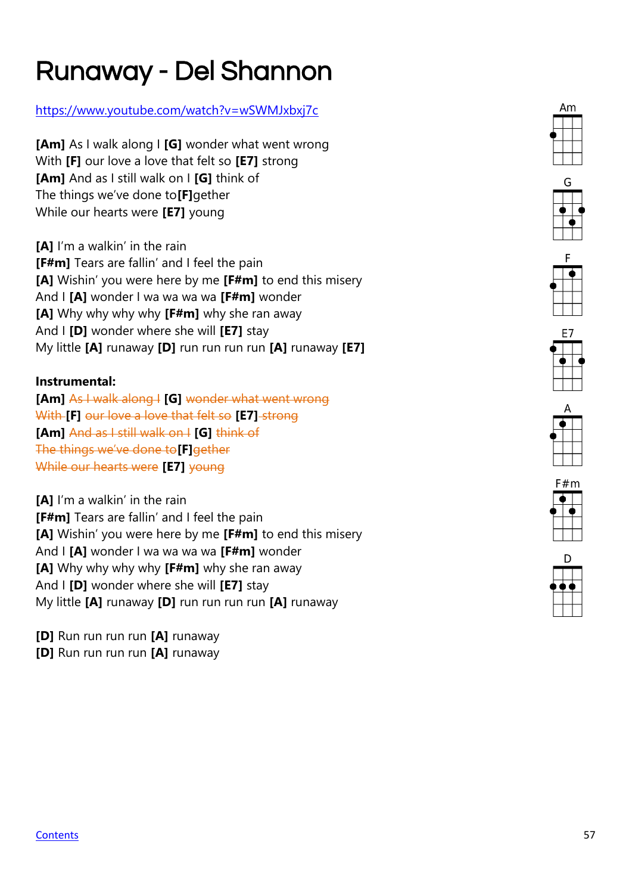# Runaway - Del Shannon

https://www.youtube.com/watch?v=wSWMJxbxj7c

**[Am]** As I walk along I **[G]** wonder what went wrong
With **[F]** our love a love that felt so **[E7]** strong
**[Am]** And as I still walk on I **[G]** think of
The things we've done to**[F]**gether
While our hearts were **[E7]** young

**[A]** I'm a walkin' in the rain
**[F#m]** Tears are fallin' and I feel the pain
**[A]** Wishin' you were here by me **[F#m]** to end this misery
And I **[A]** wonder I wa wa wa wa **[F#m]** wonder
**[A]** Why why why why **[F#m]** why she ran away
And I **[D]** wonder where she will **[E7]** stay
My little **[A]** runaway **[D]** run run run run **[A]** runaway **[E7]**

**Instrumental:**
**[Am]** ~~As I walk along I~~ **[G]** ~~wonder what went wrong~~
~~With~~ **[F]** ~~our love a love that felt so~~ **[E7]** ~~strong~~
**[Am]** ~~And as I still walk on I~~ **[G]** ~~think of~~
~~The things we've done to~~**[F]**~~gether~~
~~While our hearts were~~ **[E7]** ~~young~~

**[A]** I'm a walkin' in the rain
**[F#m]** Tears are fallin' and I feel the pain
**[A]** Wishin' you were here by me **[F#m]** to end this misery
And I **[A]** wonder I wa wa wa wa **[F#m]** wonder
**[A]** Why why why why **[F#m]** why she ran away
And I **[D]** wonder where she will **[E7]** stay
My little **[A]** runaway **[D]** run run run run **[A]** runaway

**[D]** Run run run run **[A]** runaway
**[D]** Run run run run **[A]** runaway

Am G F E7 A F#m D

Contents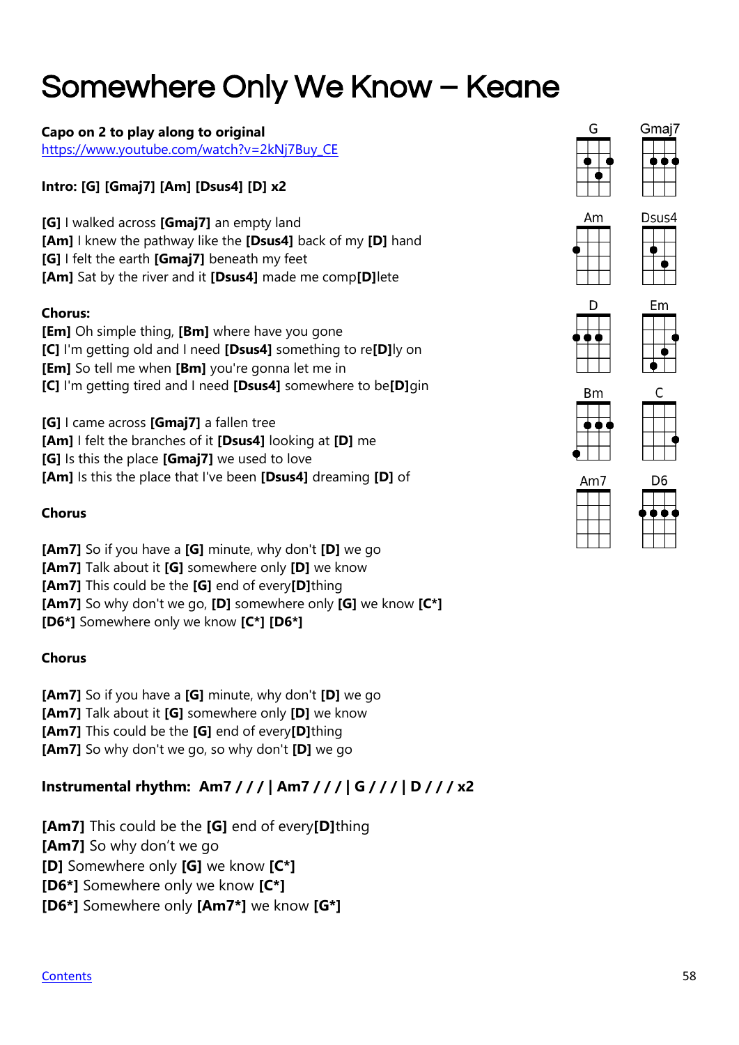# Somewhere Only We Know – Keane

**Capo on 2 to play along to original**
https://www.youtube.com/watch?v=2kNj7Buy_CE

**Intro: [G] [Gmaj7] [Am] [Dsus4] [D] x2**

**[G]** I walked across **[Gmaj7]** an empty land
**[Am]** I knew the pathway like the **[Dsus4]** back of my **[D]** hand
**[G]** I felt the earth **[Gmaj7]** beneath my feet
**[Am]** Sat by the river and it **[Dsus4]** made me comp**[D]**lete

**Chorus:**
**[Em]** Oh simple thing, **[Bm]** where have you gone
**[C]** I'm getting old and I need **[Dsus4]** something to re**[D]**ly on
**[Em]** So tell me when **[Bm]** you're gonna let me in
**[C]** I'm getting tired and I need **[Dsus4]** somewhere to be**[D]**gin

**[G]** I came across **[Gmaj7]** a fallen tree
**[Am]** I felt the branches of it **[Dsus4]** looking at **[D]** me
**[G]** Is this the place **[Gmaj7]** we used to love
**[Am]** Is this the place that I've been **[Dsus4]** dreaming **[D]** of

**Chorus**

**[Am7]** So if you have a **[G]** minute, why don't **[D]** we go
**[Am7]** Talk about it **[G]** somewhere only **[D]** we know
**[Am7]** This could be the **[G]** end of every**[D]**thing
**[Am7]** So why don't we go, **[D]** somewhere only **[G]** we know **[C*]**
**[D6*]** Somewhere only we know **[C*]** **[D6*]**

**Chorus**

**[Am7]** So if you have a **[G]** minute, why don't **[D]** we go
**[Am7]** Talk about it **[G]** somewhere only **[D]** we know
**[Am7]** This could be the **[G]** end of every**[D]**thing
**[Am7]** So why don't we go, so why don't **[D]** we go

**Instrumental rhythm: Am7 / / / | Am7 / / / | G / / / | D / / / x2**

**[Am7]** This could be the **[G]** end of every**[D]**thing
**[Am7]** So why don't we go
**[D]** Somewhere only **[G]** we know **[C*]**
**[D6*]** Somewhere only we know **[C*]**
**[D6*]** Somewhere only **[Am7*]** we know **[G*]**

G Gmaj7 Am Dsus4 D Em Bm C Am7 D6

Contents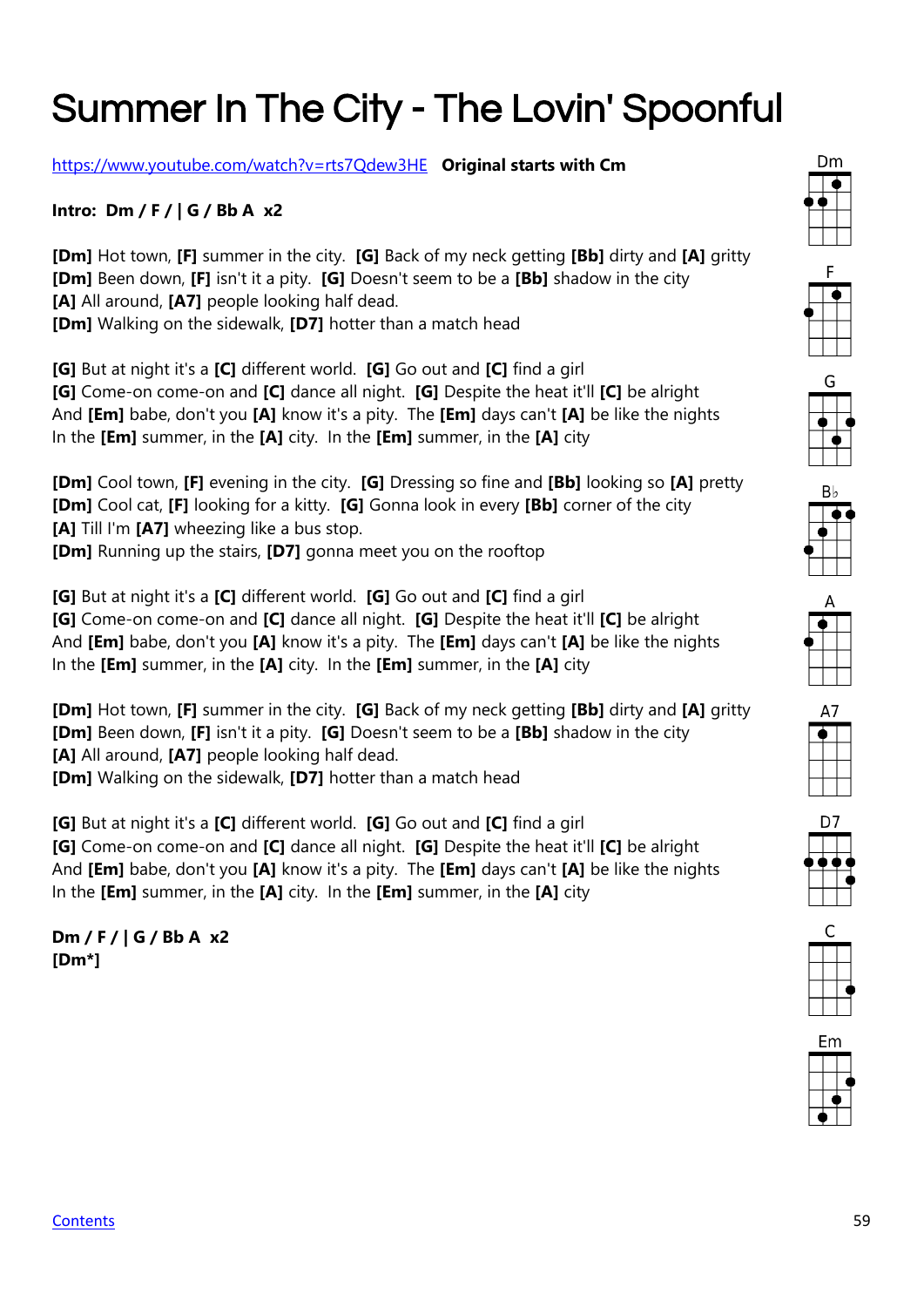# Summer In The City - The Lovin' Spoonful

https://www.youtube.com/watch?v=rts7Qdew3HE **Original starts with Cm**

**Intro: Dm / F / | G / Bb A x2**

**[Dm]** Hot town, **[F]** summer in the city. **[G]** Back of my neck getting **[Bb]** dirty and **[A]** gritty
**[Dm]** Been down, **[F]** isn't it a pity. **[G]** Doesn't seem to be a **[Bb]** shadow in the city
**[A]** All around, **[A7]** people looking half dead.
**[Dm]** Walking on the sidewalk, **[D7]** hotter than a match head

**[G]** But at night it's a **[C]** different world. **[G]** Go out and **[C]** find a girl
**[G]** Come-on come-on and **[C]** dance all night. **[G]** Despite the heat it'll **[C]** be alright
And **[Em]** babe, don't you **[A]** know it's a pity. The **[Em]** days can't **[A]** be like the nights
In the **[Em]** summer, in the **[A]** city. In the **[Em]** summer, in the **[A]** city

**[Dm]** Cool town, **[F]** evening in the city. **[G]** Dressing so fine and **[Bb]** looking so **[A]** pretty
**[Dm]** Cool cat, **[F]** looking for a kitty. **[G]** Gonna look in every **[Bb]** corner of the city
**[A]** Till I'm **[A7]** wheezing like a bus stop.
**[Dm]** Running up the stairs, **[D7]** gonna meet you on the rooftop

**[G]** But at night it's a **[C]** different world. **[G]** Go out and **[C]** find a girl
**[G]** Come-on come-on and **[C]** dance all night. **[G]** Despite the heat it'll **[C]** be alright
And **[Em]** babe, don't you **[A]** know it's a pity. The **[Em]** days can't **[A]** be like the nights
In the **[Em]** summer, in the **[A]** city. In the **[Em]** summer, in the **[A]** city

**[Dm]** Hot town, **[F]** summer in the city. **[G]** Back of my neck getting **[Bb]** dirty and **[A]** gritty
**[Dm]** Been down, **[F]** isn't it a pity. **[G]** Doesn't seem to be a **[Bb]** shadow in the city
**[A]** All around, **[A7]** people looking half dead.
**[Dm]** Walking on the sidewalk, **[D7]** hotter than a match head

**[G]** But at night it's a **[C]** different world. **[G]** Go out and **[C]** find a girl
**[G]** Come-on come-on and **[C]** dance all night. **[G]** Despite the heat it'll **[C]** be alright
And **[Em]** babe, don't you **[A]** know it's a pity. The **[Em]** days can't **[A]** be like the nights
In the **[Em]** summer, in the **[A]** city. In the **[Em]** summer, in the **[A]** city

**Dm / F / | G / Bb A x2**
**[Dm*]**

Dm F G B♭ A A7 D7 C Em

Contents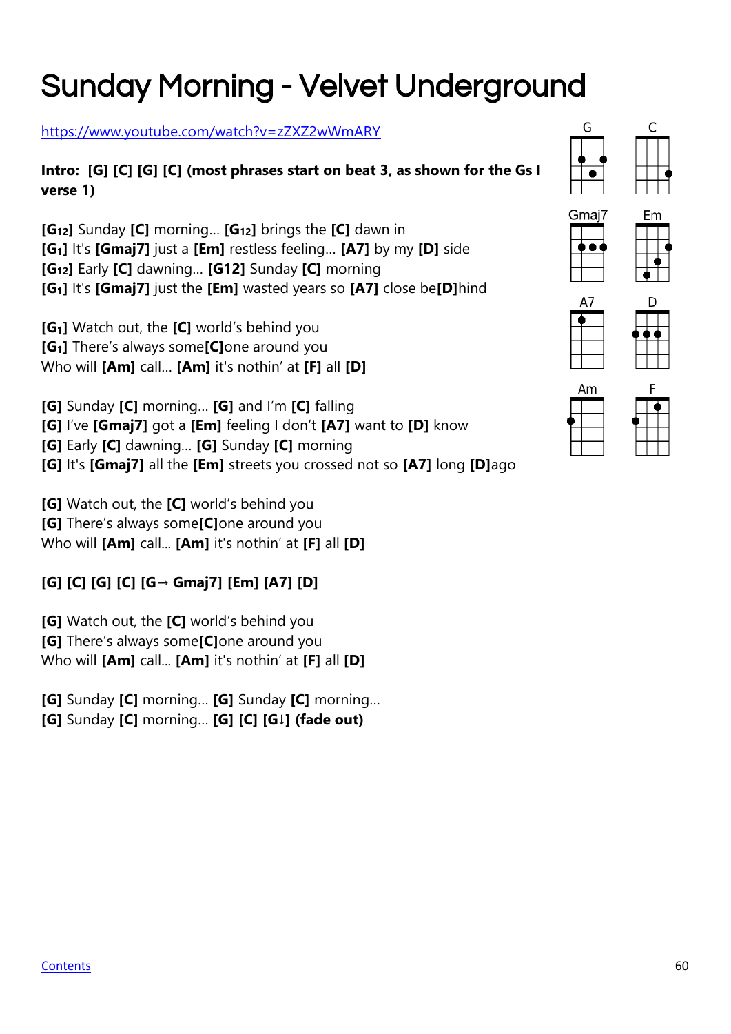# Sunday Morning - Velvet Underground

https://www.youtube.com/watch?v=zZXZ2wWmARY

**Intro: [G] [C] [G] [C] (most phrases start on beat 3, as shown for the Gs I verse 1)**

**[G12]** Sunday **[C]** morning... **[G12]** brings the **[C]** dawn in
**[G1]** It's **[Gmaj7]** just a **[Em]** restless feeling... **[A7]** by my **[D]** side
**[G12]** Early **[C]** dawning... **[G12]** Sunday **[C]** morning
**[G1]** It's **[Gmaj7]** just the **[Em]** wasted years so **[A7]** close be**[D]**hind

**[G1]** Watch out, the **[C]** world's behind you
**[G1]** There's always some**[C]**one around you
Who will **[Am]** call... **[Am]** it's nothin' at **[F]** all **[D]**

**[G]** Sunday **[C]** morning... **[G]** and I'm **[C]** falling
**[G]** I've **[Gmaj7]** got a **[Em]** feeling I don't **[A7]** want to **[D]** know
**[G]** Early **[C]** dawning... **[G]** Sunday **[C]** morning
**[G]** It's **[Gmaj7]** all the **[Em]** streets you crossed not so **[A7]** long **[D]**ago

**[G]** Watch out, the **[C]** world's behind you
**[G]** There's always some**[C]**one around you
Who will **[Am]** call... **[Am]** it's nothin' at **[F]** all **[D]**

**[G] [C] [G] [C] [G→ Gmaj7] [Em] [A7] [D]**

**[G]** Watch out, the **[C]** world's behind you
**[G]** There's always some**[C]**one around you
Who will **[Am]** call... **[Am]** it's nothin' at **[F]** all **[D]**

**[G]** Sunday **[C]** morning... **[G]** Sunday **[C]** morning...
**[G]** Sunday **[C]** morning... **[G] [C] [G↓] (fade out)**

G C Gmaj7 Em A7 D Am F

Contents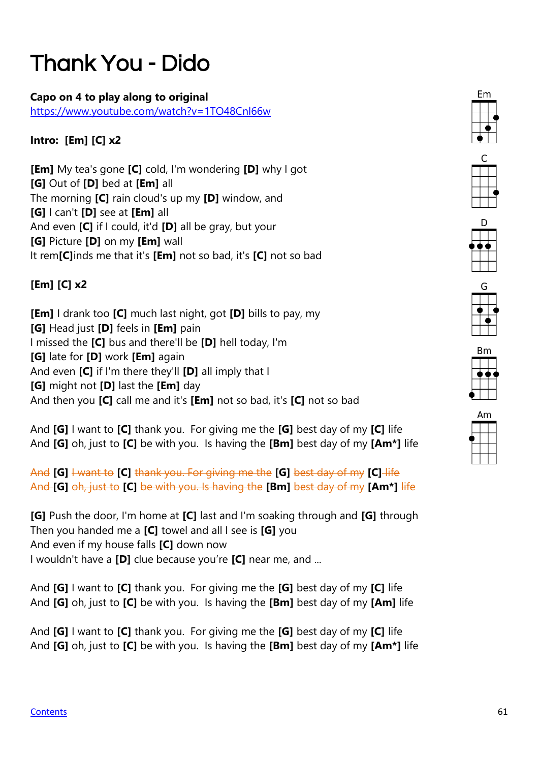# Thank You - Dido

**Capo on 4 to play along to original**
https://www.youtube.com/watch?v=1TO48Cnl66w

**Intro: [Em] [C] x2**

**[Em]** My tea's gone **[C]** cold, I'm wondering **[D]** why I got
**[G]** Out of **[D]** bed at **[Em]** all
The morning **[C]** rain cloud's up my **[D]** window, and
**[G]** I can't **[D]** see at **[Em]** all
And even **[C]** if I could, it'd **[D]** all be gray, but your
**[G]** Picture **[D]** on my **[Em]** wall
It rem**[C]**inds me that it's **[Em]** not so bad, it's **[C]** not so bad

**[Em] [C] x2**

**[Em]** I drank too **[C]** much last night, got **[D]** bills to pay, my
**[G]** Head just **[D]** feels in **[Em]** pain
I missed the **[C]** bus and there'll be **[D]** hell today, I'm
**[G]** late for **[D]** work **[Em]** again
And even **[C]** if I'm there they'll **[D]** all imply that I
**[G]** might not **[D]** last the **[Em]** day
And then you **[C]** call me and it's **[Em]** not so bad, it's **[C]** not so bad

And **[G]** I want to **[C]** thank you. For giving me the **[G]** best day of my **[C]** life
And **[G]** oh, just to **[C]** be with you. Is having the **[Bm]** best day of my **[Am*]** life

~~And~~ **[G]** ~~I want to~~ **[C]** ~~thank you. For giving me the~~ **[G]** ~~best day of my~~ **[C]** ~~life~~
~~And~~ **[G]** ~~oh, just to~~ **[C]** ~~be with you. Is having the~~ **[Bm]** ~~best day of my~~ **[Am*]** ~~life~~

**[G]** Push the door, I'm home at **[C]** last and I'm soaking through and **[G]** through
Then you handed me a **[C]** towel and all I see is **[G]** you
And even if my house falls **[C]** down now
I wouldn't have a **[D]** clue because you're **[C]** near me, and ...

And **[G]** I want to **[C]** thank you. For giving me the **[G]** best day of my **[C]** life
And **[G]** oh, just to **[C]** be with you. Is having the **[Bm]** best day of my **[Am]** life

And **[G]** I want to **[C]** thank you. For giving me the **[G]** best day of my **[C]** life
And **[G]** oh, just to **[C]** be with you. Is having the **[Bm]** best day of my **[Am*]** life

Em
C
D
G
Bm
Am

Contents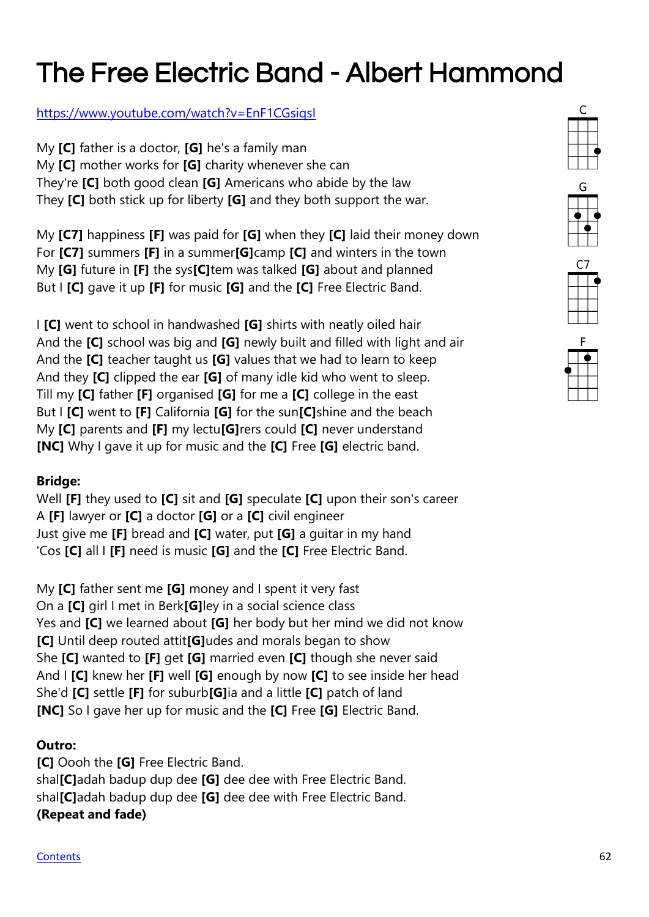# The Free Electric Band - Albert Hammond

https://www.youtube.com/watch?v=EnF1CGsiqsI

My **[C]** father is a doctor, **[G]** he's a family man
My **[C]** mother works for **[G]** charity whenever she can
They're **[C]** both good clean **[G]** Americans who abide by the law
They **[C]** both stick up for liberty **[G]** and they both support the war.

My **[C7]** happiness **[F]** was paid for **[G]** when they **[C]** laid their money down
For **[C7]** summers **[F]** in a summer**[G]**camp **[C]** and winters in the town
My **[G]** future in **[F]** the sys**[C]**tem was talked **[G]** about and planned
But I **[C]** gave it up **[F]** for music **[G]** and the **[C]** Free Electric Band.

I **[C]** went to school in handwashed **[G]** shirts with neatly oiled hair
And the **[C]** school was big and **[G]** newly built and filled with light and air
And the **[C]** teacher taught us **[G]** values that we had to learn to keep
And they **[C]** clipped the ear **[G]** of many idle kid who went to sleep.
Till my **[C]** father **[F]** organised **[G]** for me a **[C]** college in the east
But I **[C]** went to **[F]** California **[G]** for the sun**[C]**shine and the beach
My **[C]** parents and **[F]** my lectu**[G]**rers could **[C]** never understand
**[NC]** Why I gave it up for music and the **[C]** Free **[G]** electric band.

**Bridge:**
Well **[F]** they used to **[C]** sit and **[G]** speculate **[C]** upon their son's career
A **[F]** lawyer or **[C]** a doctor **[G]** or a **[C]** civil engineer
Just give me **[F]** bread and **[C]** water, put **[G]** a guitar in my hand
'Cos **[C]** all I **[F]** need is music **[G]** and the **[C]** Free Electric Band.

My **[C]** father sent me **[G]** money and I spent it very fast
On a **[C]** girl I met in Berk**[G]**ley in a social science class
Yes and **[C]** we learned about **[G]** her body but her mind we did not know
**[C]** Until deep routed attit**[G]**udes and morals began to show
She **[C]** wanted to **[F]** get **[G]** married even **[C]** though she never said
And I **[C]** knew her **[F]** well **[G]** enough by now **[C]** to see inside her head
She'd **[C]** settle **[F]** for suburb**[G]**ia and a little **[C]** patch of land
**[NC]** So I gave her up for music and the **[C]** Free **[G]** Electric Band.

**Outro:**
**[C]** Oooh the **[G]** Free Electric Band.
shal**[C]**adah badup dup dee **[G]** dee dee with Free Electric Band.
shal**[C]**adah badup dup dee **[G]** dee dee with Free Electric Band.
**(Repeat and fade)**

C G C7 F

Contents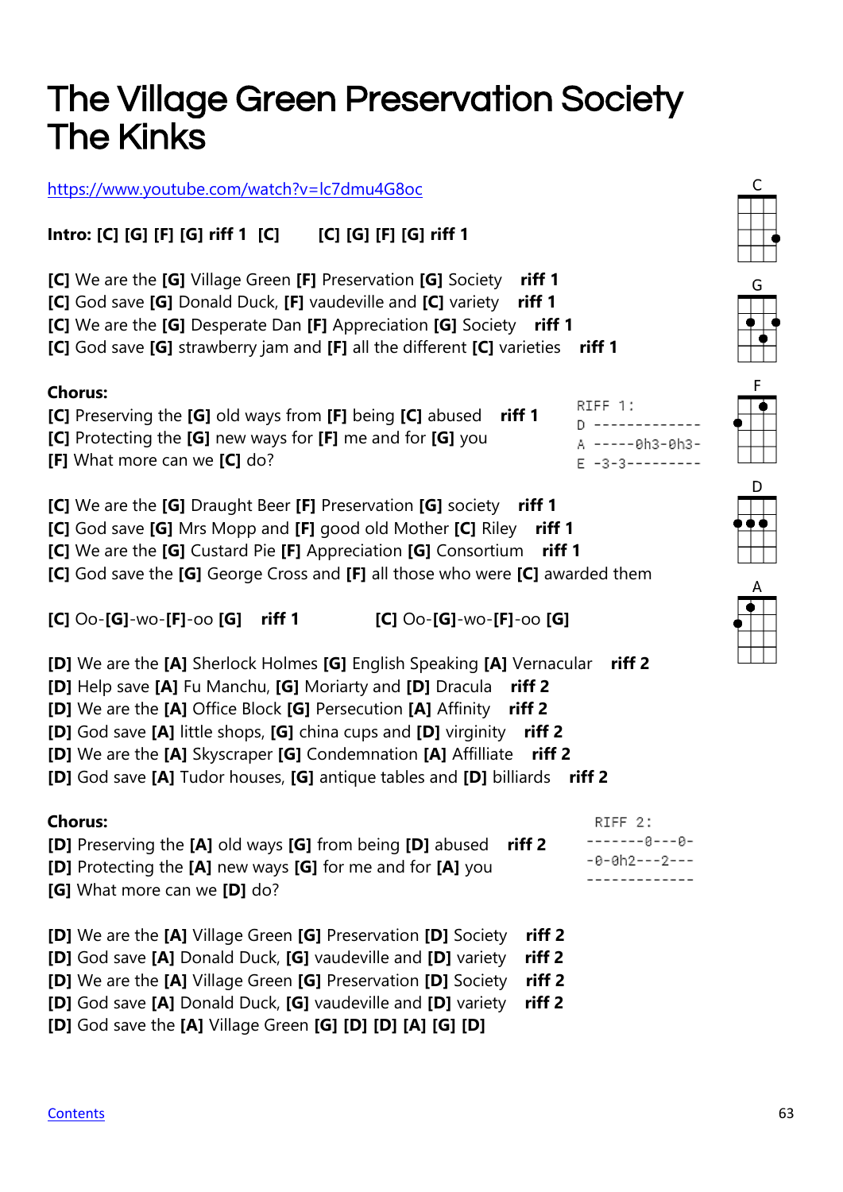# The Village Green Preservation Society
# The Kinks

https://www.youtube.com/watch?v=lc7dmu4G8oc

**Intro: [C] [G] [F] [G] riff 1 [C]   [C] [G] [F] [G] riff 1**

**[C]** We are the **[G]** Village Green **[F]** Preservation **[G]** Society **riff 1**
**[C]** God save **[G]** Donald Duck, **[F]** vaudeville and **[C]** variety **riff 1**
**[C]** We are the **[G]** Desperate Dan **[F]** Appreciation **[G]** Society **riff 1**
**[C]** God save **[G]** strawberry jam and **[F]** all the different **[C]** varieties **riff 1**

**Chorus:**
**[C]** Preserving the **[G]** old ways from **[F]** being **[C]** abused **riff 1**
**[C]** Protecting the **[G]** new ways for **[F]** me and for **[G]** you
**[F]** What more can we **[C]** do?

```
RIFF 1:
D -------------
A -----0h3-0h3-
E -3-3---------
```

**[C]** We are the **[G]** Draught Beer **[F]** Preservation **[G]** society **riff 1**
**[C]** God save **[G]** Mrs Mopp and **[F]** good old Mother **[C]** Riley **riff 1**
**[C]** We are the **[G]** Custard Pie **[F]** Appreciation **[G]** Consortium **riff 1**
**[C]** God save the **[G]** George Cross and **[F]** all those who were **[C]** awarded them

**[C]** Oo-**[G]**-wo-**[F]**-oo **[G]** **riff 1**   **[C]** Oo-**[G]**-wo-**[F]**-oo **[G]**

**[D]** We are the **[A]** Sherlock Holmes **[G]** English Speaking **[A]** Vernacular **riff 2**
**[D]** Help save **[A]** Fu Manchu, **[G]** Moriarty and **[D]** Dracula **riff 2**
**[D]** We are the **[A]** Office Block **[G]** Persecution **[A]** Affinity **riff 2**
**[D]** God save **[A]** little shops, **[G]** china cups and **[D]** virginity **riff 2**
**[D]** We are the **[A]** Skyscraper **[G]** Condemnation **[A]** Affilliate **riff 2**
**[D]** God save **[A]** Tudor houses, **[G]** antique tables and **[D]** billiards **riff 2**

**Chorus:**
**[D]** Preserving the **[A]** old ways **[G]** from being **[D]** abused **riff 2**
**[D]** Protecting the **[A]** new ways **[G]** for me and for **[A]** you
**[G]** What more can we **[D]** do?

```
RIFF 2:
-------0---0-
-0-0h2---2---
-------------
```

**[D]** We are the **[A]** Village Green **[G]** Preservation **[D]** Society **riff 2**
**[D]** God save **[A]** Donald Duck, **[G]** vaudeville and **[D]** variety **riff 2**
**[D]** We are the **[A]** Village Green **[G]** Preservation **[D]** Society **riff 2**
**[D]** God save **[A]** Donald Duck, **[G]** vaudeville and **[D]** variety **riff 2**
**[D]** God save the **[A]** Village Green **[G]** **[D]** **[D]** **[A]** **[G]** **[D]**

C G F D A

Contents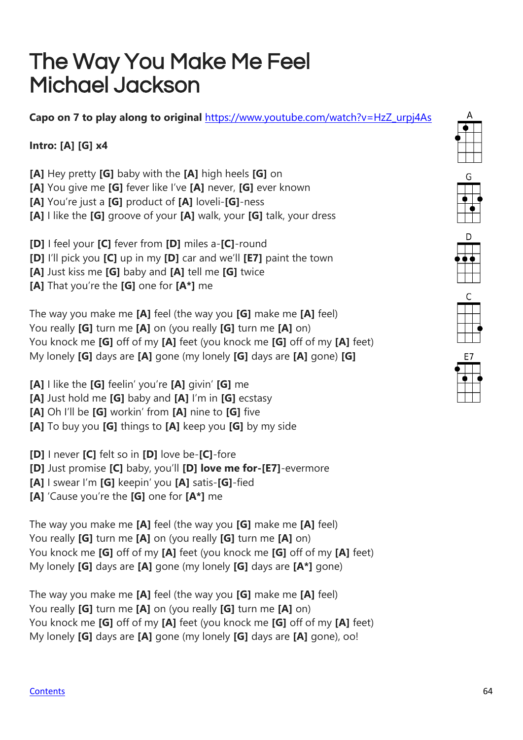# The Way You Make Me Feel
# Michael Jackson

**Capo on 7 to play along to original** https://www.youtube.com/watch?v=HzZ_urpj4As

**Intro: [A] [G] x4**

**[A]** Hey pretty **[G]** baby with the **[A]** high heels **[G]** on
**[A]** You give me **[G]** fever like I've **[A]** never, **[G]** ever known
**[A]** You're just a **[G]** product of **[A]** loveli-**[G]**-ness
**[A]** I like the **[G]** groove of your **[A]** walk, your **[G]** talk, your dress

**[D]** I feel your **[C]** fever from **[D]** miles a-**[C]**-round
**[D]** I'll pick you **[C]** up in my **[D]** car and we'll **[E7]** paint the town
**[A]** Just kiss me **[G]** baby and **[A]** tell me **[G]** twice
**[A]** That you're the **[G]** one for **[A*]** me

The way you make me **[A]** feel (the way you **[G]** make me **[A]** feel)
You really **[G]** turn me **[A]** on (you really **[G]** turn me **[A]** on)
You knock me **[G]** off of my **[A]** feet (you knock me **[G]** off of my **[A]** feet)
My lonely **[G]** days are **[A]** gone (my lonely **[G]** days are **[A]** gone) **[G]**

**[A]** I like the **[G]** feelin' you're **[A]** givin' **[G]** me
**[A]** Just hold me **[G]** baby and **[A]** I'm in **[G]** ecstasy
**[A]** Oh I'll be **[G]** workin' from **[A]** nine to **[G]** five
**[A]** To buy you **[G]** things to **[A]** keep you **[G]** by my side

**[D]** I never **[C]** felt so in **[D]** love be-**[C]**-fore
**[D]** Just promise **[C]** baby, you'll **[D] love me for-[E7]**-evermore
**[A]** I swear I'm **[G]** keepin' you **[A]** satis-**[G]**-fied
**[A]** 'Cause you're the **[G]** one for **[A*]** me

The way you make me **[A]** feel (the way you **[G]** make me **[A]** feel)
You really **[G]** turn me **[A]** on (you really **[G]** turn me **[A]** on)
You knock me **[G]** off of my **[A]** feet (you knock me **[G]** off of my **[A]** feet)
My lonely **[G]** days are **[A]** gone (my lonely **[G]** days are **[A*]** gone)

The way you make me **[A]** feel (the way you **[G]** make me **[A]** feel)
You really **[G]** turn me **[A]** on (you really **[G]** turn me **[A]** on)
You knock me **[G]** off of my **[A]** feet (you knock me **[G]** off of my **[A]** feet)
My lonely **[G]** days are **[A]** gone (my lonely **[G]** days are **[A]** gone), oo!

A G D C E7

Contents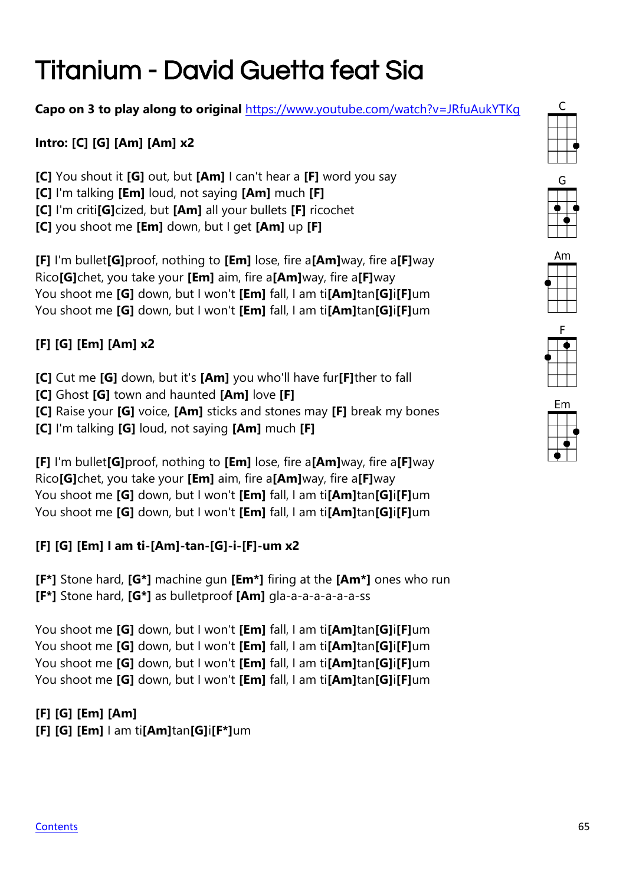# Titanium - David Guetta feat Sia

**Capo on 3 to play along to original** https://www.youtube.com/watch?v=JRfuAukYTKg

**Intro: [C] [G] [Am] [Am] x2**

**[C]** You shout it **[G]** out, but **[Am]** I can't hear a **[F]** word you say
**[C]** I'm talking **[Em]** loud, not saying **[Am]** much **[F]**
**[C]** I'm criti**[G]**cized, but **[Am]** all your bullets **[F]** ricochet
**[C]** you shoot me **[Em]** down, but I get **[Am]** up **[F]**

**[F]** I'm bullet**[G]**proof, nothing to **[Em]** lose, fire a**[Am]**way, fire a**[F]**way
Rico**[G]**chet, you take your **[Em]** aim, fire a**[Am]**way, fire a**[F]**way
You shoot me **[G]** down, but I won't **[Em]** fall, I am ti**[Am]**tan**[G]**i**[F]**um
You shoot me **[G]** down, but I won't **[Em]** fall, I am ti**[Am]**tan**[G]**i**[F]**um

**[F] [G] [Em] [Am] x2**

**[C]** Cut me **[G]** down, but it's **[Am]** you who'll have fur**[F]**ther to fall
**[C]** Ghost **[G]** town and haunted **[Am]** love **[F]**
**[C]** Raise your **[G]** voice, **[Am]** sticks and stones may **[F]** break my bones
**[C]** I'm talking **[G]** loud, not saying **[Am]** much **[F]**

**[F]** I'm bullet**[G]**proof, nothing to **[Em]** lose, fire a**[Am]**way, fire a**[F]**way
Rico**[G]**chet, you take your **[Em]** aim, fire a**[Am]**way, fire a**[F]**way
You shoot me **[G]** down, but I won't **[Em]** fall, I am ti**[Am]**tan**[G]**i**[F]**um
You shoot me **[G]** down, but I won't **[Em]** fall, I am ti**[Am]**tan**[G]**i**[F]**um

**[F] [G] [Em] I am ti-[Am]-tan-[G]-i-[F]-um x2**

**[F*]** Stone hard, **[G*]** machine gun **[Em*]** firing at the **[Am*]** ones who run
**[F*]** Stone hard, **[G*]** as bulletproof **[Am]** gla-a-a-a-a-a-ss

You shoot me **[G]** down, but I won't **[Em]** fall, I am ti**[Am]**tan**[G]**i**[F]**um
You shoot me **[G]** down, but I won't **[Em]** fall, I am ti**[Am]**tan**[G]**i**[F]**um
You shoot me **[G]** down, but I won't **[Em]** fall, I am ti**[Am]**tan**[G]**i**[F]**um
You shoot me **[G]** down, but I won't **[Em]** fall, I am ti**[Am]**tan**[G]**i**[F]**um

**[F] [G] [Em] [Am]**
**[F] [G] [Em]** I am ti**[Am]**tan**[G]**i**[F*]**um

C G Am F Em

Contents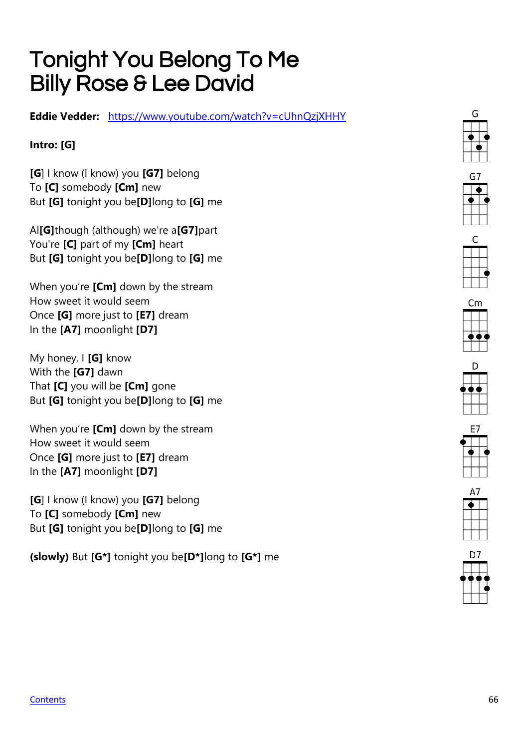# Tonight You Belong To Me
# Billy Rose & Lee David

**Eddie Vedder:** [https://www.youtube.com/watch?v=cUhnQzjXHHY](https://www.youtube.com/watch?v=cUhnQzjXHHY)

**Intro: [G]**

**[G]** I know (I know) you **[G7]** belong
To **[C]** somebody **[Cm]** new
But **[G]** tonight you be**[D]**long to **[G]** me

Al**[G]**though (although) we're a**[G7]**part
You're **[C]** part of my **[Cm]** heart
But **[G]** tonight you be**[D]**long to **[G]** me

When you're **[Cm]** down by the stream
How sweet it would seem
Once **[G]** more just to **[E7]** dream
In the **[A7]** moonlight **[D7]**

My honey, I **[G]** know
With the **[G7]** dawn
That **[C]** you will be **[Cm]** gone
But **[G]** tonight you be**[D]**long to **[G]** me

When you're **[Cm]** down by the stream
How sweet it would seem
Once **[G]** more just to **[E7]** dream
In the **[A7]** moonlight **[D7]**

**[G]** I know (I know) you **[G7]** belong
To **[C]** somebody **[Cm]** new
But **[G]** tonight you be**[D]**long to **[G]** me

**(slowly)** But **[G*]** tonight you be**[D*]**long to **[G*]** me

G G7 C Cm D E7 A7 D7

[Contents]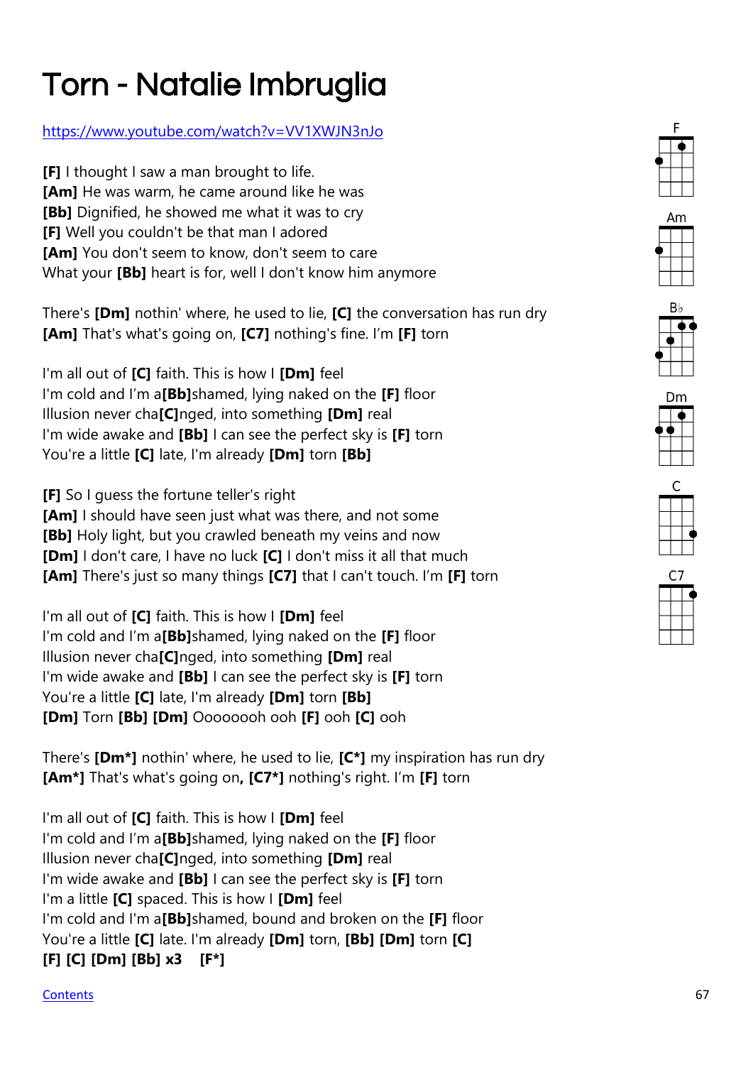# Torn - Natalie Imbruglia

https://www.youtube.com/watch?v=VV1XWJN3nJo

**[F]** I thought I saw a man brought to life.
**[Am]** He was warm, he came around like he was
**[Bb]** Dignified, he showed me what it was to cry
**[F]** Well you couldn't be that man I adored
**[Am]** You don't seem to know, don't seem to care
What your **[Bb]** heart is for, well I don't know him anymore

There's **[Dm]** nothin' where, he used to lie, **[C]** the conversation has run dry
**[Am]** That's what's going on, **[C7]** nothing's fine. I'm **[F]** torn

I'm all out of **[C]** faith. This is how I **[Dm]** feel
I'm cold and I'm a**[Bb]**shamed, lying naked on the **[F]** floor
Illusion never cha**[C]**nged, into something **[Dm]** real
I'm wide awake and **[Bb]** I can see the perfect sky is **[F]** torn
You're a little **[C]** late, I'm already **[Dm]** torn **[Bb]**

**[F]** So I guess the fortune teller's right
**[Am]** I should have seen just what was there, and not some
**[Bb]** Holy light, but you crawled beneath my veins and now
**[Dm]** I don't care, I have no luck **[C]** I don't miss it all that much
**[Am]** There's just so many things **[C7]** that I can't touch. I'm **[F]** torn

I'm all out of **[C]** faith. This is how I **[Dm]** feel
I'm cold and I'm a**[Bb]**shamed, lying naked on the **[F]** floor
Illusion never cha**[C]**nged, into something **[Dm]** real
I'm wide awake and **[Bb]** I can see the perfect sky is **[F]** torn
You're a little **[C]** late, I'm already **[Dm]** torn **[Bb]**
**[Dm]** Torn **[Bb]** **[Dm]** Oooooooh ooh **[F]** ooh **[C]** ooh

There's **[Dm*]** nothin' where, he used to lie, **[C*]** my inspiration has run dry
**[Am*]** That's what's going on**,** **[C7*]** nothing's right. I'm **[F]** torn

I'm all out of **[C]** faith. This is how I **[Dm]** feel
I'm cold and I'm a**[Bb]**shamed, lying naked on the **[F]** floor
Illusion never cha**[C]**nged, into something **[Dm]** real
I'm wide awake and **[Bb]** I can see the perfect sky is **[F]** torn
I'm a little **[C]** spaced. This is how I **[Dm]** feel
I'm cold and I'm a**[Bb]**shamed, bound and broken on the **[F]** floor
You're a little **[C]** late. I'm already **[Dm]** torn, **[Bb]** **[Dm]** torn **[C]**
**[F] [C] [Dm] [Bb] x3 [F*]**

F

Am

B♭

Dm

C

C7

Contents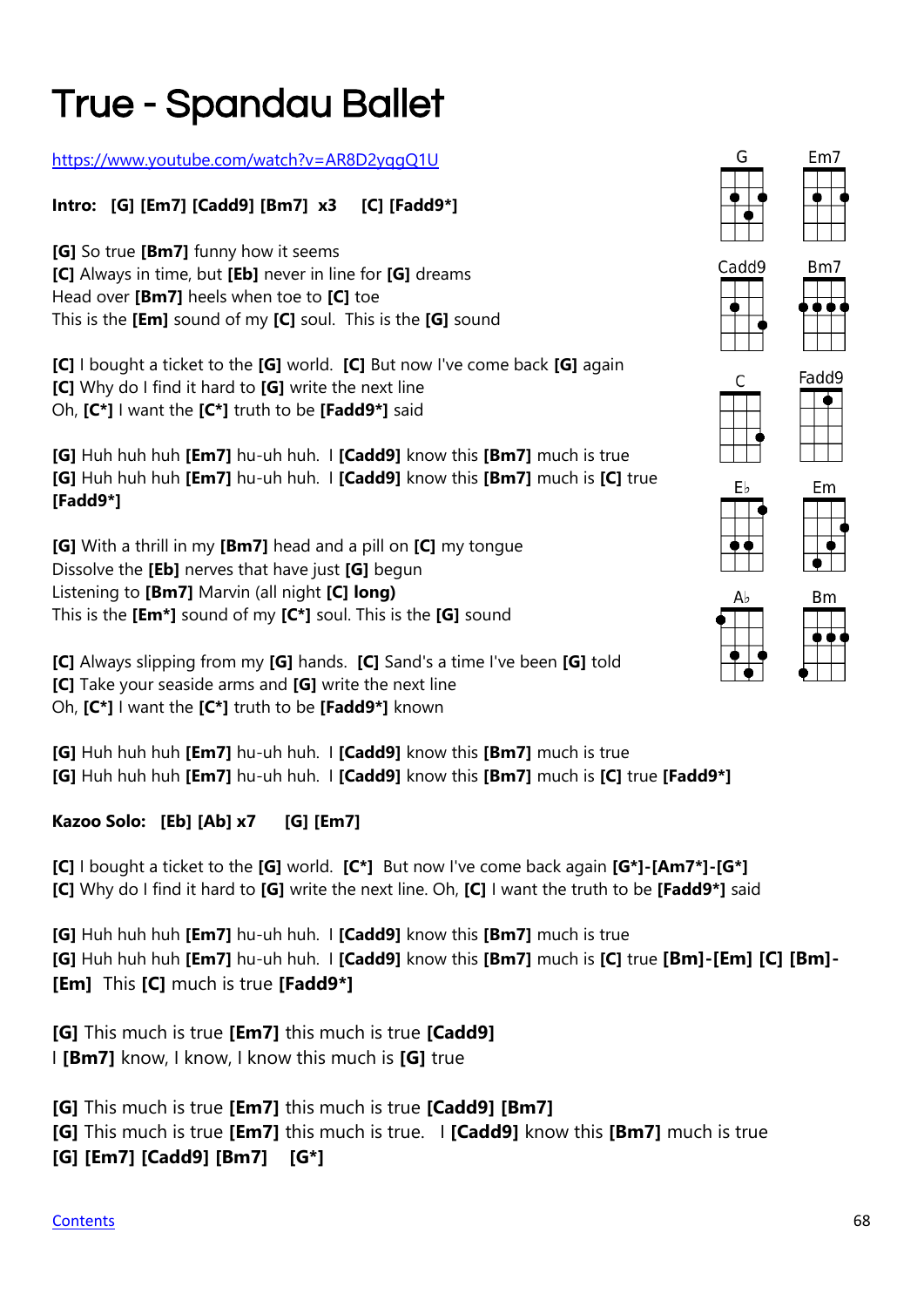# True - Spandau Ballet

https://www.youtube.com/watch?v=AR8D2yqgQ1U

**Intro: [G] [Em7] [Cadd9] [Bm7] x3 [C] [Fadd9*]**

**[G]** So true **[Bm7]** funny how it seems
**[C]** Always in time, but **[Eb]** never in line for **[G]** dreams
Head over **[Bm7]** heels when toe to **[C]** toe
This is the **[Em]** sound of my **[C]** soul. This is the **[G]** sound

**[C]** I bought a ticket to the **[G]** world. **[C]** But now I've come back **[G]** again
**[C]** Why do I find it hard to **[G]** write the next line
Oh, **[C*]** I want the **[C*]** truth to be **[Fadd9*]** said

**[G]** Huh huh huh **[Em7]** hu-uh huh. I **[Cadd9]** know this **[Bm7]** much is true
**[G]** Huh huh huh **[Em7]** hu-uh huh. I **[Cadd9]** know this **[Bm7]** much is **[C]** true
**[Fadd9*]**

**[G]** With a thrill in my **[Bm7]** head and a pill on **[C]** my tongue
Dissolve the **[Eb]** nerves that have just **[G]** begun
Listening to **[Bm7]** Marvin (all night **[C] long)**
This is the **[Em*]** sound of my **[C*]** soul. This is the **[G]** sound

**[C]** Always slipping from my **[G]** hands. **[C]** Sand's a time I've been **[G]** told
**[C]** Take your seaside arms and **[G]** write the next line
Oh, **[C*]** I want the **[C*]** truth to be **[Fadd9*]** known

**[G]** Huh huh huh **[Em7]** hu-uh huh. I **[Cadd9]** know this **[Bm7]** much is true
**[G]** Huh huh huh **[Em7]** hu-uh huh. I **[Cadd9]** know this **[Bm7]** much is **[C]** true **[Fadd9*]**

**Kazoo Solo: [Eb] [Ab] x7 [G] [Em7]**

**[C]** I bought a ticket to the **[G]** world. **[C*]** But now I've come back again **[G*]-[Am7*]-[G*]**
**[C]** Why do I find it hard to **[G]** write the next line. Oh, **[C]** I want the truth to be **[Fadd9*]** said

**[G]** Huh huh huh **[Em7]** hu-uh huh. I **[Cadd9]** know this **[Bm7]** much is true
**[G]** Huh huh huh **[Em7]** hu-uh huh. I **[Cadd9]** know this **[Bm7]** much is **[C]** true **[Bm]-[Em] [C] [Bm]-[Em]** This **[C]** much is true **[Fadd9*]**

**[G]** This much is true **[Em7]** this much is true **[Cadd9]**
I **[Bm7]** know, I know, I know this much is **[G]** true

**[G]** This much is true **[Em7]** this much is true **[Cadd9] [Bm7]**
**[G]** This much is true **[Em7]** this much is true. I **[Cadd9]** know this **[Bm7]** much is true
**[G] [Em7] [Cadd9] [Bm7] [G*]**

G | Em7 | Cadd9 | Bm7 | C | Fadd9 | E♭ | Em | A♭ | Bm

Contents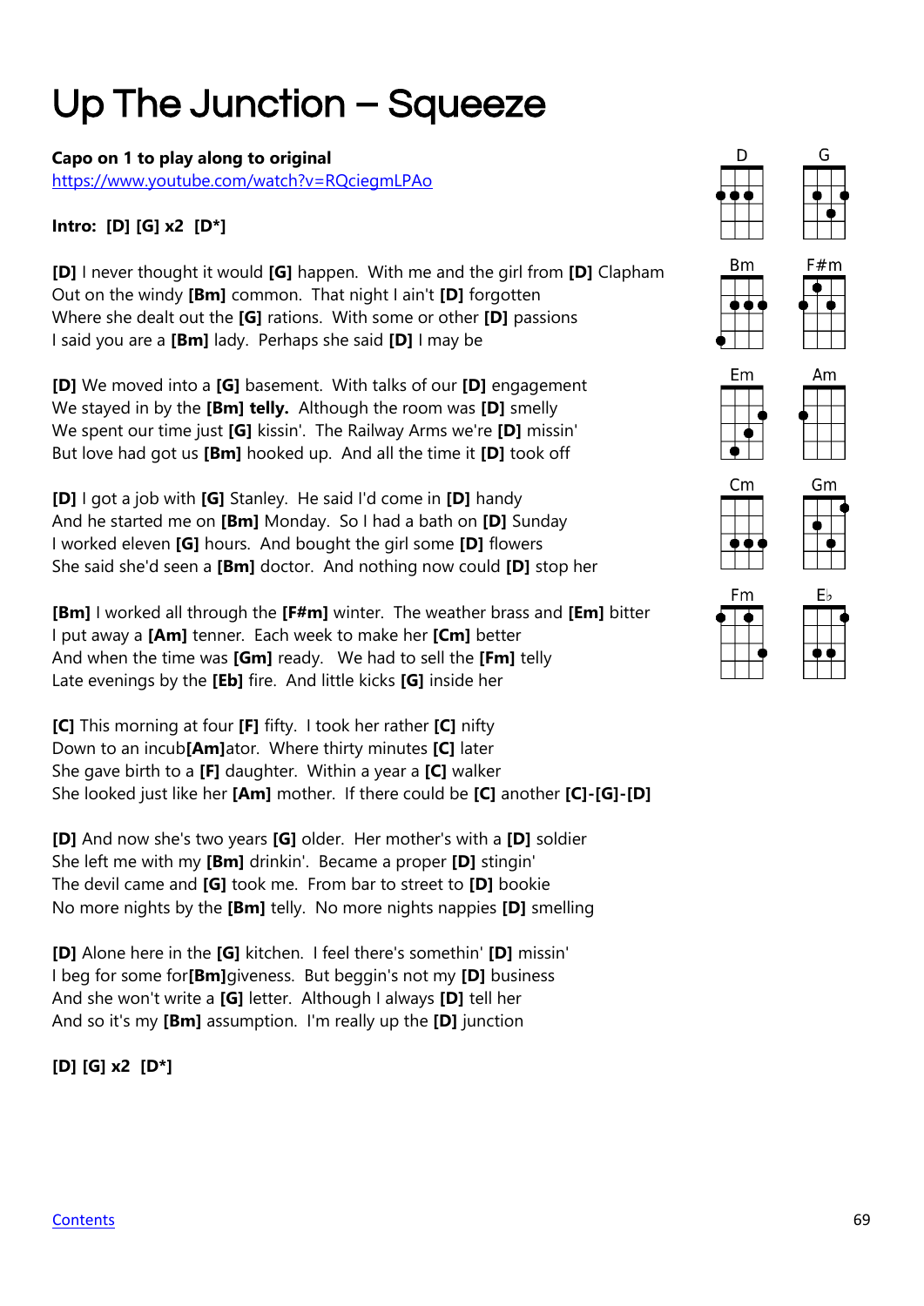# Up The Junction – Squeeze

**Capo on 1 to play along to original**
https://www.youtube.com/watch?v=RQciegmLPAo

**Intro: [D] [G] x2 [D*]**

**[D]** I never thought it would **[G]** happen. With me and the girl from **[D]** Clapham
Out on the windy **[Bm]** common. That night I ain't **[D]** forgotten
Where she dealt out the **[G]** rations. With some or other **[D]** passions
I said you are a **[Bm]** lady. Perhaps she said **[D]** I may be

**[D]** We moved into a **[G]** basement. With talks of our **[D]** engagement
We stayed in by the **[Bm]** **telly.** Although the room was **[D]** smelly
We spent our time just **[G]** kissin'. The Railway Arms we're **[D]** missin'
But love had got us **[Bm]** hooked up. And all the time it **[D]** took off

**[D]** I got a job with **[G]** Stanley. He said I'd come in **[D]** handy
And he started me on **[Bm]** Monday. So I had a bath on **[D]** Sunday
I worked eleven **[G]** hours. And bought the girl some **[D]** flowers
She said she'd seen a **[Bm]** doctor. And nothing now could **[D]** stop her

**[Bm]** I worked all through the **[F#m]** winter. The weather brass and **[Em]** bitter
I put away a **[Am]** tenner. Each week to make her **[Cm]** better
And when the time was **[Gm]** ready. We had to sell the **[Fm]** telly
Late evenings by the **[Eb]** fire. And little kicks **[G]** inside her

**[C]** This morning at four **[F]** fifty. I took her rather **[C]** nifty
Down to an incub**[Am]**ator. Where thirty minutes **[C]** later
She gave birth to a **[F]** daughter. Within a year a **[C]** walker
She looked just like her **[Am]** mother. If there could be **[C]** another **[C]-[G]-[D]**

**[D]** And now she's two years **[G]** older. Her mother's with a **[D]** soldier
She left me with my **[Bm]** drinkin'. Became a proper **[D]** stingin'
The devil came and **[G]** took me. From bar to street to **[D]** bookie
No more nights by the **[Bm]** telly. No more nights nappies **[D]** smelling

**[D]** Alone here in the **[G]** kitchen. I feel there's somethin' **[D]** missin'
I beg for some for**[Bm]**giveness. But beggin's not my **[D]** business
And she won't write a **[G]** letter. Although I always **[D]** tell her
And so it's my **[Bm]** assumption. I'm really up the **[D]** junction

**[D] [G] x2 [D*]**

D G Bm F#m Em Am Cm Gm Fm E♭

Contents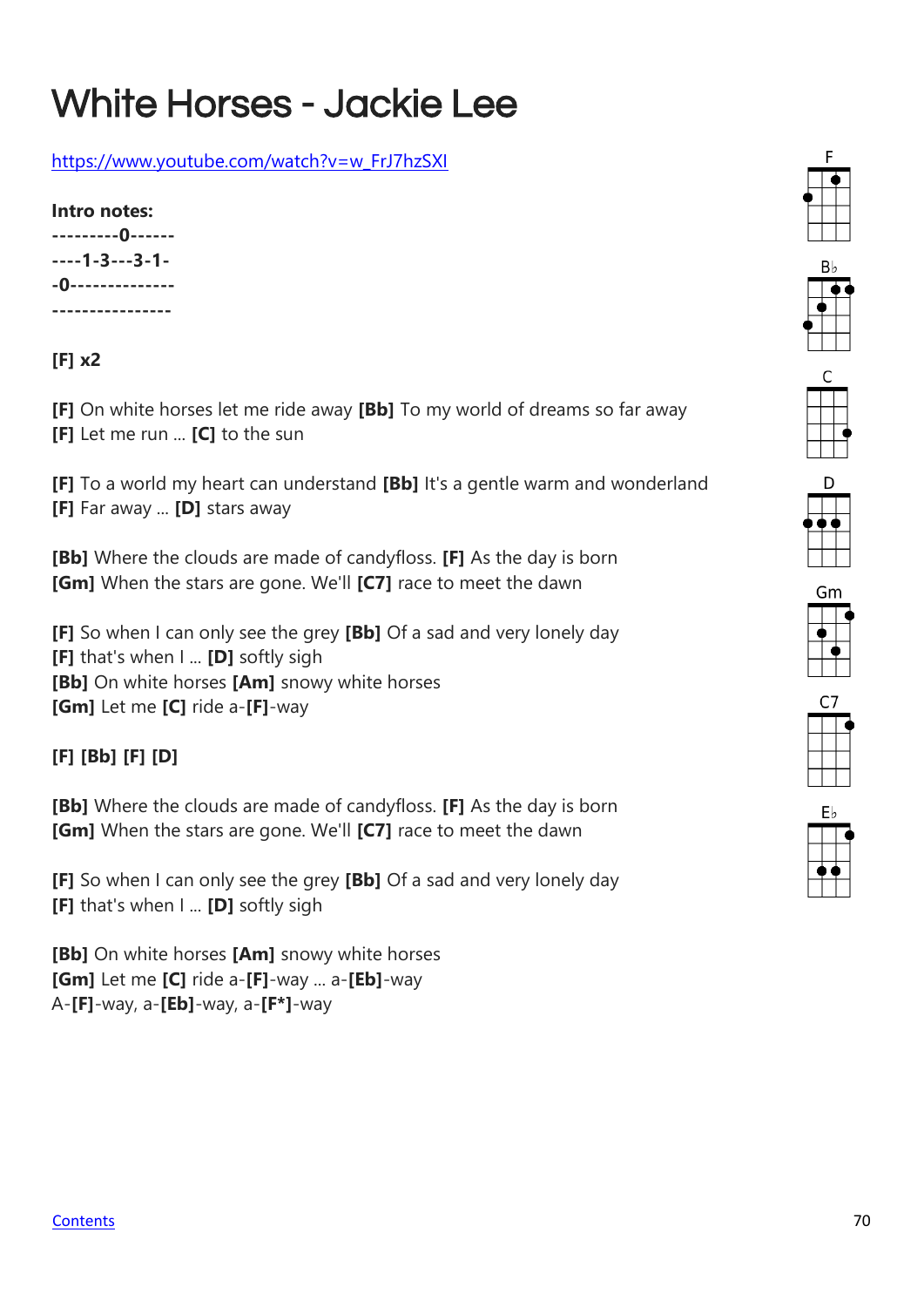# White Horses - Jackie Lee

https://www.youtube.com/watch?v=w_FrJ7hzSXI

**Intro notes:**

**---------0------**
**----1-3---3-1-**
**-0-------------**
**----------------**

**[F] x2**

**[F]** On white horses let me ride away **[Bb]** To my world of dreams so far away
**[F]** Let me run ... **[C]** to the sun

**[F]** To a world my heart can understand **[Bb]** It's a gentle warm and wonderland
**[F]** Far away ... **[D]** stars away

**[Bb]** Where the clouds are made of candyfloss. **[F]** As the day is born
**[Gm]** When the stars are gone. We'll **[C7]** race to meet the dawn

**[F]** So when I can only see the grey **[Bb]** Of a sad and very lonely day
**[F]** that's when I ... **[D]** softly sigh
**[Bb]** On white horses **[Am]** snowy white horses
**[Gm]** Let me **[C]** ride a-**[F]**-way

**[F] [Bb] [F] [D]**

**[Bb]** Where the clouds are made of candyfloss. **[F]** As the day is born
**[Gm]** When the stars are gone. We'll **[C7]** race to meet the dawn

**[F]** So when I can only see the grey **[Bb]** Of a sad and very lonely day
**[F]** that's when I ... **[D]** softly sigh

**[Bb]** On white horses **[Am]** snowy white horses
**[Gm]** Let me **[C]** ride a-**[F]**-way ... a-**[Eb]**-way
A-**[F]**-way, a-**[Eb]**-way, a-**[F*]**-way

F Bb C D Gm C7 Eb

Contents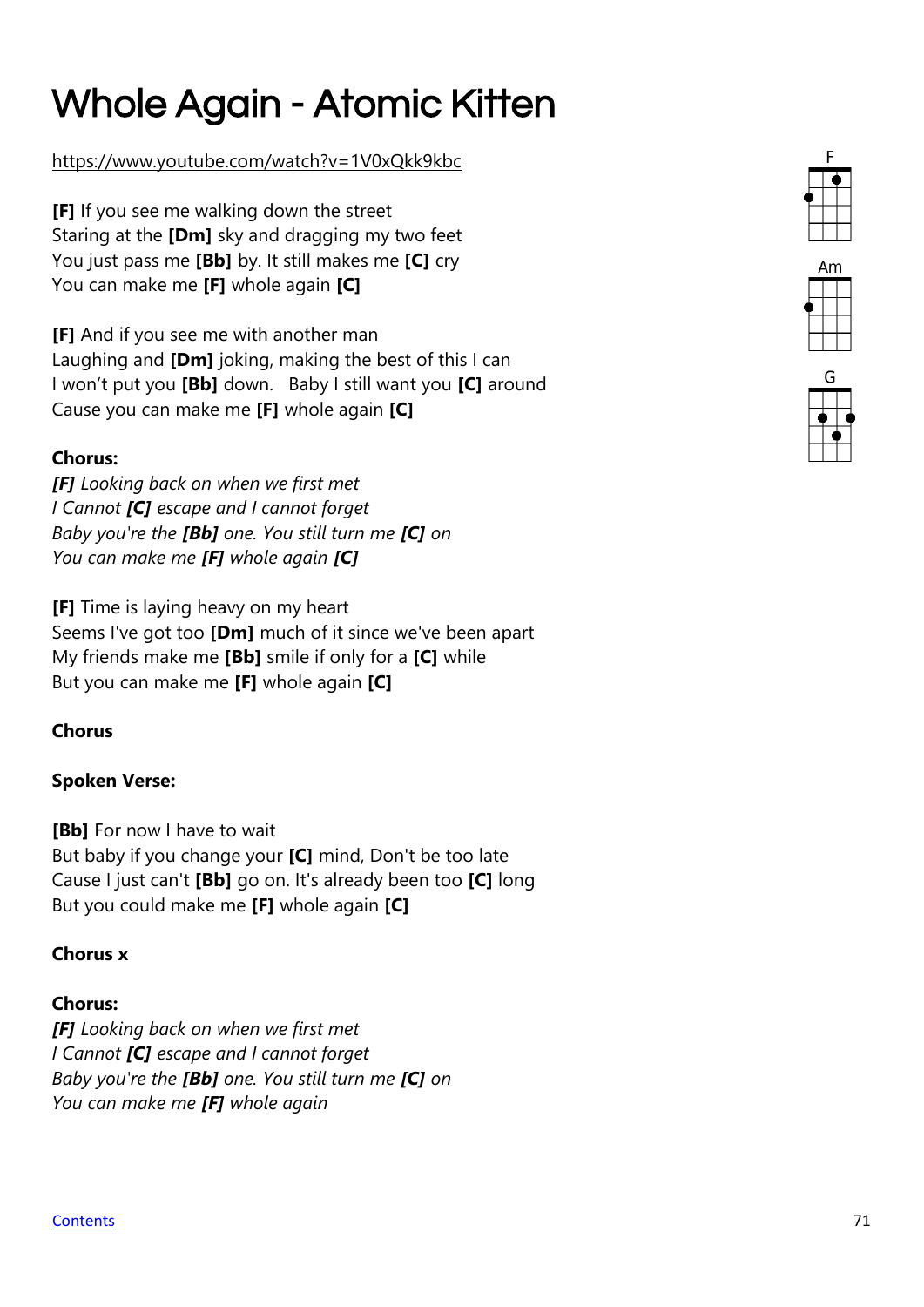# Whole Again - Atomic Kitten

https://www.youtube.com/watch?v=1V0xQkk9kbc

F

Am

G

**[F]** If you see me walking down the street
Staring at the **[Dm]** sky and dragging my two feet
You just pass me **[Bb]** by. It still makes me **[C]** cry
You can make me **[F]** whole again **[C]**

**[F]** And if you see me with another man
Laughing and **[Dm]** joking, making the best of this I can
I won't put you **[Bb]** down.   Baby I still want you **[C]** around
Cause you can make me **[F]** whole again **[C]**

**Chorus:**
***[F]*** *Looking back on when we first met*
*I Cannot* ***[C]*** *escape and I cannot forget*
*Baby you're the* ***[Bb]*** *one. You still turn me* ***[C]*** *on*
*You can make me* ***[F]*** *whole again* ***[C]***

**[F]** Time is laying heavy on my heart
Seems I've got too **[Dm]** much of it since we've been apart
My friends make me **[Bb]** smile if only for a **[C]** while
But you can make me **[F]** whole again **[C]**

**Chorus**

**Spoken Verse:**

**[Bb]** For now I have to wait
But baby if you change your **[C]** mind, Don't be too late
Cause I just can't **[Bb]** go on. It's already been too **[C]** long
But you could make me **[F]** whole again **[C]**

**Chorus x**

**Chorus:**
***[F]*** *Looking back on when we first met*
*I Cannot* ***[C]*** *escape and I cannot forget*
*Baby you're the* ***[Bb]*** *one. You still turn me* ***[C]*** *on*
*You can make me* ***[F]*** *whole again*

Contents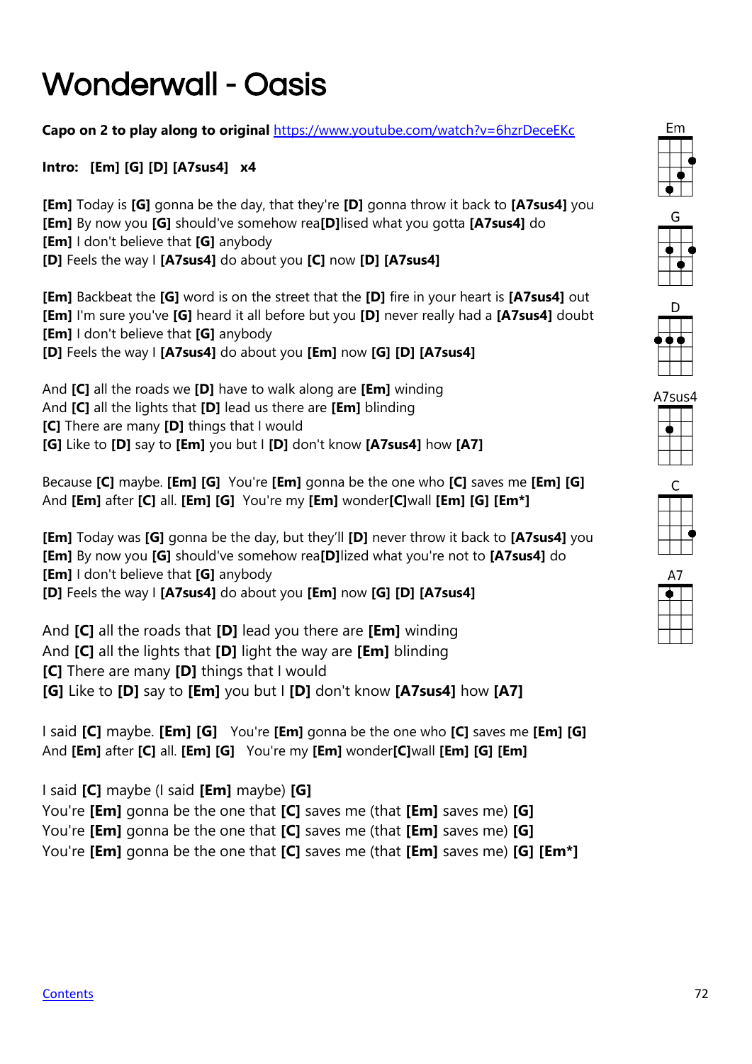# Wonderwall - Oasis

**Capo on 2 to play along to original** https://www.youtube.com/watch?v=6hzrDeceEKc

**Intro: [Em] [G] [D] [A7sus4] x4**

**[Em]** Today is **[G]** gonna be the day, that they're **[D]** gonna throw it back to **[A7sus4]** you
**[Em]** By now you **[G]** should've somehow rea**[D]**lised what you gotta **[A7sus4]** do
**[Em]** I don't believe that **[G]** anybody
**[D]** Feels the way I **[A7sus4]** do about you **[C]** now **[D] [A7sus4]**

**[Em]** Backbeat the **[G]** word is on the street that the **[D]** fire in your heart is **[A7sus4]** out
**[Em]** I'm sure you've **[G]** heard it all before but you **[D]** never really had a **[A7sus4]** doubt
**[Em]** I don't believe that **[G]** anybody
**[D]** Feels the way I **[A7sus4]** do about you **[Em]** now **[G] [D] [A7sus4]**

And **[C]** all the roads we **[D]** have to walk along are **[Em]** winding
And **[C]** all the lights that **[D]** lead us there are **[Em]** blinding
**[C]** There are many **[D]** things that I would
**[G]** Like to **[D]** say to **[Em]** you but I **[D]** don't know **[A7sus4]** how **[A7]**

Because **[C]** maybe. **[Em] [G]** You're **[Em]** gonna be the one who **[C]** saves me **[Em] [G]**
And **[Em]** after **[C]** all. **[Em] [G]** You're my **[Em]** wonder**[C]**wall **[Em] [G] [Em*]**

**[Em]** Today was **[G]** gonna be the day, but they'll **[D]** never throw it back to **[A7sus4]** you
**[Em]** By now you **[G]** should've somehow rea**[D]**lized what you're not to **[A7sus4]** do
**[Em]** I don't believe that **[G]** anybody
**[D]** Feels the way I **[A7sus4]** do about you **[Em]** now **[G] [D] [A7sus4]**

And **[C]** all the roads that **[D]** lead you there are **[Em]** winding
And **[C]** all the lights that **[D]** light the way are **[Em]** blinding
**[C]** There are many **[D]** things that I would
**[G]** Like to **[D]** say to **[Em]** you but I **[D]** don't know **[A7sus4]** how **[A7]**

I said **[C]** maybe. **[Em] [G]** You're **[Em]** gonna be the one who **[C]** saves me **[Em] [G]**
And **[Em]** after **[C]** all. **[Em] [G]** You're my **[Em]** wonder**[C]**wall **[Em] [G] [Em]**

I said **[C]** maybe (I said **[Em]** maybe) **[G]**
You're **[Em]** gonna be the one that **[C]** saves me (that **[Em]** saves me) **[G]**
You're **[Em]** gonna be the one that **[C]** saves me (that **[Em]** saves me) **[G]**
You're **[Em]** gonna be the one that **[C]** saves me (that **[Em]** saves me) **[G] [Em*]**

Em

G

D

A7sus4

C

A7

Contents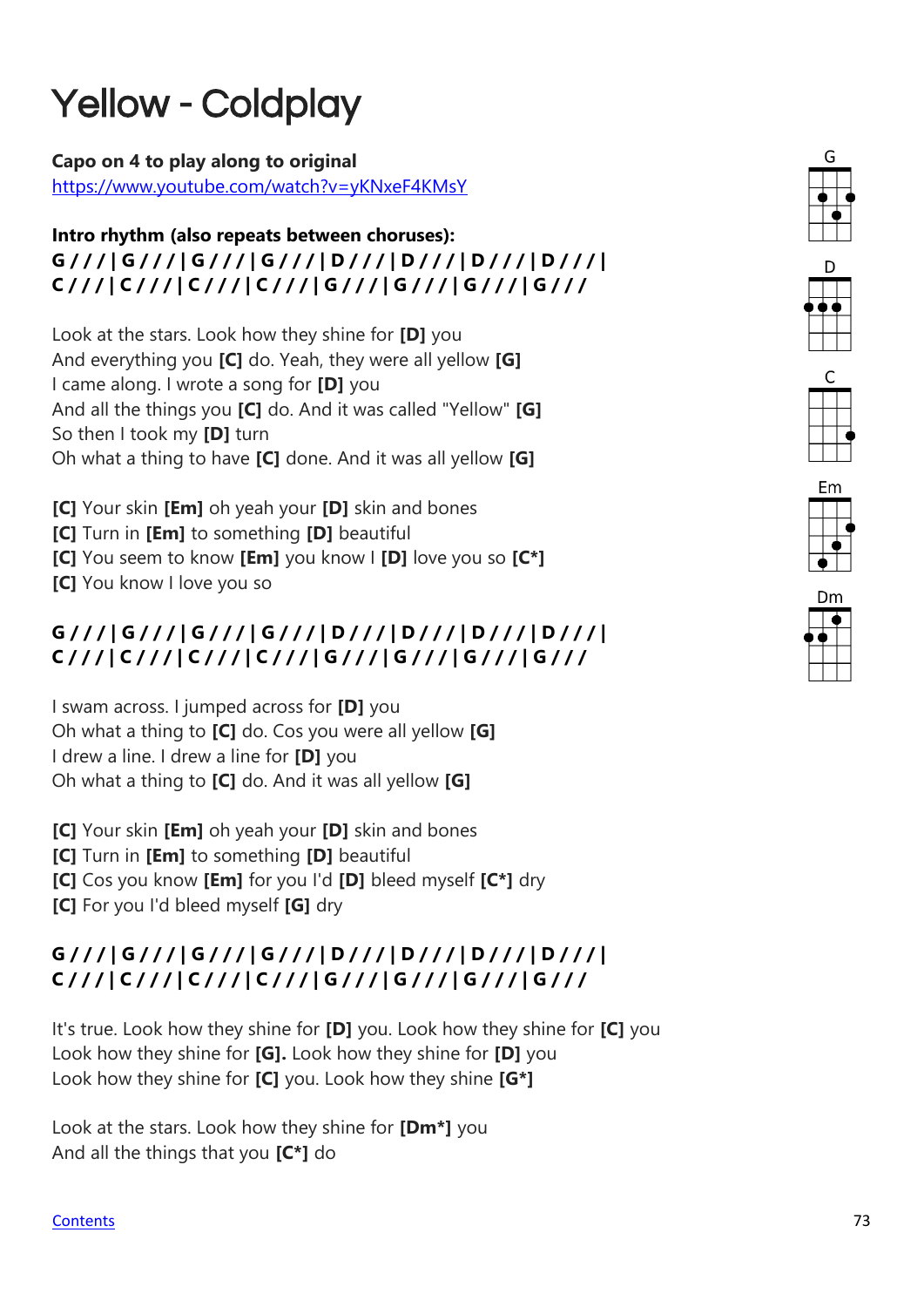# Yellow - Coldplay

**Capo on 4 to play along to original**
https://www.youtube.com/watch?v=yKNxeF4KMsY

**Intro rhythm (also repeats between choruses):**
**G / / / | G / / / | G / / / | G / / / | D / / / | D / / / | D / / / | D / / / |**
**C / / / | C / / / | C / / / | C / / / | G / / / | G / / / | G / / / | G / / /**

Look at the stars. Look how they shine for **[D]** you
And everything you **[C]** do. Yeah, they were all yellow **[G]**
I came along. I wrote a song for **[D]** you
And all the things you **[C]** do. And it was called "Yellow" **[G]**
So then I took my **[D]** turn
Oh what a thing to have **[C]** done. And it was all yellow **[G]**

**[C]** Your skin **[Em]** oh yeah your **[D]** skin and bones
**[C]** Turn in **[Em]** to something **[D]** beautiful
**[C]** You seem to know **[Em]** you know I **[D]** love you so **[C*]**
**[C]** You know I love you so

**G / / / | G / / / | G / / / | G / / / | D / / / | D / / / | D / / / | D / / / |**
**C / / / | C / / / | C / / / | C / / / | G / / / | G / / / | G / / / | G / / /**

I swam across. I jumped across for **[D]** you
Oh what a thing to **[C]** do. Cos you were all yellow **[G]**
I drew a line. I drew a line for **[D]** you
Oh what a thing to **[C]** do. And it was all yellow **[G]**

**[C]** Your skin **[Em]** oh yeah your **[D]** skin and bones
**[C]** Turn in **[Em]** to something **[D]** beautiful
**[C]** Cos you know **[Em]** for you I'd **[D]** bleed myself **[C*]** dry
**[C]** For you I'd bleed myself **[G]** dry

**G / / / | G / / / | G / / / | G / / / | D / / / | D / / / | D / / / | D / / / |**
**C / / / | C / / / | C / / / | C / / / | G / / / | G / / / | G / / / | G / / /**

It's true. Look how they shine for **[D]** you. Look how they shine for **[C]** you
Look how they shine for **[G].** Look how they shine for **[D]** you
Look how they shine for **[C]** you. Look how they shine **[G*]**

Look at the stars. Look how they shine for **[Dm*]** you
And all the things that you **[C*]** do

G

D

C

Em

Dm

Contents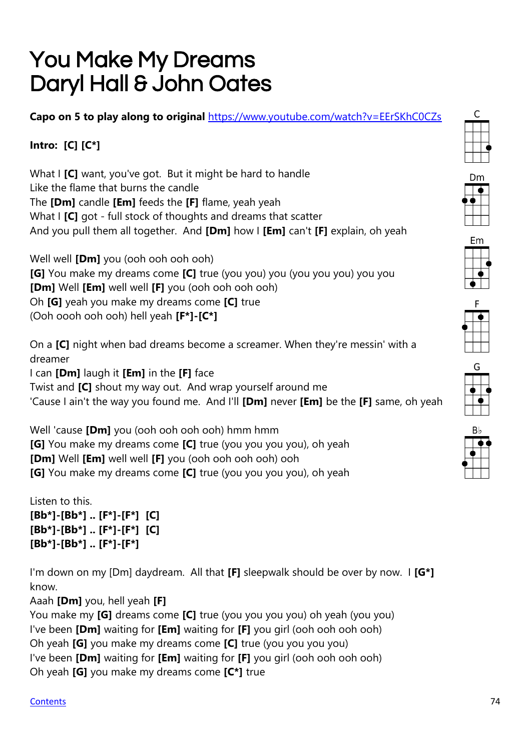# You Make My Dreams
# Daryl Hall & John Oates

**Capo on 5 to play along to original** https://www.youtube.com/watch?v=EErSKhC0CZs

**Intro: [C] [C*]**

What I **[C]** want, you've got. But it might be hard to handle
Like the flame that burns the candle
The **[Dm]** candle **[Em]** feeds the **[F]** flame, yeah yeah
What I **[C]** got - full stock of thoughts and dreams that scatter
And you pull them all together. And **[Dm]** how I **[Em]** can't **[F]** explain, oh yeah

Well well **[Dm]** you (ooh ooh ooh ooh)
**[G]** You make my dreams come **[C]** true (you you) you (you you you) you you
**[Dm]** Well **[Em]** well well **[F]** you (ooh ooh ooh ooh)
Oh **[G]** yeah you make my dreams come **[C]** true
(Ooh oooh ooh ooh) hell yeah **[F*]-[C*]**

On a **[C]** night when bad dreams become a screamer. When they're messin' with a dreamer
I can **[Dm]** laugh it **[Em]** in the **[F]** face
Twist and **[C]** shout my way out. And wrap yourself around me
'Cause I ain't the way you found me. And I'll **[Dm]** never **[Em]** be the **[F]** same, oh yeah

Well 'cause **[Dm]** you (ooh ooh ooh ooh) hmm hmm
**[G]** You make my dreams come **[C]** true (you you you you), oh yeah
**[Dm]** Well **[Em]** well well **[F]** you (ooh ooh ooh ooh) ooh
**[G]** You make my dreams come **[C]** true (you you you you), oh yeah

Listen to this.
**[Bb*]-[Bb*] .. [F*]-[F*] [C]**
**[Bb*]-[Bb*] .. [F*]-[F*] [C]**
**[Bb*]-[Bb*] .. [F*]-[F*]**

I'm down on my [Dm] daydream. All that **[F]** sleepwalk should be over by now. I **[G*]** know.
Aaah **[Dm]** you, hell yeah **[F]**
You make my **[G]** dreams come **[C]** true (you you you you) oh yeah (you you)
I've been **[Dm]** waiting for **[Em]** waiting for **[F]** you girl (ooh ooh ooh ooh)
Oh yeah **[G]** you make my dreams come **[C]** true (you you you you)
I've been **[Dm]** waiting for **[Em]** waiting for **[F]** you girl (ooh ooh ooh ooh)
Oh yeah **[G]** you make my dreams come **[C*]** true

C Dm Em F G B♭

Contents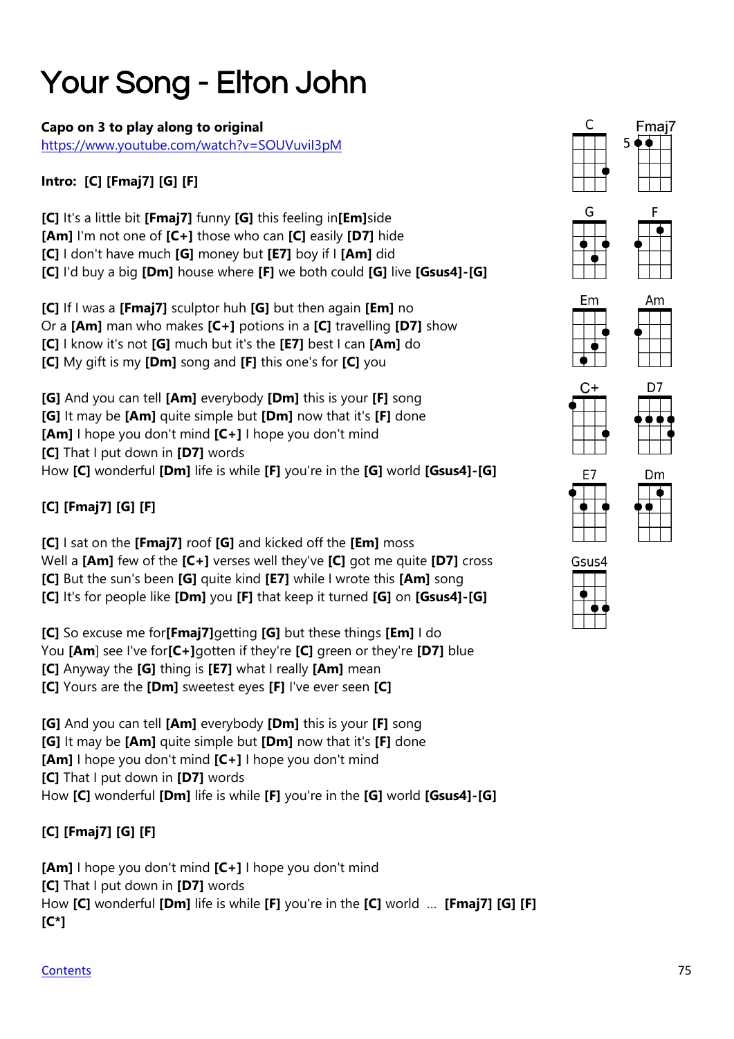# Your Song - Elton John

**Capo on 3 to play along to original**
https://www.youtube.com/watch?v=SOUVuvil3pM

**Intro: [C] [Fmaj7] [G] [F]**

**[C]** It's a little bit **[Fmaj7]** funny **[G]** this feeling in**[Em]**side
**[Am]** I'm not one of **[C+]** those who can **[C]** easily **[D7]** hide
**[C]** I don't have much **[G]** money but **[E7]** boy if I **[Am]** did
**[C]** I'd buy a big **[Dm]** house where **[F]** we both could **[G]** live **[Gsus4]-[G]**

**[C]** If I was a **[Fmaj7]** sculptor huh **[G]** but then again **[Em]** no
Or a **[Am]** man who makes **[C+]** potions in a **[C]** travelling **[D7]** show
**[C]** I know it's not **[G]** much but it's the **[E7]** best I can **[Am]** do
**[C]** My gift is my **[Dm]** song and **[F]** this one's for **[C]** you

**[G]** And you can tell **[Am]** everybody **[Dm]** this is your **[F]** song
**[G]** It may be **[Am]** quite simple but **[Dm]** now that it's **[F]** done
**[Am]** I hope you don't mind **[C+]** I hope you don't mind
**[C]** That I put down in **[D7]** words
How **[C]** wonderful **[Dm]** life is while **[F]** you're in the **[G]** world **[Gsus4]-[G]**

**[C] [Fmaj7] [G] [F]**

**[C]** I sat on the **[Fmaj7]** roof **[G]** and kicked off the **[Em]** moss
Well a **[Am]** few of the **[C+]** verses well they've **[C]** got me quite **[D7]** cross
**[C]** But the sun's been **[G]** quite kind **[E7]** while I wrote this **[Am]** song
**[C]** It's for people like **[Dm]** you **[F]** that keep it turned **[G]** on **[Gsus4]-[G]**

**[C]** So excuse me for**[Fmaj7]**getting **[G]** but these things **[Em]** I do
You **[Am]** see I've for**[C+]**gotten if they're **[C]** green or they're **[D7]** blue
**[C]** Anyway the **[G]** thing is **[E7]** what I really **[Am]** mean
**[C]** Yours are the **[Dm]** sweetest eyes **[F]** I've ever seen **[C]**

**[G]** And you can tell **[Am]** everybody **[Dm]** this is your **[F]** song
**[G]** It may be **[Am]** quite simple but **[Dm]** now that it's **[F]** done
**[Am]** I hope you don't mind **[C+]** I hope you don't mind
**[C]** That I put down in **[D7]** words
How **[C]** wonderful **[Dm]** life is while **[F]** you're in the **[G]** world **[Gsus4]-[G]**

**[C] [Fmaj7] [G] [F]**

**[Am]** I hope you don't mind **[C+]** I hope you don't mind
**[C]** That I put down in **[D7]** words
How **[C]** wonderful **[Dm]** life is while **[F]** you're in the **[C]** world ... **[Fmaj7] [G] [F]**
**[C*]**

C Fmaj7 G F Em Am C+ D7 E7 Dm Gsus4

Contents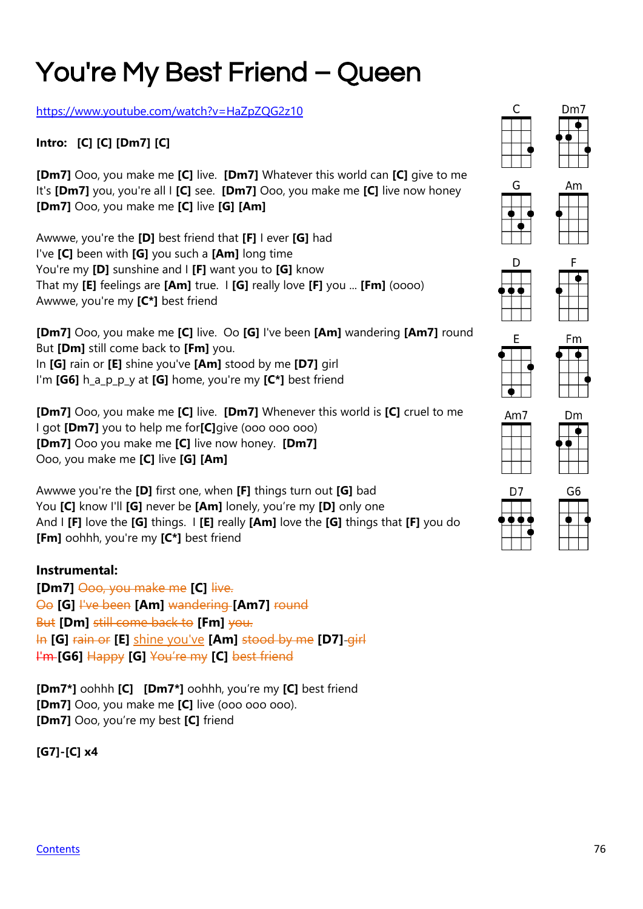# You're My Best Friend – Queen

https://www.youtube.com/watch?v=HaZpZQG2z10

**Intro: [C] [C] [Dm7] [C]**

**[Dm7]** Ooo, you make me **[C]** live. **[Dm7]** Whatever this world can **[C]** give to me
It's **[Dm7]** you, you're all I **[C]** see. **[Dm7]** Ooo, you make me **[C]** live now honey
**[Dm7]** Ooo, you make me **[C]** live **[G] [Am]**

Awwwe, you're the **[D]** best friend that **[F]** I ever **[G]** had
I've **[C]** been with **[G]** you such a **[Am]** long time
You're my **[D]** sunshine and I **[F]** want you to **[G]** know
That my **[E]** feelings are **[Am]** true. I **[G]** really love **[F]** you ... **[Fm]** (oooo)
Awwwe, you're my **[C*]** best friend

**[Dm7]** Ooo, you make me **[C]** live. Oo **[G]** I've been **[Am]** wandering **[Am7]** round
But **[Dm]** still come back to **[Fm]** you.
In **[G]** rain or **[E]** shine you've **[Am]** stood by me **[D7]** girl
I'm **[G6]** h_a_p_p_y at **[G]** home, you're my **[C*]** best friend

**[Dm7]** Ooo, you make me **[C]** live. **[Dm7]** Whenever this world is **[C]** cruel to me
I got **[Dm7]** you to help me for**[C]**give (ooo ooo ooo)
**[Dm7]** Ooo you make me **[C]** live now honey. **[Dm7]**
Ooo, you make me **[C]** live **[G] [Am]**

Awwwe you're the **[D]** first one, when **[F]** things turn out **[G]** bad
You **[C]** know I'll **[G]** never be **[Am]** lonely, you're my **[D]** only one
And I **[F]** love the **[G]** things. I **[E]** really **[Am]** love the **[G]** things that **[F]** you do
**[Fm]** oohhh, you're my **[C*]** best friend

**Instrumental:**
**[Dm7]** ~~Ooo, you make me~~ **[C]** ~~live.~~
~~Oo~~ **[G]** ~~I've been~~ **[Am]** ~~wandering~~ **[Am7]** ~~round~~
~~But~~ **[Dm]** ~~still come back to~~ **[Fm]** ~~you.~~
~~In~~ **[G]** ~~rain or~~ **[E]** shine you've **[Am]** ~~stood by me~~ **[D7]** ~~girl~~
~~I'm~~ **[G6]** ~~Happy~~ **[G]** ~~You're my~~ **[C]** ~~best friend~~

**[Dm7*]** oohhh **[C]** **[Dm7*]** oohhh, you're my **[C]** best friend
**[Dm7]** Ooo, you make me **[C]** live (ooo ooo ooo).
**[Dm7]** Ooo, you're my best **[C]** friend

**[G7]-[C] x4**

C Dm7 G Am D F E Fm Am7 Dm D7 G6

[Contents](#)